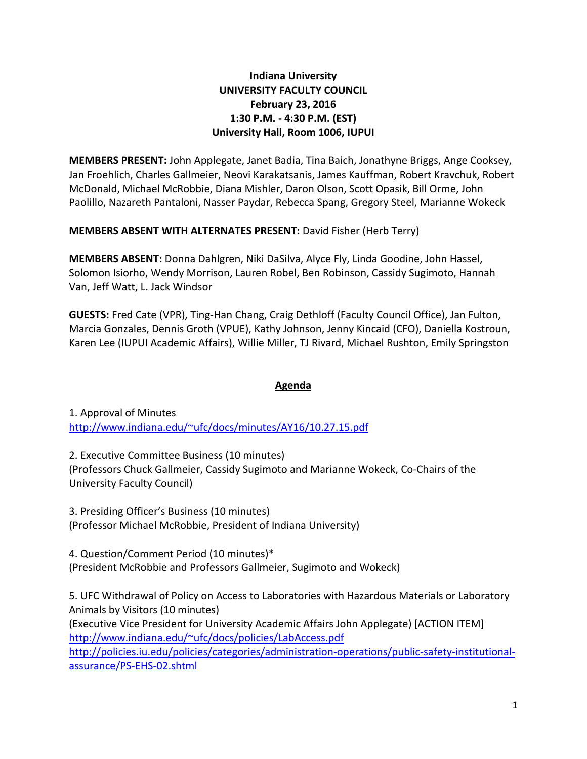**Indiana University**
**UNIVERSITY FACULTY COUNCIL**
**February 23, 2016**
**1:30 P.M. - 4:30 P.M. (EST)**
**University Hall, Room 1006, IUPUI**

**MEMBERS PRESENT:** John Applegate, Janet Badia, Tina Baich, Jonathyne Briggs, Ange Cooksey, Jan Froehlich, Charles Gallmeier, Neovi Karakatsanis, James Kauffman, Robert Kravchuk, Robert McDonald, Michael McRobbie, Diana Mishler, Daron Olson, Scott Opasik, Bill Orme, John Paolillo, Nazareth Pantaloni, Nasser Paydar, Rebecca Spang, Gregory Steel, Marianne Wokeck

**MEMBERS ABSENT WITH ALTERNATES PRESENT:** David Fisher (Herb Terry)

**MEMBERS ABSENT:** Donna Dahlgren, Niki DaSilva, Alyce Fly, Linda Goodine, John Hassel, Solomon Isiorho, Wendy Morrison, Lauren Robel, Ben Robinson, Cassidy Sugimoto, Hannah Van, Jeff Watt, L. Jack Windsor

**GUESTS:** Fred Cate (VPR), Ting-Han Chang, Craig Dethloff (Faculty Council Office), Jan Fulton, Marcia Gonzales, Dennis Groth (VPUE), Kathy Johnson, Jenny Kincaid (CFO), Daniella Kostroun, Karen Lee (IUPUI Academic Affairs), Willie Miller, TJ Rivard, Michael Rushton, Emily Springston

## Agenda

1. Approval of Minutes
http://www.indiana.edu/~ufc/docs/minutes/AY16/10.27.15.pdf

2. Executive Committee Business (10 minutes)
(Professors Chuck Gallmeier, Cassidy Sugimoto and Marianne Wokeck, Co-Chairs of the University Faculty Council)

3. Presiding Officer's Business (10 minutes)
(Professor Michael McRobbie, President of Indiana University)

4. Question/Comment Period (10 minutes)*
(President McRobbie and Professors Gallmeier, Sugimoto and Wokeck)

5. UFC Withdrawal of Policy on Access to Laboratories with Hazardous Materials or Laboratory Animals by Visitors (10 minutes)
(Executive Vice President for University Academic Affairs John Applegate) [ACTION ITEM]
http://www.indiana.edu/~ufc/docs/policies/LabAccess.pdf
http://policies.iu.edu/policies/categories/administration-operations/public-safety-institutional-assurance/PS-EHS-02.shtml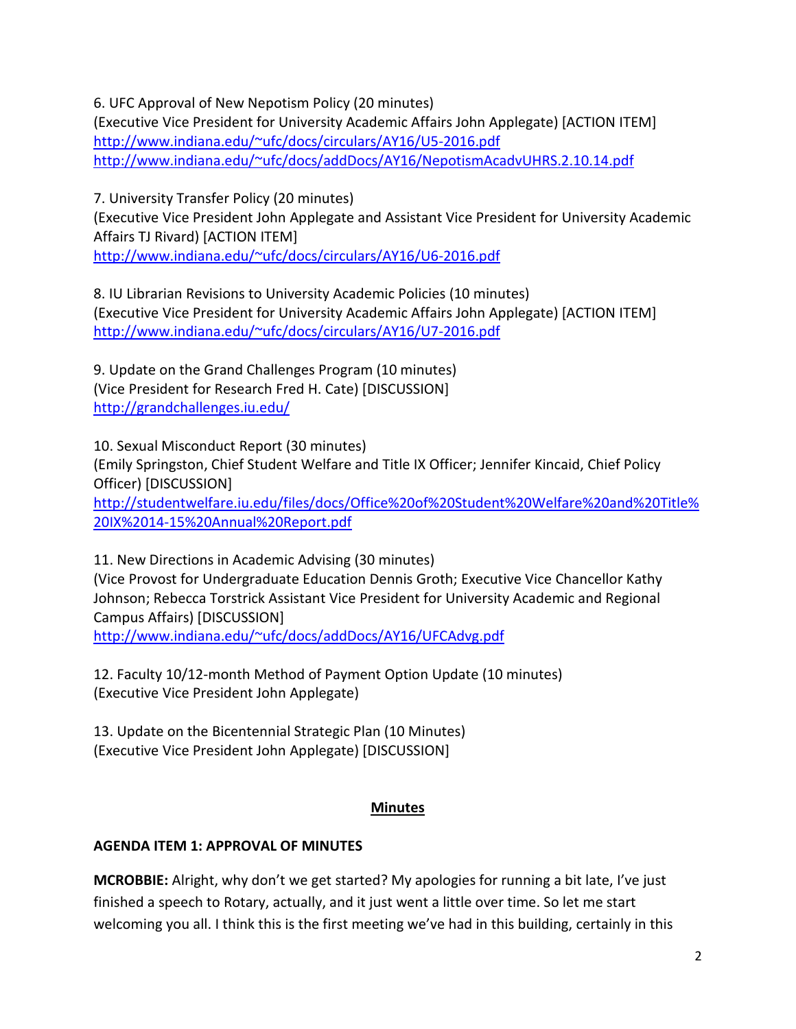6. UFC Approval of New Nepotism Policy (20 minutes)
(Executive Vice President for University Academic Affairs John Applegate) [ACTION ITEM]
http://www.indiana.edu/~ufc/docs/circulars/AY16/U5-2016.pdf
http://www.indiana.edu/~ufc/docs/addDocs/AY16/NepotismAcadvUHRS.2.10.14.pdf

7. University Transfer Policy (20 minutes)
(Executive Vice President John Applegate and Assistant Vice President for University Academic Affairs TJ Rivard) [ACTION ITEM]
http://www.indiana.edu/~ufc/docs/circulars/AY16/U6-2016.pdf

8. IU Librarian Revisions to University Academic Policies (10 minutes)
(Executive Vice President for University Academic Affairs John Applegate) [ACTION ITEM]
http://www.indiana.edu/~ufc/docs/circulars/AY16/U7-2016.pdf

9. Update on the Grand Challenges Program (10 minutes)
(Vice President for Research Fred H. Cate) [DISCUSSION]
http://grandchallenges.iu.edu/

10. Sexual Misconduct Report (30 minutes)
(Emily Springston, Chief Student Welfare and Title IX Officer; Jennifer Kincaid, Chief Policy Officer) [DISCUSSION]
http://studentwelfare.iu.edu/files/docs/Office%20of%20Student%20Welfare%20and%20Title%20IX%2014-15%20Annual%20Report.pdf

11. New Directions in Academic Advising (30 minutes)
(Vice Provost for Undergraduate Education Dennis Groth; Executive Vice Chancellor Kathy Johnson; Rebecca Torstrick Assistant Vice President for University Academic and Regional Campus Affairs) [DISCUSSION]
http://www.indiana.edu/~ufc/docs/addDocs/AY16/UFCAdvg.pdf

12. Faculty 10/12-month Method of Payment Option Update (10 minutes)
(Executive Vice President John Applegate)

13. Update on the Bicentennial Strategic Plan (10 Minutes)
(Executive Vice President John Applegate) [DISCUSSION]

## Minutes

### AGENDA ITEM 1: APPROVAL OF MINUTES

**MCROBBIE:** Alright, why don't we get started? My apologies for running a bit late, I've just finished a speech to Rotary, actually, and it just went a little over time. So let me start welcoming you all. I think this is the first meeting we've had in this building, certainly in this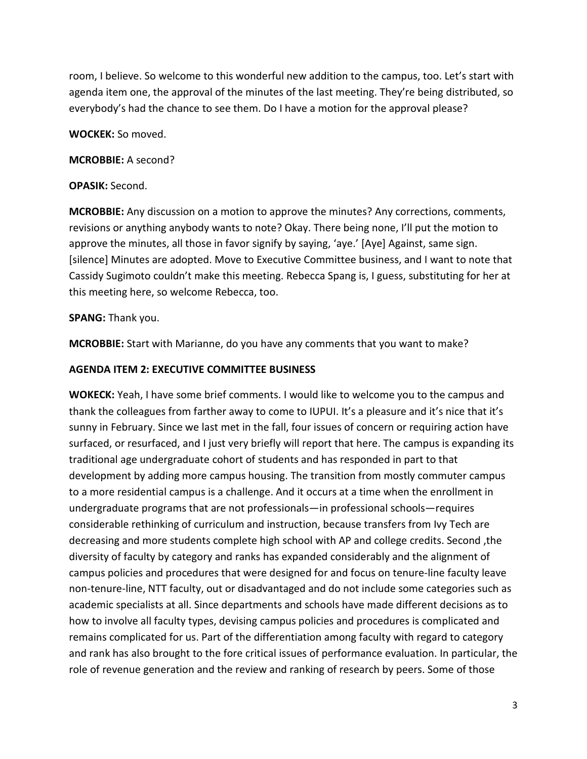room, I believe. So welcome to this wonderful new addition to the campus, too. Let's start with agenda item one, the approval of the minutes of the last meeting. They're being distributed, so everybody's had the chance to see them. Do I have a motion for the approval please?

**WOCKEK:** So moved.

**MCROBBIE:** A second?

**OPASIK:** Second.

**MCROBBIE:** Any discussion on a motion to approve the minutes? Any corrections, comments, revisions or anything anybody wants to note? Okay. There being none, I'll put the motion to approve the minutes, all those in favor signify by saying, 'aye.' [Aye] Against, same sign. [silence] Minutes are adopted. Move to Executive Committee business, and I want to note that Cassidy Sugimoto couldn't make this meeting. Rebecca Spang is, I guess, substituting for her at this meeting here, so welcome Rebecca, too.

**SPANG:** Thank you.

**MCROBBIE:** Start with Marianne, do you have any comments that you want to make?

**AGENDA ITEM 2: EXECUTIVE COMMITTEE BUSINESS**

**WOKECK:** Yeah, I have some brief comments. I would like to welcome you to the campus and thank the colleagues from farther away to come to IUPUI. It's a pleasure and it's nice that it's sunny in February. Since we last met in the fall, four issues of concern or requiring action have surfaced, or resurfaced, and I just very briefly will report that here. The campus is expanding its traditional age undergraduate cohort of students and has responded in part to that development by adding more campus housing. The transition from mostly commuter campus to a more residential campus is a challenge. And it occurs at a time when the enrollment in undergraduate programs that are not professionals—in professional schools—requires considerable rethinking of curriculum and instruction, because transfers from Ivy Tech are decreasing and more students complete high school with AP and college credits. Second ,the diversity of faculty by category and ranks has expanded considerably and the alignment of campus policies and procedures that were designed for and focus on tenure-line faculty leave non-tenure-line, NTT faculty, out or disadvantaged and do not include some categories such as academic specialists at all. Since departments and schools have made different decisions as to how to involve all faculty types, devising campus policies and procedures is complicated and remains complicated for us. Part of the differentiation among faculty with regard to category and rank has also brought to the fore critical issues of performance evaluation. In particular, the role of revenue generation and the review and ranking of research by peers. Some of those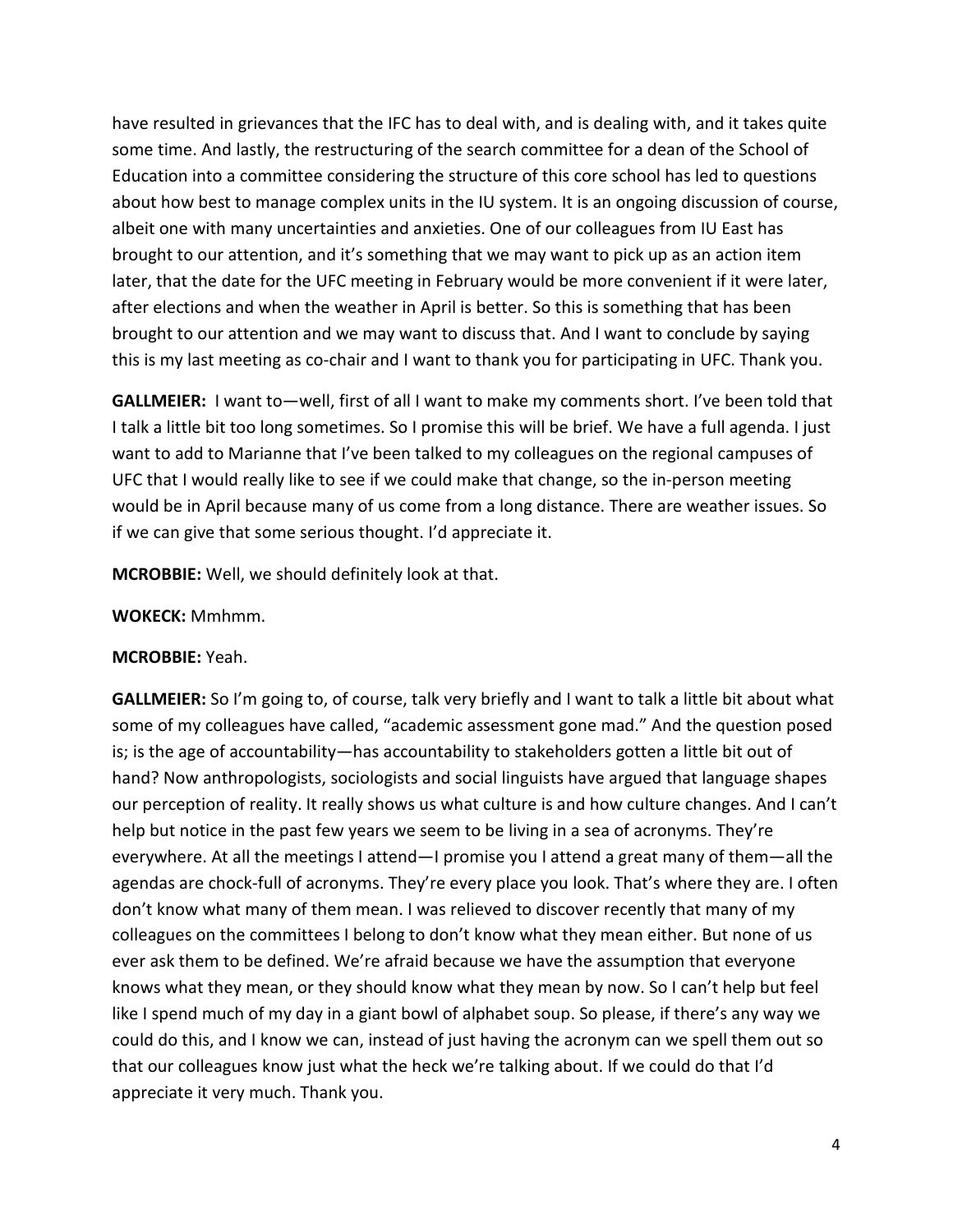have resulted in grievances that the IFC has to deal with, and is dealing with, and it takes quite some time. And lastly, the restructuring of the search committee for a dean of the School of Education into a committee considering the structure of this core school has led to questions about how best to manage complex units in the IU system. It is an ongoing discussion of course, albeit one with many uncertainties and anxieties. One of our colleagues from IU East has brought to our attention, and it's something that we may want to pick up as an action item later, that the date for the UFC meeting in February would be more convenient if it were later, after elections and when the weather in April is better. So this is something that has been brought to our attention and we may want to discuss that. And I want to conclude by saying this is my last meeting as co-chair and I want to thank you for participating in UFC. Thank you.

**GALLMEIER:** I want to—well, first of all I want to make my comments short. I've been told that I talk a little bit too long sometimes. So I promise this will be brief. We have a full agenda. I just want to add to Marianne that I've been talked to my colleagues on the regional campuses of UFC that I would really like to see if we could make that change, so the in-person meeting would be in April because many of us come from a long distance. There are weather issues. So if we can give that some serious thought. I'd appreciate it.

**MCROBBIE:** Well, we should definitely look at that.

**WOKECK:** Mmhmm.

**MCROBBIE:** Yeah.

**GALLMEIER:** So I'm going to, of course, talk very briefly and I want to talk a little bit about what some of my colleagues have called, "academic assessment gone mad." And the question posed is; is the age of accountability—has accountability to stakeholders gotten a little bit out of hand? Now anthropologists, sociologists and social linguists have argued that language shapes our perception of reality. It really shows us what culture is and how culture changes. And I can't help but notice in the past few years we seem to be living in a sea of acronyms. They're everywhere. At all the meetings I attend—I promise you I attend a great many of them—all the agendas are chock-full of acronyms. They're every place you look. That's where they are. I often don't know what many of them mean. I was relieved to discover recently that many of my colleagues on the committees I belong to don't know what they mean either. But none of us ever ask them to be defined. We're afraid because we have the assumption that everyone knows what they mean, or they should know what they mean by now. So I can't help but feel like I spend much of my day in a giant bowl of alphabet soup. So please, if there's any way we could do this, and I know we can, instead of just having the acronym can we spell them out so that our colleagues know just what the heck we're talking about. If we could do that I'd appreciate it very much. Thank you.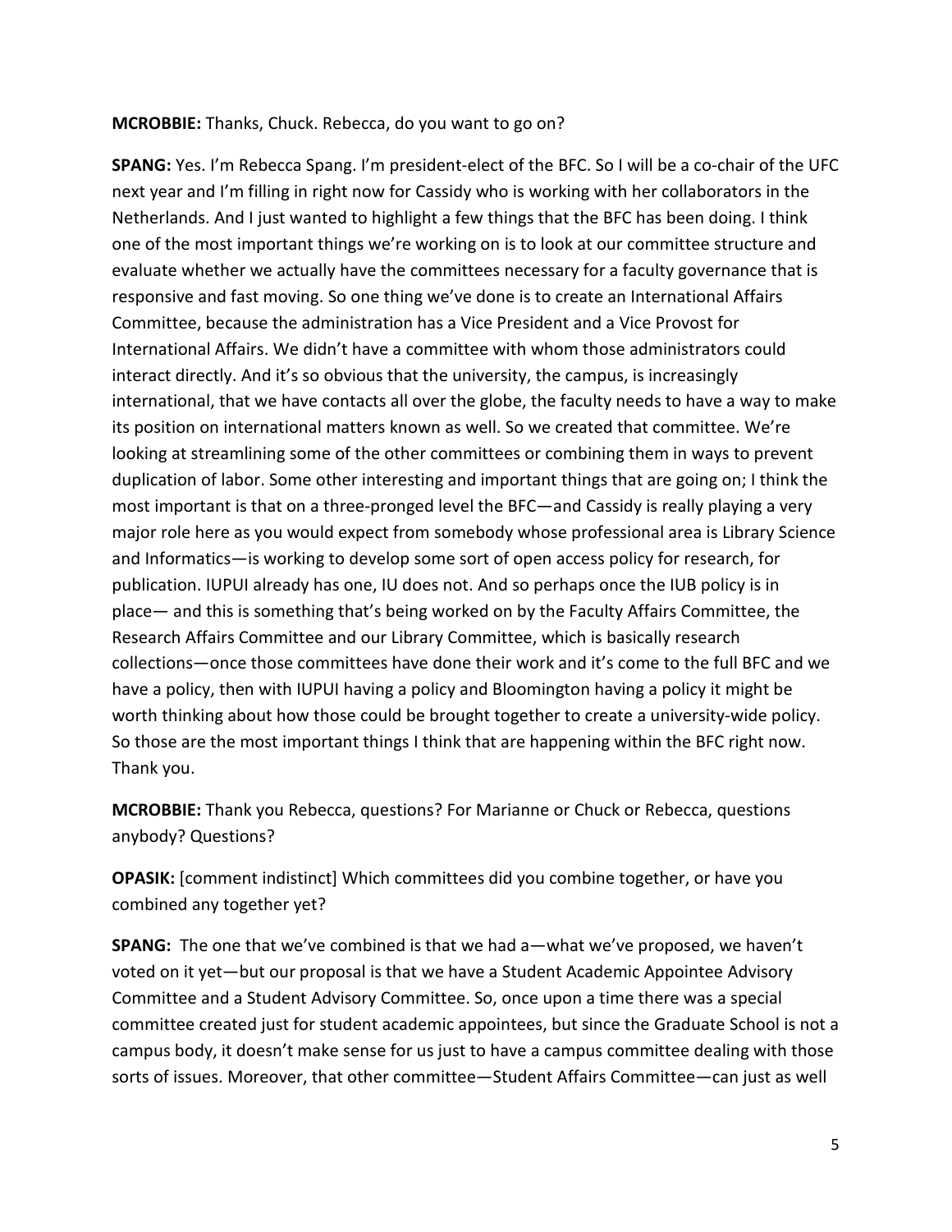**MCROBBIE:** Thanks, Chuck. Rebecca, do you want to go on?

**SPANG:** Yes. I'm Rebecca Spang. I'm president-elect of the BFC. So I will be a co-chair of the UFC next year and I'm filling in right now for Cassidy who is working with her collaborators in the Netherlands. And I just wanted to highlight a few things that the BFC has been doing. I think one of the most important things we're working on is to look at our committee structure and evaluate whether we actually have the committees necessary for a faculty governance that is responsive and fast moving. So one thing we've done is to create an International Affairs Committee, because the administration has a Vice President and a Vice Provost for International Affairs. We didn't have a committee with whom those administrators could interact directly. And it's so obvious that the university, the campus, is increasingly international, that we have contacts all over the globe, the faculty needs to have a way to make its position on international matters known as well. So we created that committee. We're looking at streamlining some of the other committees or combining them in ways to prevent duplication of labor. Some other interesting and important things that are going on; I think the most important is that on a three-pronged level the BFC—and Cassidy is really playing a very major role here as you would expect from somebody whose professional area is Library Science and Informatics—is working to develop some sort of open access policy for research, for publication. IUPUI already has one, IU does not. And so perhaps once the IUB policy is in place— and this is something that's being worked on by the Faculty Affairs Committee, the Research Affairs Committee and our Library Committee, which is basically research collections—once those committees have done their work and it's come to the full BFC and we have a policy, then with IUPUI having a policy and Bloomington having a policy it might be worth thinking about how those could be brought together to create a university-wide policy. So those are the most important things I think that are happening within the BFC right now. Thank you.

**MCROBBIE:** Thank you Rebecca, questions? For Marianne or Chuck or Rebecca, questions anybody? Questions?

**OPASIK:** [comment indistinct] Which committees did you combine together, or have you combined any together yet?

**SPANG:** The one that we've combined is that we had a—what we've proposed, we haven't voted on it yet—but our proposal is that we have a Student Academic Appointee Advisory Committee and a Student Advisory Committee. So, once upon a time there was a special committee created just for student academic appointees, but since the Graduate School is not a campus body, it doesn't make sense for us just to have a campus committee dealing with those sorts of issues. Moreover, that other committee—Student Affairs Committee—can just as well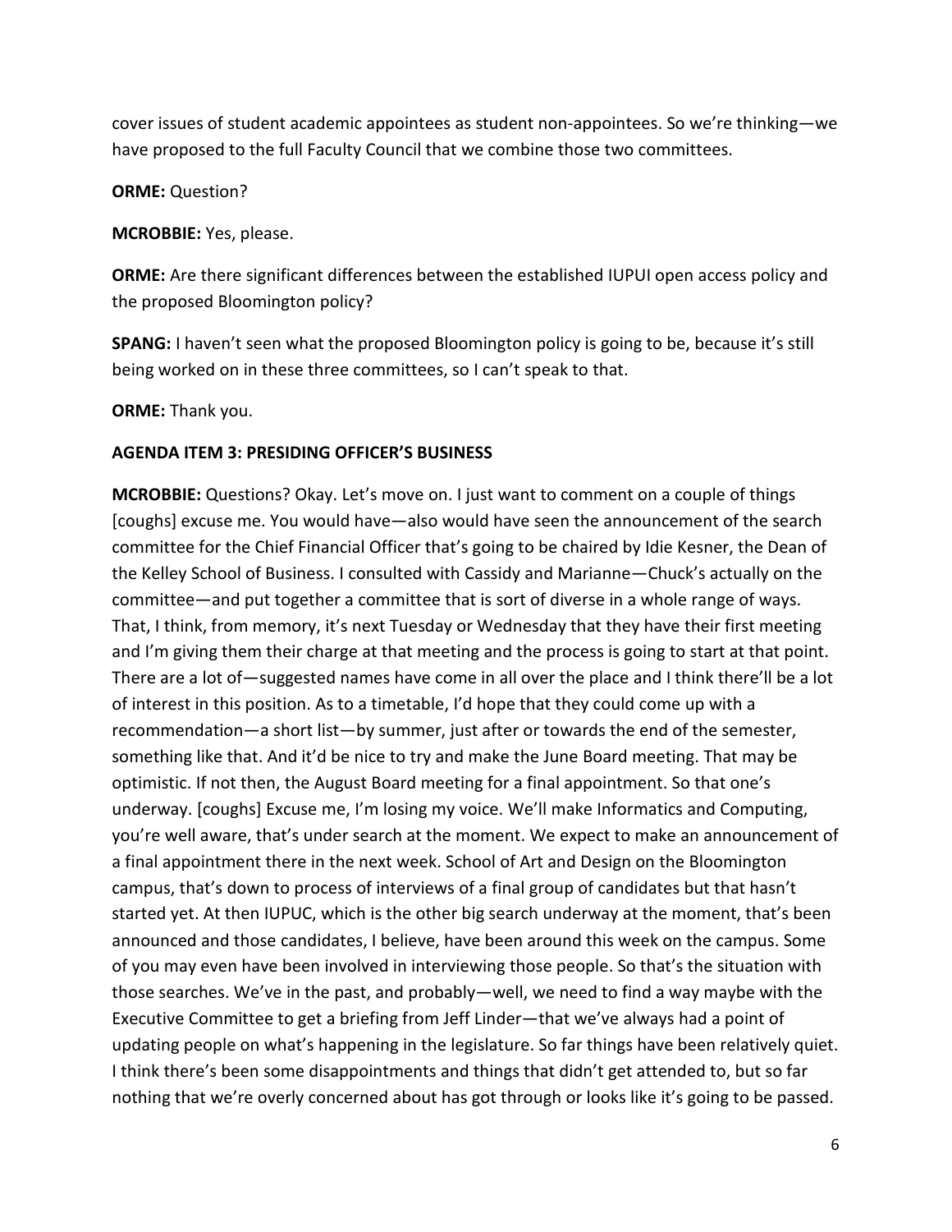cover issues of student academic appointees as student non-appointees. So we're thinking—we have proposed to the full Faculty Council that we combine those two committees.

**ORME:** Question?

**MCROBBIE:** Yes, please.

**ORME:** Are there significant differences between the established IUPUI open access policy and the proposed Bloomington policy?

**SPANG:** I haven't seen what the proposed Bloomington policy is going to be, because it's still being worked on in these three committees, so I can't speak to that.

**ORME:** Thank you.

**AGENDA ITEM 3: PRESIDING OFFICER'S BUSINESS**

**MCROBBIE:** Questions? Okay. Let's move on. I just want to comment on a couple of things [coughs] excuse me. You would have—also would have seen the announcement of the search committee for the Chief Financial Officer that's going to be chaired by Idie Kesner, the Dean of the Kelley School of Business. I consulted with Cassidy and Marianne—Chuck's actually on the committee—and put together a committee that is sort of diverse in a whole range of ways. That, I think, from memory, it's next Tuesday or Wednesday that they have their first meeting and I'm giving them their charge at that meeting and the process is going to start at that point. There are a lot of—suggested names have come in all over the place and I think there'll be a lot of interest in this position. As to a timetable, I'd hope that they could come up with a recommendation—a short list—by summer, just after or towards the end of the semester, something like that. And it'd be nice to try and make the June Board meeting. That may be optimistic. If not then, the August Board meeting for a final appointment. So that one's underway. [coughs] Excuse me, I'm losing my voice. We'll make Informatics and Computing, you're well aware, that's under search at the moment. We expect to make an announcement of a final appointment there in the next week. School of Art and Design on the Bloomington campus, that's down to process of interviews of a final group of candidates but that hasn't started yet. At then IUPUC, which is the other big search underway at the moment, that's been announced and those candidates, I believe, have been around this week on the campus. Some of you may even have been involved in interviewing those people. So that's the situation with those searches. We've in the past, and probably—well, we need to find a way maybe with the Executive Committee to get a briefing from Jeff Linder—that we've always had a point of updating people on what's happening in the legislature. So far things have been relatively quiet. I think there's been some disappointments and things that didn't get attended to, but so far nothing that we're overly concerned about has got through or looks like it's going to be passed.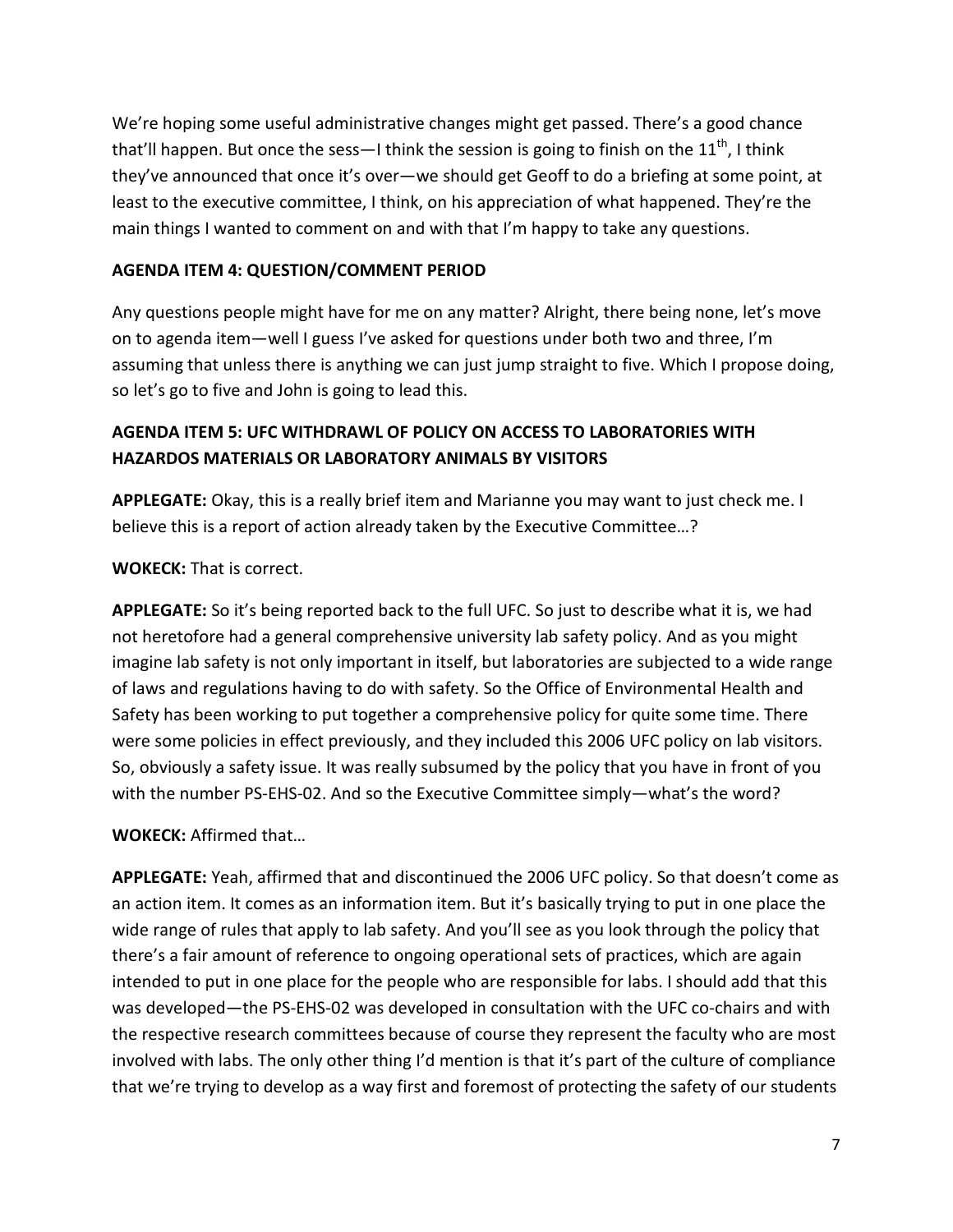We're hoping some useful administrative changes might get passed. There's a good chance that'll happen. But once the sess—I think the session is going to finish on the 11th, I think they've announced that once it's over—we should get Geoff to do a briefing at some point, at least to the executive committee, I think, on his appreciation of what happened. They're the main things I wanted to comment on and with that I'm happy to take any questions.

**AGENDA ITEM 4: QUESTION/COMMENT PERIOD**

Any questions people might have for me on any matter? Alright, there being none, let's move on to agenda item—well I guess I've asked for questions under both two and three, I'm assuming that unless there is anything we can just jump straight to five. Which I propose doing, so let's go to five and John is going to lead this.

**AGENDA ITEM 5: UFC WITHDRAWL OF POLICY ON ACCESS TO LABORATORIES WITH HAZARDOS MATERIALS OR LABORATORY ANIMALS BY VISITORS**

**APPLEGATE:** Okay, this is a really brief item and Marianne you may want to just check me. I believe this is a report of action already taken by the Executive Committee…?

**WOKECK:** That is correct.

**APPLEGATE:** So it's being reported back to the full UFC. So just to describe what it is, we had not heretofore had a general comprehensive university lab safety policy. And as you might imagine lab safety is not only important in itself, but laboratories are subjected to a wide range of laws and regulations having to do with safety. So the Office of Environmental Health and Safety has been working to put together a comprehensive policy for quite some time. There were some policies in effect previously, and they included this 2006 UFC policy on lab visitors. So, obviously a safety issue. It was really subsumed by the policy that you have in front of you with the number PS-EHS-02. And so the Executive Committee simply—what's the word?

**WOKECK:** Affirmed that…

**APPLEGATE:** Yeah, affirmed that and discontinued the 2006 UFC policy. So that doesn't come as an action item. It comes as an information item. But it's basically trying to put in one place the wide range of rules that apply to lab safety. And you'll see as you look through the policy that there's a fair amount of reference to ongoing operational sets of practices, which are again intended to put in one place for the people who are responsible for labs. I should add that this was developed—the PS-EHS-02 was developed in consultation with the UFC co-chairs and with the respective research committees because of course they represent the faculty who are most involved with labs. The only other thing I'd mention is that it's part of the culture of compliance that we're trying to develop as a way first and foremost of protecting the safety of our students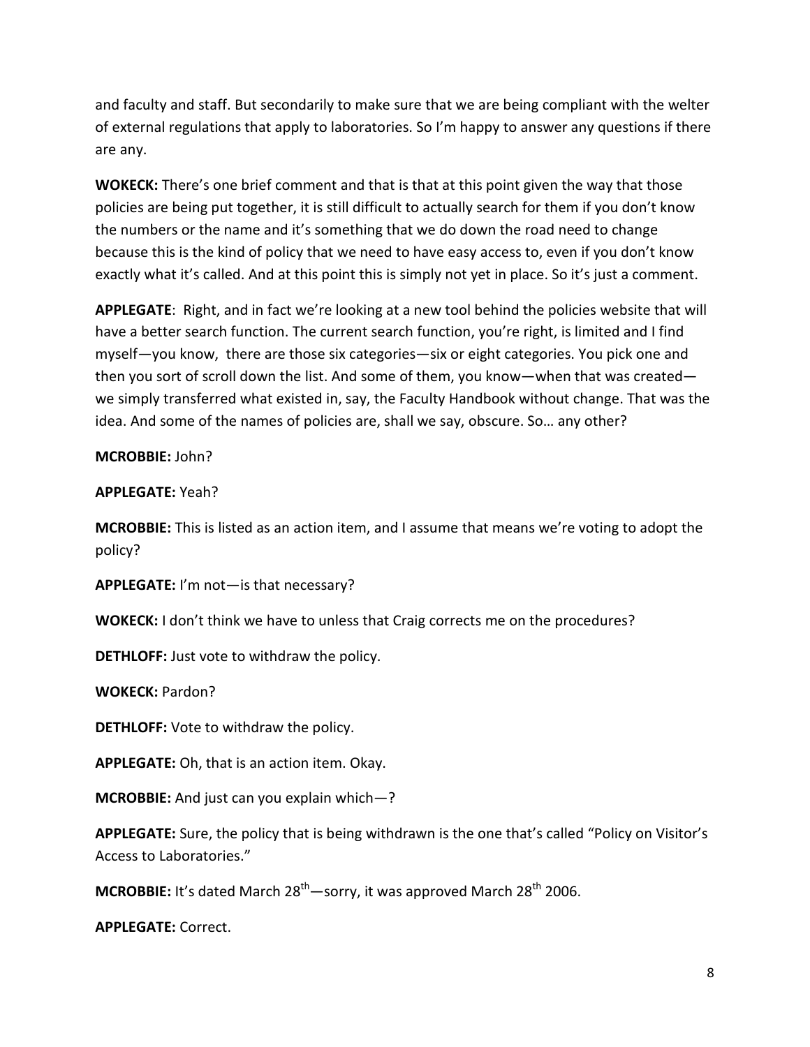and faculty and staff. But secondarily to make sure that we are being compliant with the welter of external regulations that apply to laboratories. So I'm happy to answer any questions if there are any.

**WOKECK:** There's one brief comment and that is that at this point given the way that those policies are being put together, it is still difficult to actually search for them if you don't know the numbers or the name and it's something that we do down the road need to change because this is the kind of policy that we need to have easy access to, even if you don't know exactly what it's called. And at this point this is simply not yet in place. So it's just a comment.

**APPLEGATE**: Right, and in fact we're looking at a new tool behind the policies website that will have a better search function. The current search function, you're right, is limited and I find myself—you know, there are those six categories—six or eight categories. You pick one and then you sort of scroll down the list. And some of them, you know—when that was created—we simply transferred what existed in, say, the Faculty Handbook without change. That was the idea. And some of the names of policies are, shall we say, obscure. So… any other?

**MCROBBIE:** John?

**APPLEGATE:** Yeah?

**MCROBBIE:** This is listed as an action item, and I assume that means we're voting to adopt the policy?

**APPLEGATE:** I'm not—is that necessary?

**WOKECK:** I don't think we have to unless that Craig corrects me on the procedures?

**DETHLOFF:** Just vote to withdraw the policy.

**WOKECK:** Pardon?

**DETHLOFF:** Vote to withdraw the policy.

**APPLEGATE:** Oh, that is an action item. Okay.

**MCROBBIE:** And just can you explain which—?

**APPLEGATE:** Sure, the policy that is being withdrawn is the one that's called "Policy on Visitor's Access to Laboratories."

**MCROBBIE:** It's dated March 28th—sorry, it was approved March 28th 2006.

**APPLEGATE:** Correct.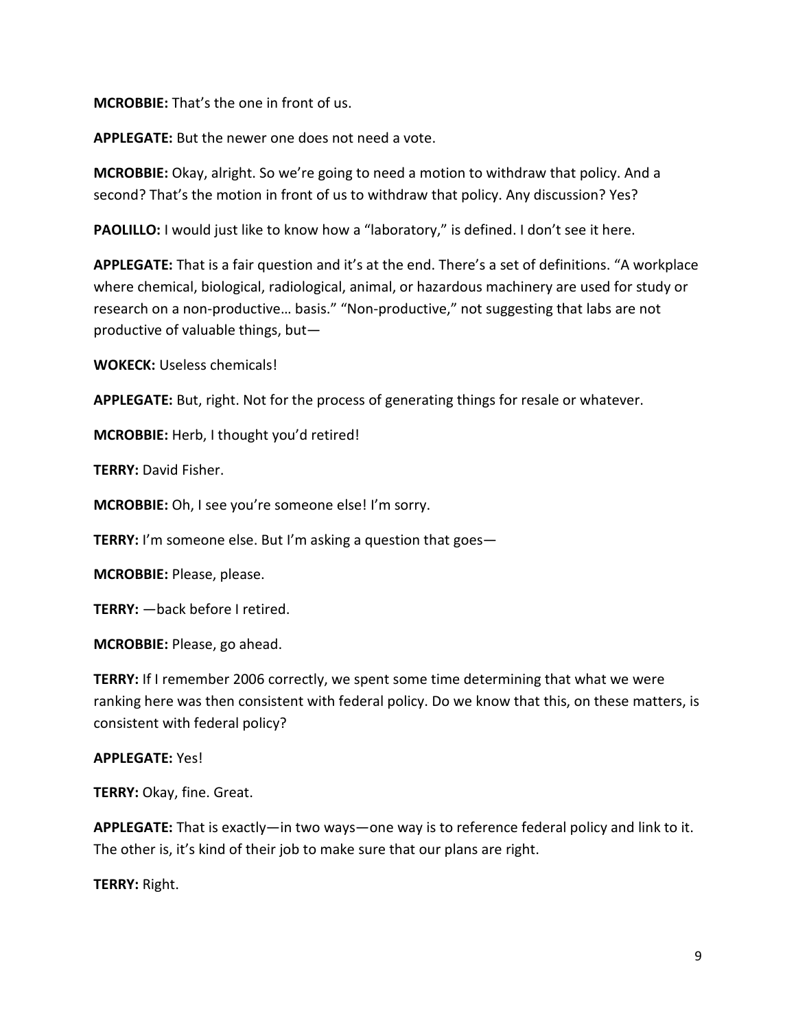**MCROBBIE:** That's the one in front of us.

**APPLEGATE:** But the newer one does not need a vote.

**MCROBBIE:** Okay, alright. So we're going to need a motion to withdraw that policy. And a second? That's the motion in front of us to withdraw that policy. Any discussion? Yes?

**PAOLILLO:** I would just like to know how a "laboratory," is defined. I don't see it here.

**APPLEGATE:** That is a fair question and it's at the end. There's a set of definitions. "A workplace where chemical, biological, radiological, animal, or hazardous machinery are used for study or research on a non-productive… basis." "Non-productive," not suggesting that labs are not productive of valuable things, but—

**WOKECK:** Useless chemicals!

**APPLEGATE:** But, right. Not for the process of generating things for resale or whatever.

**MCROBBIE:** Herb, I thought you'd retired!

**TERRY:** David Fisher.

**MCROBBIE:** Oh, I see you're someone else! I'm sorry.

**TERRY:** I'm someone else. But I'm asking a question that goes—

**MCROBBIE:** Please, please.

**TERRY:** —back before I retired.

**MCROBBIE:** Please, go ahead.

**TERRY:** If I remember 2006 correctly, we spent some time determining that what we were ranking here was then consistent with federal policy. Do we know that this, on these matters, is consistent with federal policy?

**APPLEGATE:** Yes!

**TERRY:** Okay, fine. Great.

**APPLEGATE:** That is exactly—in two ways—one way is to reference federal policy and link to it. The other is, it's kind of their job to make sure that our plans are right.

**TERRY:** Right.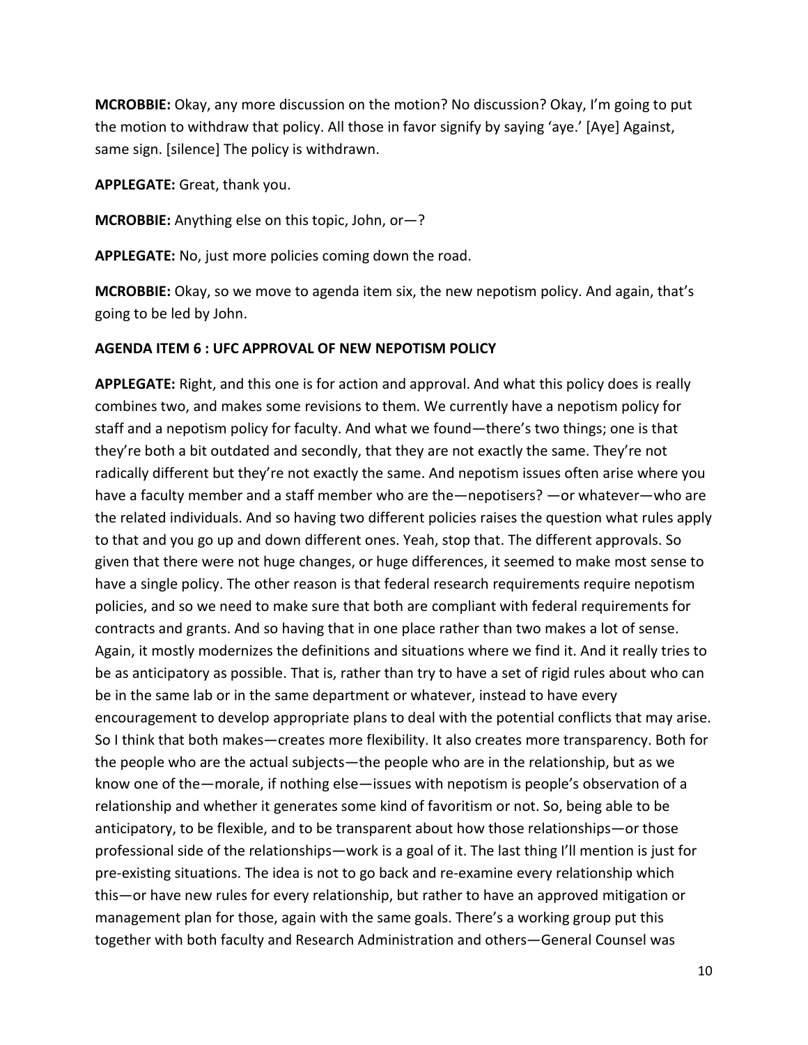**MCROBBIE:** Okay, any more discussion on the motion? No discussion? Okay, I'm going to put the motion to withdraw that policy. All those in favor signify by saying 'aye.' [Aye] Against, same sign. [silence] The policy is withdrawn.

**APPLEGATE:** Great, thank you.

**MCROBBIE:** Anything else on this topic, John, or—?

**APPLEGATE:** No, just more policies coming down the road.

**MCROBBIE:** Okay, so we move to agenda item six, the new nepotism policy. And again, that's going to be led by John.

**AGENDA ITEM 6 : UFC APPROVAL OF NEW NEPOTISM POLICY**

**APPLEGATE:** Right, and this one is for action and approval. And what this policy does is really combines two, and makes some revisions to them. We currently have a nepotism policy for staff and a nepotism policy for faculty. And what we found—there's two things; one is that they're both a bit outdated and secondly, that they are not exactly the same. They're not radically different but they're not exactly the same. And nepotism issues often arise where you have a faculty member and a staff member who are the—nepotisers? —or whatever—who are the related individuals. And so having two different policies raises the question what rules apply to that and you go up and down different ones. Yeah, stop that. The different approvals. So given that there were not huge changes, or huge differences, it seemed to make most sense to have a single policy. The other reason is that federal research requirements require nepotism policies, and so we need to make sure that both are compliant with federal requirements for contracts and grants. And so having that in one place rather than two makes a lot of sense. Again, it mostly modernizes the definitions and situations where we find it. And it really tries to be as anticipatory as possible. That is, rather than try to have a set of rigid rules about who can be in the same lab or in the same department or whatever, instead to have every encouragement to develop appropriate plans to deal with the potential conflicts that may arise. So I think that both makes—creates more flexibility. It also creates more transparency. Both for the people who are the actual subjects—the people who are in the relationship, but as we know one of the—morale, if nothing else—issues with nepotism is people's observation of a relationship and whether it generates some kind of favoritism or not. So, being able to be anticipatory, to be flexible, and to be transparent about how those relationships—or those professional side of the relationships—work is a goal of it. The last thing I'll mention is just for pre-existing situations. The idea is not to go back and re-examine every relationship which this—or have new rules for every relationship, but rather to have an approved mitigation or management plan for those, again with the same goals. There's a working group put this together with both faculty and Research Administration and others—General Counsel was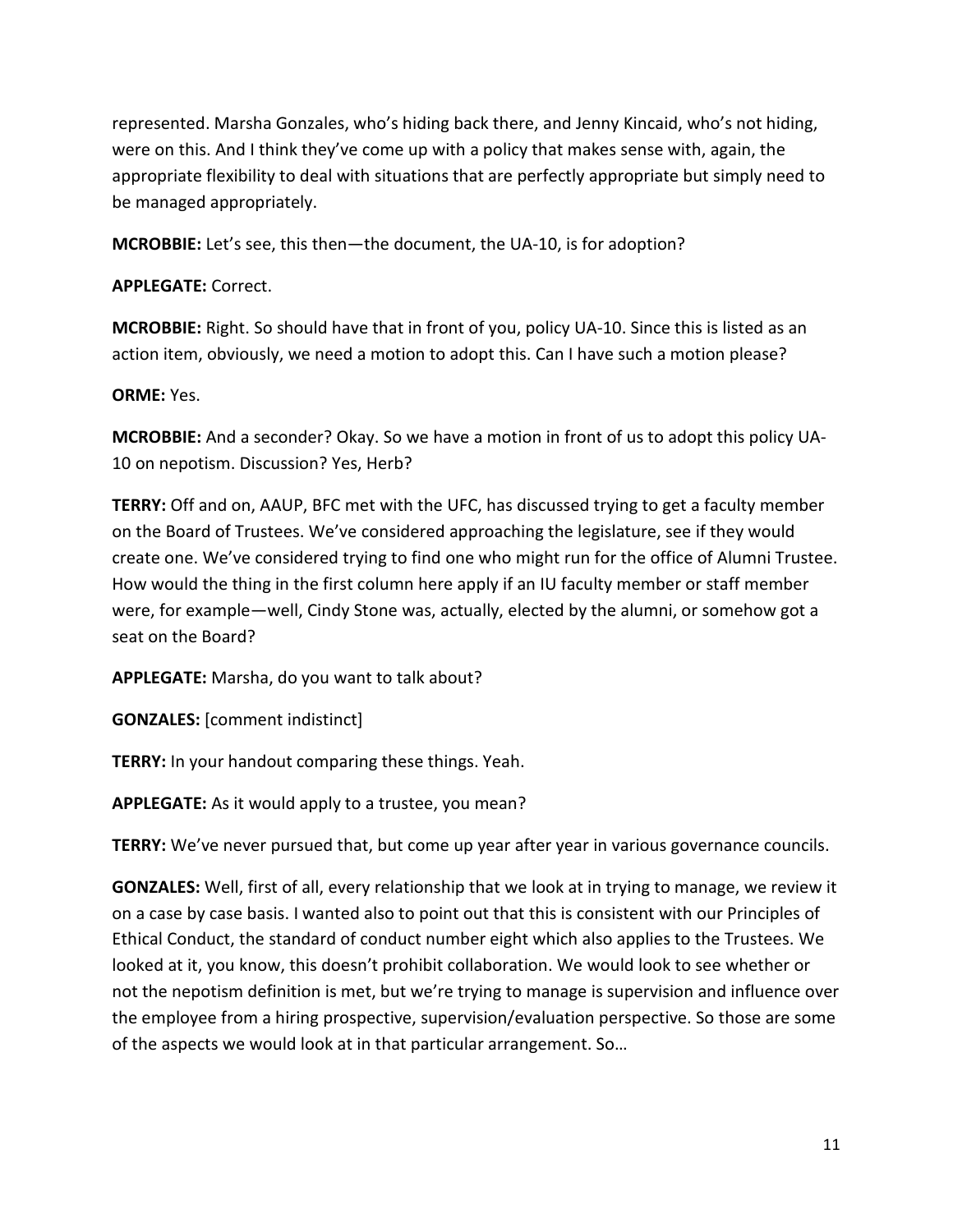represented. Marsha Gonzales, who's hiding back there, and Jenny Kincaid, who's not hiding, were on this. And I think they've come up with a policy that makes sense with, again, the appropriate flexibility to deal with situations that are perfectly appropriate but simply need to be managed appropriately.

**MCROBBIE:** Let's see, this then—the document, the UA-10, is for adoption?

**APPLEGATE:** Correct.

**MCROBBIE:** Right. So should have that in front of you, policy UA-10. Since this is listed as an action item, obviously, we need a motion to adopt this. Can I have such a motion please?

**ORME:** Yes.

**MCROBBIE:** And a seconder? Okay. So we have a motion in front of us to adopt this policy UA-10 on nepotism. Discussion? Yes, Herb?

**TERRY:** Off and on, AAUP, BFC met with the UFC, has discussed trying to get a faculty member on the Board of Trustees. We've considered approaching the legislature, see if they would create one. We've considered trying to find one who might run for the office of Alumni Trustee. How would the thing in the first column here apply if an IU faculty member or staff member were, for example—well, Cindy Stone was, actually, elected by the alumni, or somehow got a seat on the Board?

**APPLEGATE:** Marsha, do you want to talk about?

**GONZALES:** [comment indistinct]

**TERRY:** In your handout comparing these things. Yeah.

**APPLEGATE:** As it would apply to a trustee, you mean?

**TERRY:** We've never pursued that, but come up year after year in various governance councils.

**GONZALES:** Well, first of all, every relationship that we look at in trying to manage, we review it on a case by case basis. I wanted also to point out that this is consistent with our Principles of Ethical Conduct, the standard of conduct number eight which also applies to the Trustees. We looked at it, you know, this doesn't prohibit collaboration. We would look to see whether or not the nepotism definition is met, but we're trying to manage is supervision and influence over the employee from a hiring prospective, supervision/evaluation perspective. So those are some of the aspects we would look at in that particular arrangement. So…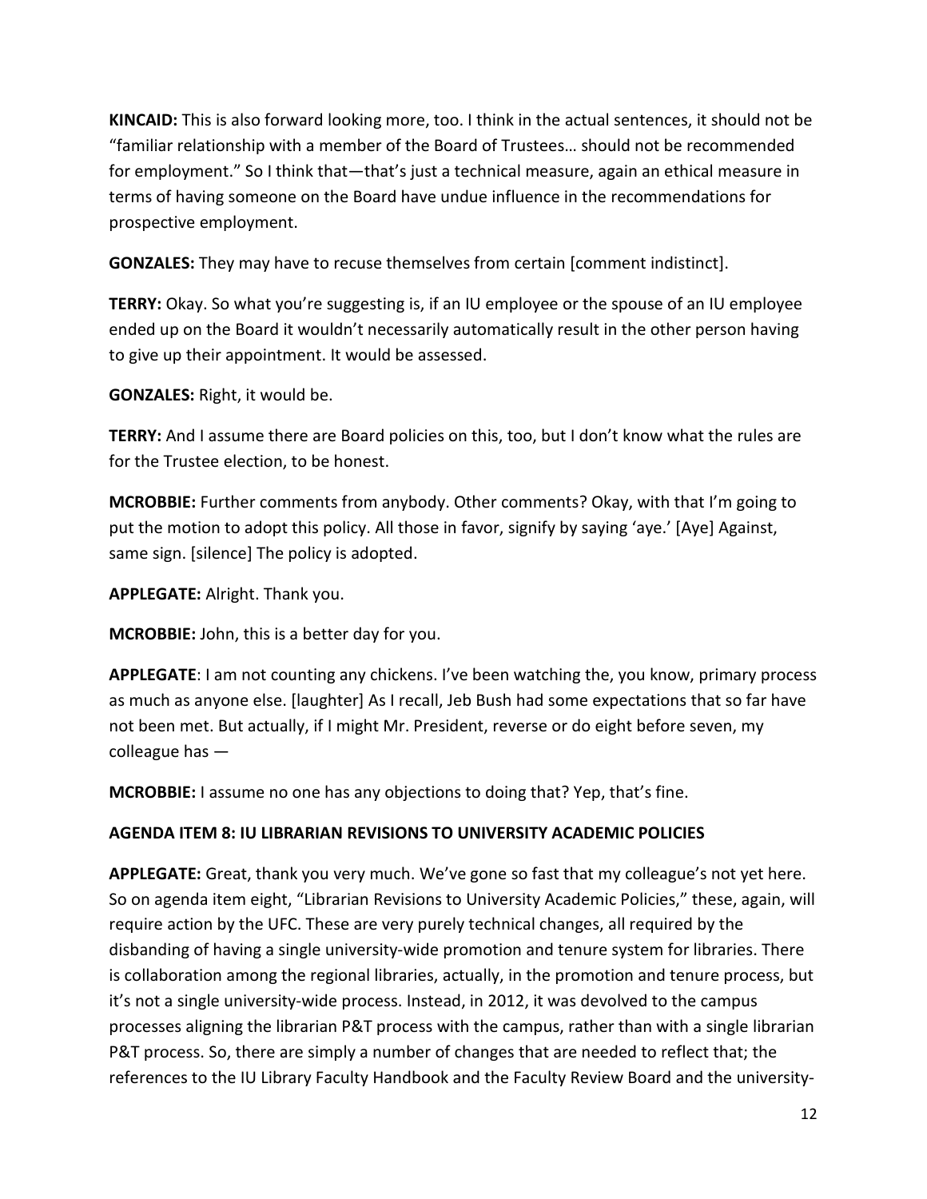**KINCAID:** This is also forward looking more, too. I think in the actual sentences, it should not be "familiar relationship with a member of the Board of Trustees… should not be recommended for employment." So I think that—that's just a technical measure, again an ethical measure in terms of having someone on the Board have undue influence in the recommendations for prospective employment.

**GONZALES:** They may have to recuse themselves from certain [comment indistinct].

**TERRY:** Okay. So what you're suggesting is, if an IU employee or the spouse of an IU employee ended up on the Board it wouldn't necessarily automatically result in the other person having to give up their appointment. It would be assessed.

**GONZALES:** Right, it would be.

**TERRY:** And I assume there are Board policies on this, too, but I don't know what the rules are for the Trustee election, to be honest.

**MCROBBIE:** Further comments from anybody. Other comments? Okay, with that I'm going to put the motion to adopt this policy. All those in favor, signify by saying 'aye.' [Aye] Against, same sign. [silence] The policy is adopted.

**APPLEGATE:** Alright. Thank you.

**MCROBBIE:** John, this is a better day for you.

**APPLEGATE**: I am not counting any chickens. I've been watching the, you know, primary process as much as anyone else. [laughter] As I recall, Jeb Bush had some expectations that so far have not been met. But actually, if I might Mr. President, reverse or do eight before seven, my colleague has —

**MCROBBIE:** I assume no one has any objections to doing that? Yep, that's fine.

**AGENDA ITEM 8: IU LIBRARIAN REVISIONS TO UNIVERSITY ACADEMIC POLICIES**

**APPLEGATE:** Great, thank you very much. We've gone so fast that my colleague's not yet here. So on agenda item eight, "Librarian Revisions to University Academic Policies," these, again, will require action by the UFC. These are very purely technical changes, all required by the disbanding of having a single university-wide promotion and tenure system for libraries. There is collaboration among the regional libraries, actually, in the promotion and tenure process, but it's not a single university-wide process. Instead, in 2012, it was devolved to the campus processes aligning the librarian P&T process with the campus, rather than with a single librarian P&T process. So, there are simply a number of changes that are needed to reflect that; the references to the IU Library Faculty Handbook and the Faculty Review Board and the university-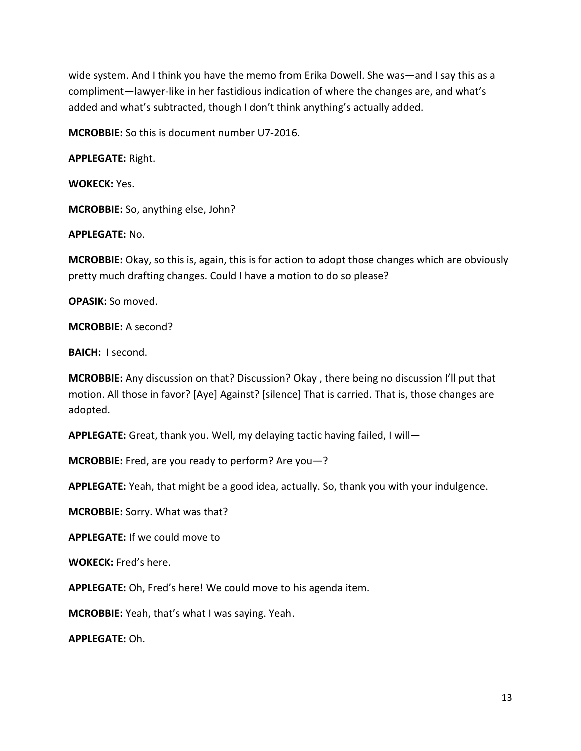wide system. And I think you have the memo from Erika Dowell. She was—and I say this as a compliment—lawyer-like in her fastidious indication of where the changes are, and what's added and what's subtracted, though I don't think anything's actually added.

**MCROBBIE:** So this is document number U7-2016.

**APPLEGATE:** Right.

**WOKECK:** Yes.

**MCROBBIE:** So, anything else, John?

**APPLEGATE:** No.

**MCROBBIE:** Okay, so this is, again, this is for action to adopt those changes which are obviously pretty much drafting changes. Could I have a motion to do so please?

**OPASIK:** So moved.

**MCROBBIE:** A second?

**BAICH:** I second.

**MCROBBIE:** Any discussion on that? Discussion? Okay , there being no discussion I'll put that motion. All those in favor? [Aye] Against? [silence] That is carried. That is, those changes are adopted.

**APPLEGATE:** Great, thank you. Well, my delaying tactic having failed, I will—

**MCROBBIE:** Fred, are you ready to perform? Are you—?

**APPLEGATE:** Yeah, that might be a good idea, actually. So, thank you with your indulgence.

**MCROBBIE:** Sorry. What was that?

**APPLEGATE:** If we could move to

**WOKECK:** Fred's here.

**APPLEGATE:** Oh, Fred's here! We could move to his agenda item.

**MCROBBIE:** Yeah, that's what I was saying. Yeah.

**APPLEGATE:** Oh.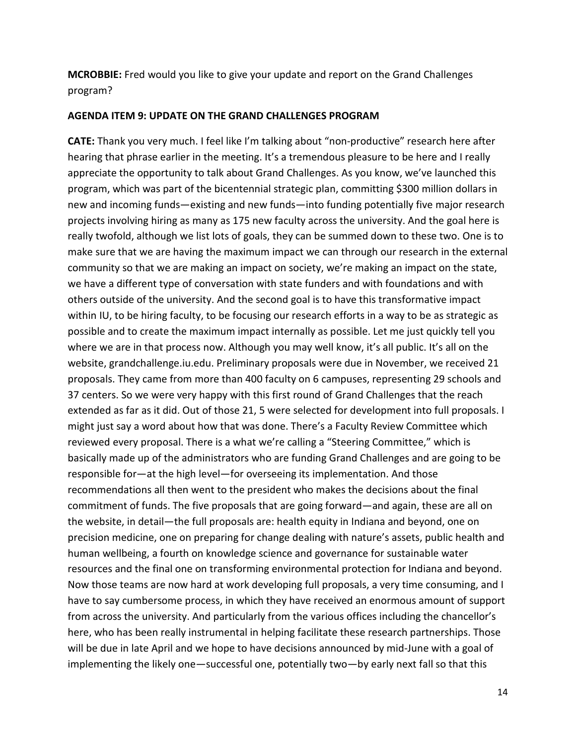**MCROBBIE:** Fred would you like to give your update and report on the Grand Challenges program?

**AGENDA ITEM 9: UPDATE ON THE GRAND CHALLENGES PROGRAM**

**CATE:** Thank you very much. I feel like I'm talking about "non-productive" research here after hearing that phrase earlier in the meeting. It's a tremendous pleasure to be here and I really appreciate the opportunity to talk about Grand Challenges. As you know, we've launched this program, which was part of the bicentennial strategic plan, committing $300 million dollars in new and incoming funds—existing and new funds—into funding potentially five major research projects involving hiring as many as 175 new faculty across the university. And the goal here is really twofold, although we list lots of goals, they can be summed down to these two. One is to make sure that we are having the maximum impact we can through our research in the external community so that we are making an impact on society, we're making an impact on the state, we have a different type of conversation with state funders and with foundations and with others outside of the university. And the second goal is to have this transformative impact within IU, to be hiring faculty, to be focusing our research efforts in a way to be as strategic as possible and to create the maximum impact internally as possible. Let me just quickly tell you where we are in that process now. Although you may well know, it's all public. It's all on the website, grandchallenge.iu.edu. Preliminary proposals were due in November, we received 21 proposals. They came from more than 400 faculty on 6 campuses, representing 29 schools and 37 centers. So we were very happy with this first round of Grand Challenges that the reach extended as far as it did. Out of those 21, 5 were selected for development into full proposals. I might just say a word about how that was done. There's a Faculty Review Committee which reviewed every proposal. There is a what we're calling a "Steering Committee," which is basically made up of the administrators who are funding Grand Challenges and are going to be responsible for—at the high level—for overseeing its implementation. And those recommendations all then went to the president who makes the decisions about the final commitment of funds. The five proposals that are going forward—and again, these are all on the website, in detail—the full proposals are: health equity in Indiana and beyond, one on precision medicine, one on preparing for change dealing with nature's assets, public health and human wellbeing, a fourth on knowledge science and governance for sustainable water resources and the final one on transforming environmental protection for Indiana and beyond. Now those teams are now hard at work developing full proposals, a very time consuming, and I have to say cumbersome process, in which they have received an enormous amount of support from across the university. And particularly from the various offices including the chancellor's here, who has been really instrumental in helping facilitate these research partnerships. Those will be due in late April and we hope to have decisions announced by mid-June with a goal of implementing the likely one—successful one, potentially two—by early next fall so that this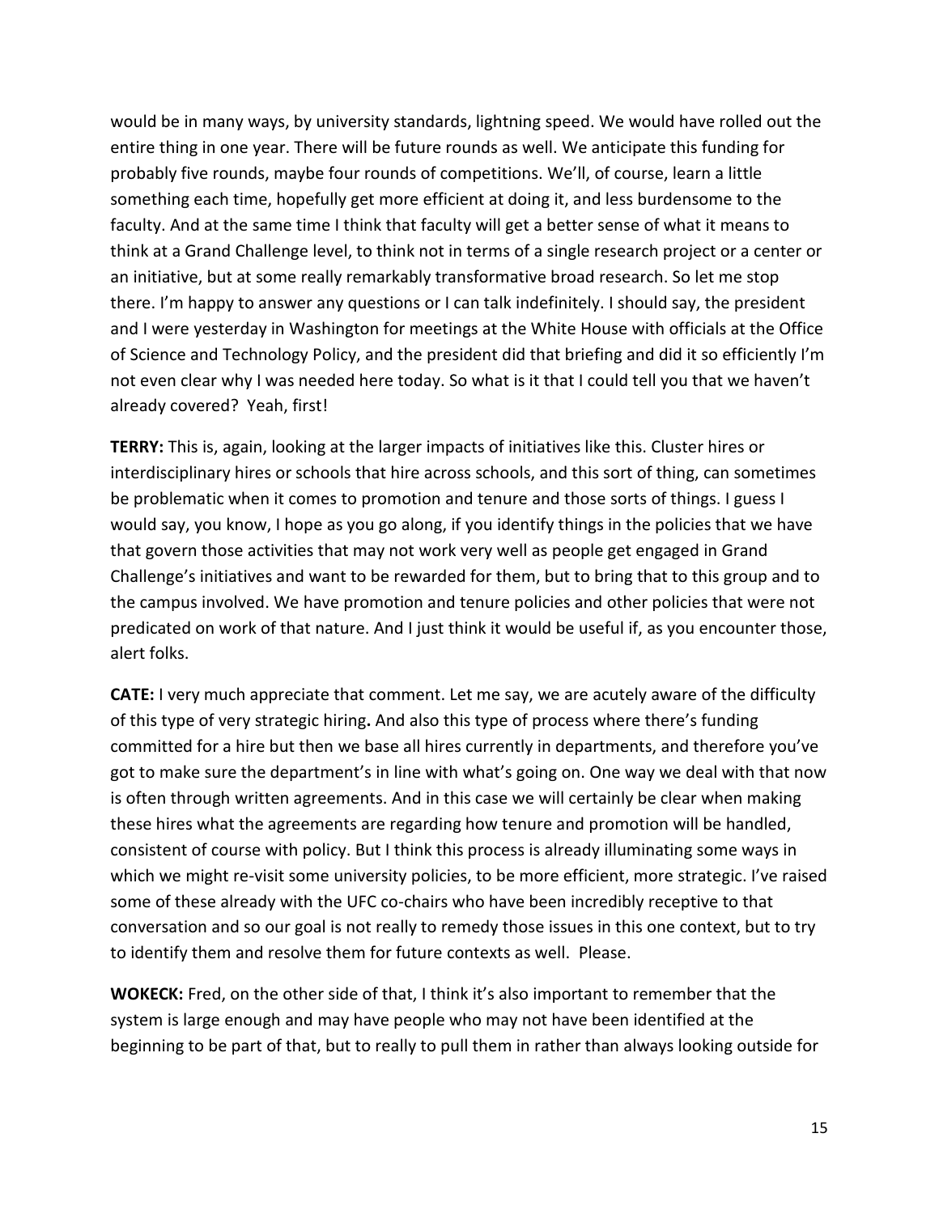would be in many ways, by university standards, lightning speed. We would have rolled out the entire thing in one year. There will be future rounds as well. We anticipate this funding for probably five rounds, maybe four rounds of competitions. We'll, of course, learn a little something each time, hopefully get more efficient at doing it, and less burdensome to the faculty. And at the same time I think that faculty will get a better sense of what it means to think at a Grand Challenge level, to think not in terms of a single research project or a center or an initiative, but at some really remarkably transformative broad research. So let me stop there. I'm happy to answer any questions or I can talk indefinitely. I should say, the president and I were yesterday in Washington for meetings at the White House with officials at the Office of Science and Technology Policy, and the president did that briefing and did it so efficiently I'm not even clear why I was needed here today. So what is it that I could tell you that we haven't already covered? Yeah, first!

**TERRY:** This is, again, looking at the larger impacts of initiatives like this. Cluster hires or interdisciplinary hires or schools that hire across schools, and this sort of thing, can sometimes be problematic when it comes to promotion and tenure and those sorts of things. I guess I would say, you know, I hope as you go along, if you identify things in the policies that we have that govern those activities that may not work very well as people get engaged in Grand Challenge's initiatives and want to be rewarded for them, but to bring that to this group and to the campus involved. We have promotion and tenure policies and other policies that were not predicated on work of that nature. And I just think it would be useful if, as you encounter those, alert folks.

**CATE:** I very much appreciate that comment. Let me say, we are acutely aware of the difficulty of this type of very strategic hiring**.** And also this type of process where there's funding committed for a hire but then we base all hires currently in departments, and therefore you've got to make sure the department's in line with what's going on. One way we deal with that now is often through written agreements. And in this case we will certainly be clear when making these hires what the agreements are regarding how tenure and promotion will be handled, consistent of course with policy. But I think this process is already illuminating some ways in which we might re-visit some university policies, to be more efficient, more strategic. I've raised some of these already with the UFC co-chairs who have been incredibly receptive to that conversation and so our goal is not really to remedy those issues in this one context, but to try to identify them and resolve them for future contexts as well. Please.

**WOKECK:** Fred, on the other side of that, I think it's also important to remember that the system is large enough and may have people who may not have been identified at the beginning to be part of that, but to really to pull them in rather than always looking outside for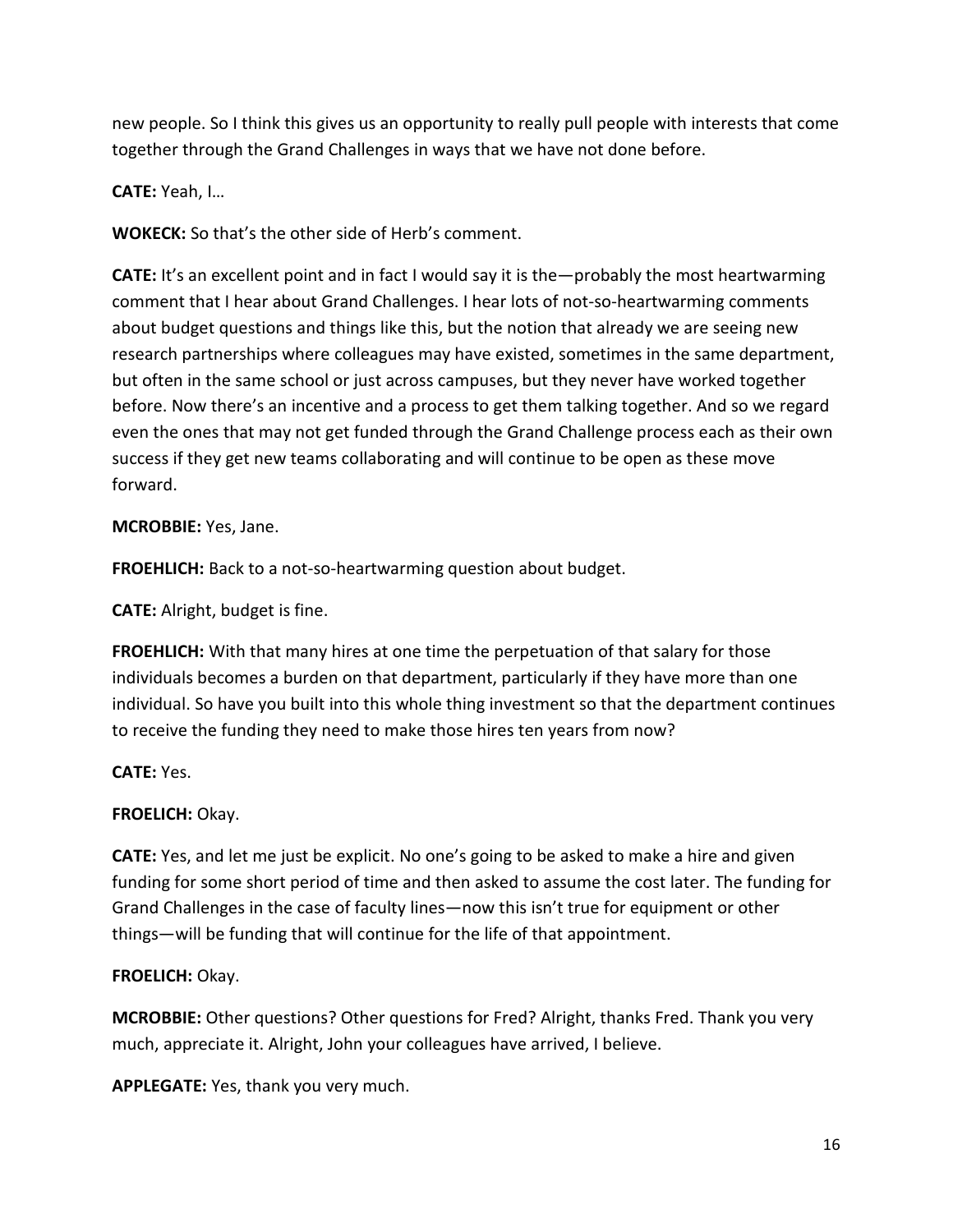new people. So I think this gives us an opportunity to really pull people with interests that come together through the Grand Challenges in ways that we have not done before.

**CATE:** Yeah, I…

**WOKECK:** So that's the other side of Herb's comment.

**CATE:** It's an excellent point and in fact I would say it is the—probably the most heartwarming comment that I hear about Grand Challenges. I hear lots of not-so-heartwarming comments about budget questions and things like this, but the notion that already we are seeing new research partnerships where colleagues may have existed, sometimes in the same department, but often in the same school or just across campuses, but they never have worked together before. Now there's an incentive and a process to get them talking together. And so we regard even the ones that may not get funded through the Grand Challenge process each as their own success if they get new teams collaborating and will continue to be open as these move forward.

**MCROBBIE:** Yes, Jane.

**FROEHLICH:** Back to a not-so-heartwarming question about budget.

**CATE:** Alright, budget is fine.

**FROEHLICH:** With that many hires at one time the perpetuation of that salary for those individuals becomes a burden on that department, particularly if they have more than one individual. So have you built into this whole thing investment so that the department continues to receive the funding they need to make those hires ten years from now?

**CATE:** Yes.

**FROELICH:** Okay.

**CATE:** Yes, and let me just be explicit. No one's going to be asked to make a hire and given funding for some short period of time and then asked to assume the cost later. The funding for Grand Challenges in the case of faculty lines—now this isn't true for equipment or other things—will be funding that will continue for the life of that appointment.

**FROELICH:** Okay.

**MCROBBIE:** Other questions? Other questions for Fred? Alright, thanks Fred. Thank you very much, appreciate it. Alright, John your colleagues have arrived, I believe.

**APPLEGATE:** Yes, thank you very much.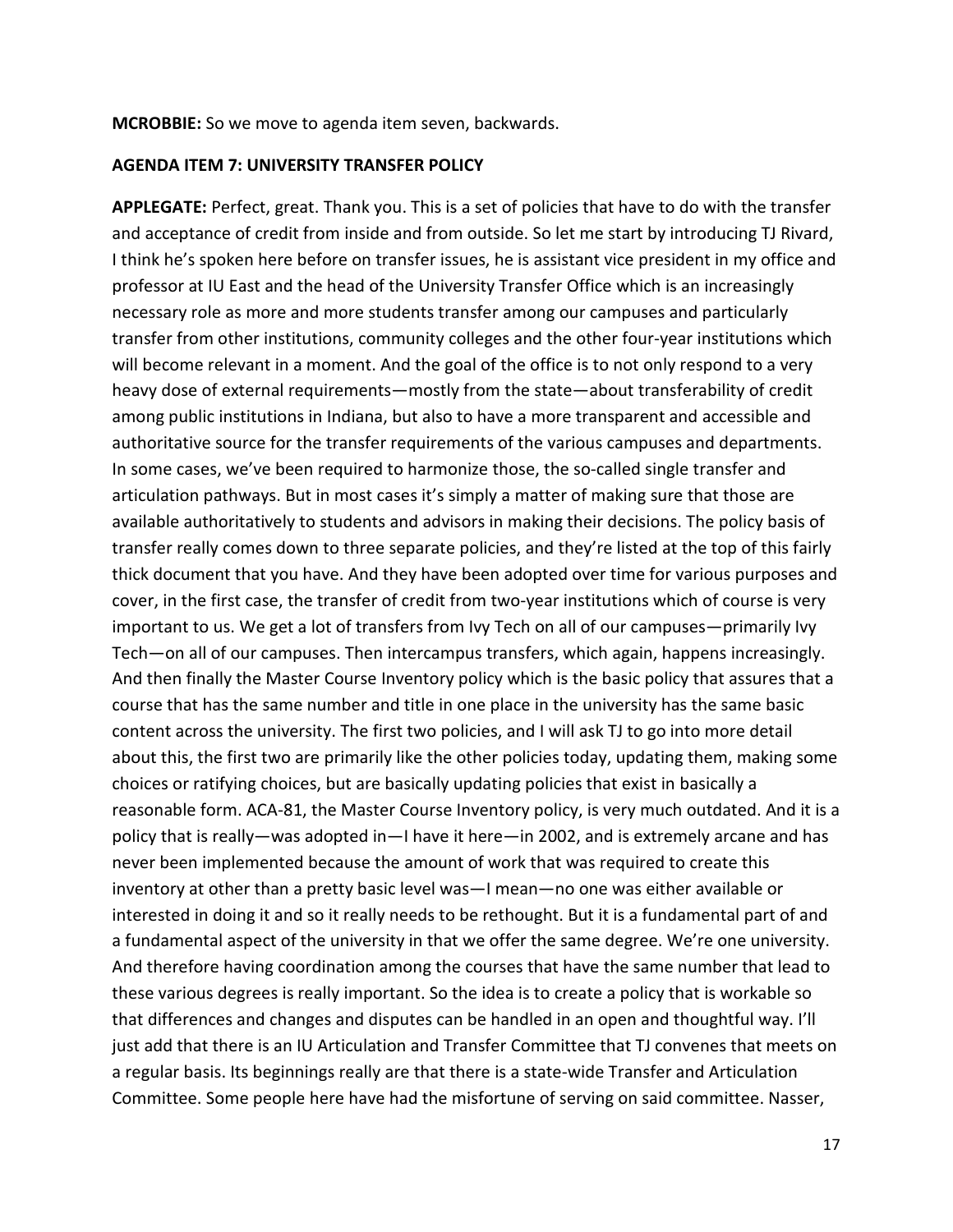**MCROBBIE:** So we move to agenda item seven, backwards.

**AGENDA ITEM 7: UNIVERSITY TRANSFER POLICY**

**APPLEGATE:** Perfect, great. Thank you. This is a set of policies that have to do with the transfer and acceptance of credit from inside and from outside. So let me start by introducing TJ Rivard, I think he's spoken here before on transfer issues, he is assistant vice president in my office and professor at IU East and the head of the University Transfer Office which is an increasingly necessary role as more and more students transfer among our campuses and particularly transfer from other institutions, community colleges and the other four-year institutions which will become relevant in a moment. And the goal of the office is to not only respond to a very heavy dose of external requirements—mostly from the state—about transferability of credit among public institutions in Indiana, but also to have a more transparent and accessible and authoritative source for the transfer requirements of the various campuses and departments. In some cases, we've been required to harmonize those, the so-called single transfer and articulation pathways. But in most cases it's simply a matter of making sure that those are available authoritatively to students and advisors in making their decisions. The policy basis of transfer really comes down to three separate policies, and they're listed at the top of this fairly thick document that you have. And they have been adopted over time for various purposes and cover, in the first case, the transfer of credit from two-year institutions which of course is very important to us. We get a lot of transfers from Ivy Tech on all of our campuses—primarily Ivy Tech—on all of our campuses. Then intercampus transfers, which again, happens increasingly. And then finally the Master Course Inventory policy which is the basic policy that assures that a course that has the same number and title in one place in the university has the same basic content across the university. The first two policies, and I will ask TJ to go into more detail about this, the first two are primarily like the other policies today, updating them, making some choices or ratifying choices, but are basically updating policies that exist in basically a reasonable form. ACA-81, the Master Course Inventory policy, is very much outdated. And it is a policy that is really—was adopted in—I have it here—in 2002, and is extremely arcane and has never been implemented because the amount of work that was required to create this inventory at other than a pretty basic level was—I mean—no one was either available or interested in doing it and so it really needs to be rethought. But it is a fundamental part of and a fundamental aspect of the university in that we offer the same degree. We're one university. And therefore having coordination among the courses that have the same number that lead to these various degrees is really important. So the idea is to create a policy that is workable so that differences and changes and disputes can be handled in an open and thoughtful way. I'll just add that there is an IU Articulation and Transfer Committee that TJ convenes that meets on a regular basis. Its beginnings really are that there is a state-wide Transfer and Articulation Committee. Some people here have had the misfortune of serving on said committee. Nasser,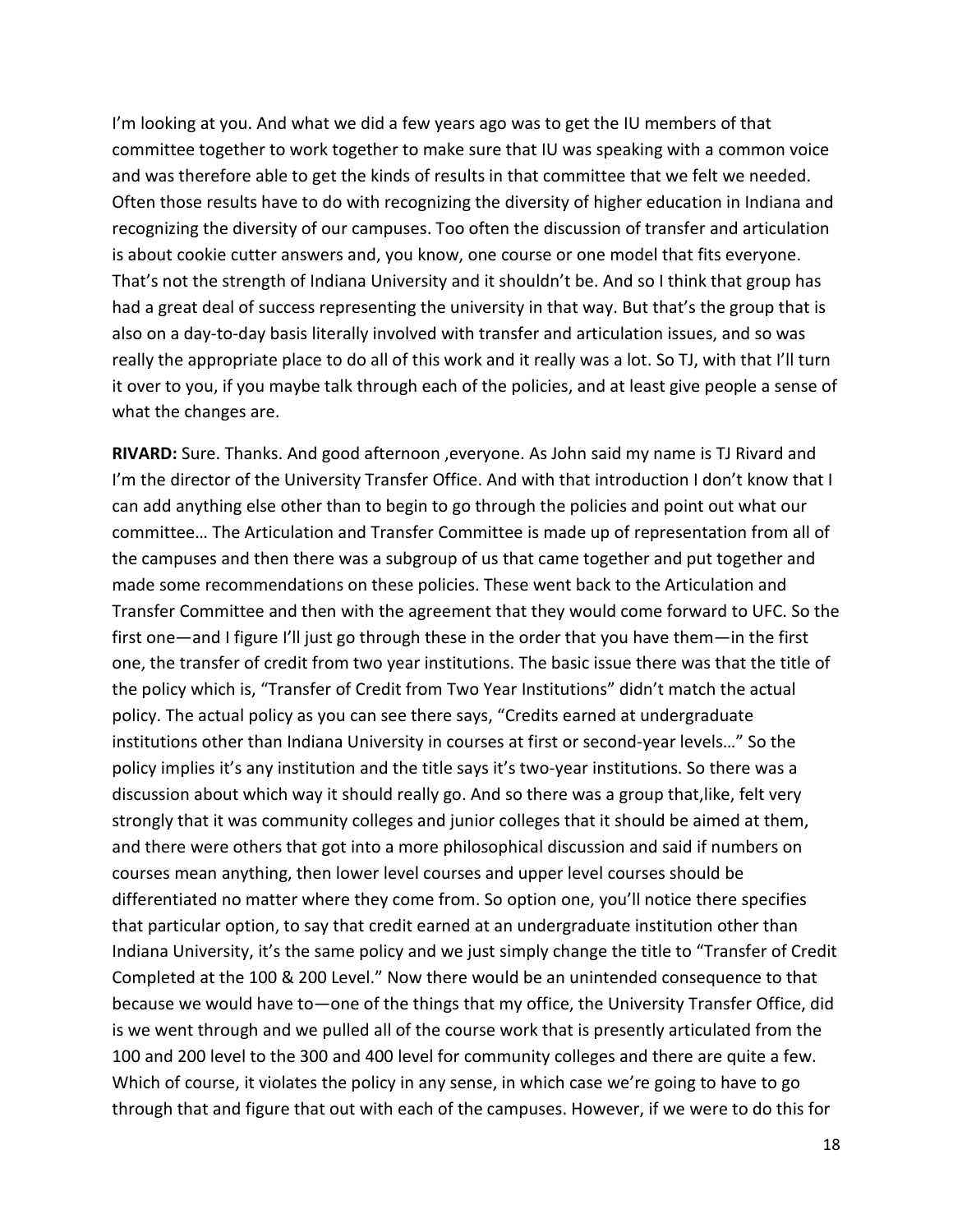I'm looking at you. And what we did a few years ago was to get the IU members of that committee together to work together to make sure that IU was speaking with a common voice and was therefore able to get the kinds of results in that committee that we felt we needed. Often those results have to do with recognizing the diversity of higher education in Indiana and recognizing the diversity of our campuses. Too often the discussion of transfer and articulation is about cookie cutter answers and, you know, one course or one model that fits everyone. That's not the strength of Indiana University and it shouldn't be. And so I think that group has had a great deal of success representing the university in that way. But that's the group that is also on a day-to-day basis literally involved with transfer and articulation issues, and so was really the appropriate place to do all of this work and it really was a lot. So TJ, with that I'll turn it over to you, if you maybe talk through each of the policies, and at least give people a sense of what the changes are.

**RIVARD:** Sure. Thanks. And good afternoon ,everyone. As John said my name is TJ Rivard and I'm the director of the University Transfer Office. And with that introduction I don't know that I can add anything else other than to begin to go through the policies and point out what our committee… The Articulation and Transfer Committee is made up of representation from all of the campuses and then there was a subgroup of us that came together and put together and made some recommendations on these policies. These went back to the Articulation and Transfer Committee and then with the agreement that they would come forward to UFC. So the first one—and I figure I'll just go through these in the order that you have them—in the first one, the transfer of credit from two year institutions. The basic issue there was that the title of the policy which is, "Transfer of Credit from Two Year Institutions" didn't match the actual policy. The actual policy as you can see there says, "Credits earned at undergraduate institutions other than Indiana University in courses at first or second-year levels…" So the policy implies it's any institution and the title says it's two-year institutions. So there was a discussion about which way it should really go. And so there was a group that,like, felt very strongly that it was community colleges and junior colleges that it should be aimed at them, and there were others that got into a more philosophical discussion and said if numbers on courses mean anything, then lower level courses and upper level courses should be differentiated no matter where they come from. So option one, you'll notice there specifies that particular option, to say that credit earned at an undergraduate institution other than Indiana University, it's the same policy and we just simply change the title to "Transfer of Credit Completed at the 100 & 200 Level." Now there would be an unintended consequence to that because we would have to—one of the things that my office, the University Transfer Office, did is we went through and we pulled all of the course work that is presently articulated from the 100 and 200 level to the 300 and 400 level for community colleges and there are quite a few. Which of course, it violates the policy in any sense, in which case we're going to have to go through that and figure that out with each of the campuses. However, if we were to do this for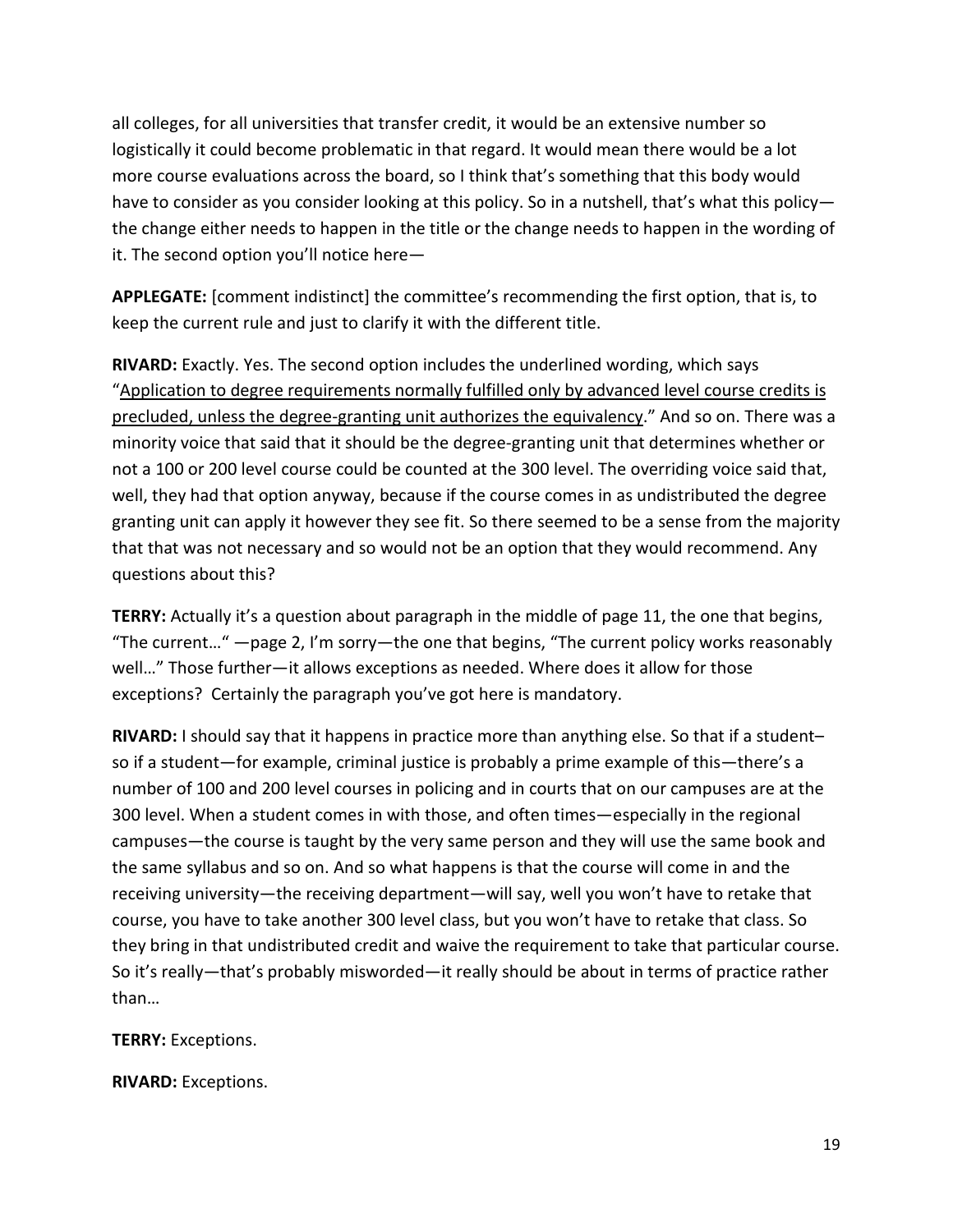all colleges, for all universities that transfer credit, it would be an extensive number so logistically it could become problematic in that regard. It would mean there would be a lot more course evaluations across the board, so I think that's something that this body would have to consider as you consider looking at this policy. So in a nutshell, that's what this policy—the change either needs to happen in the title or the change needs to happen in the wording of it. The second option you'll notice here—

**APPLEGATE:** [comment indistinct] the committee's recommending the first option, that is, to keep the current rule and just to clarify it with the different title.

**RIVARD:** Exactly. Yes. The second option includes the underlined wording, which says "<u>Application to degree requirements normally fulfilled only by advanced level course credits is precluded, unless the degree-granting unit authorizes the equivalency</u>." And so on. There was a minority voice that said that it should be the degree-granting unit that determines whether or not a 100 or 200 level course could be counted at the 300 level. The overriding voice said that, well, they had that option anyway, because if the course comes in as undistributed the degree granting unit can apply it however they see fit. So there seemed to be a sense from the majority that that was not necessary and so would not be an option that they would recommend. Any questions about this?

**TERRY:** Actually it's a question about paragraph in the middle of page 11, the one that begins, "The current…" —page 2, I'm sorry—the one that begins, "The current policy works reasonably well…" Those further—it allows exceptions as needed. Where does it allow for those exceptions? Certainly the paragraph you've got here is mandatory.

**RIVARD:** I should say that it happens in practice more than anything else. So that if a student–so if a student—for example, criminal justice is probably a prime example of this—there's a number of 100 and 200 level courses in policing and in courts that on our campuses are at the 300 level. When a student comes in with those, and often times—especially in the regional campuses—the course is taught by the very same person and they will use the same book and the same syllabus and so on. And so what happens is that the course will come in and the receiving university—the receiving department—will say, well you won't have to retake that course, you have to take another 300 level class, but you won't have to retake that class. So they bring in that undistributed credit and waive the requirement to take that particular course. So it's really—that's probably misworded—it really should be about in terms of practice rather than…

**TERRY:** Exceptions.

**RIVARD:** Exceptions.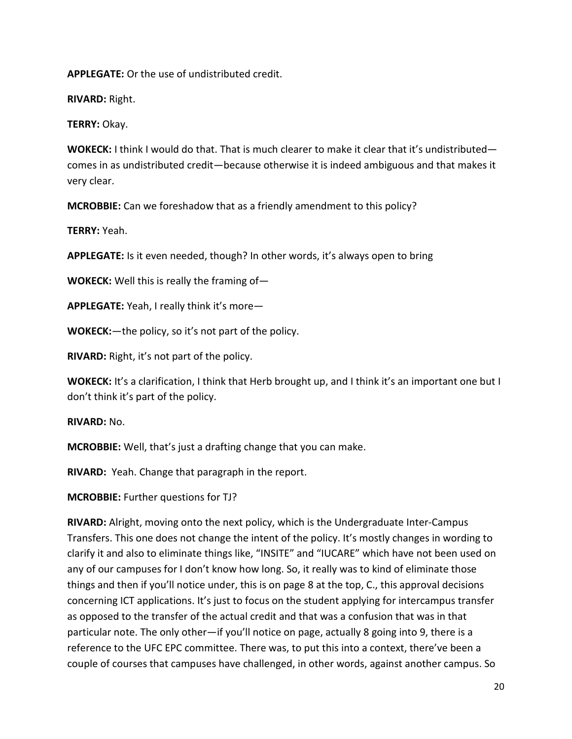**APPLEGATE:** Or the use of undistributed credit.

**RIVARD:** Right.

**TERRY:** Okay.

**WOKECK:** I think I would do that. That is much clearer to make it clear that it's undistributed—comes in as undistributed credit—because otherwise it is indeed ambiguous and that makes it very clear.

**MCROBBIE:** Can we foreshadow that as a friendly amendment to this policy?

**TERRY:** Yeah.

**APPLEGATE:** Is it even needed, though? In other words, it's always open to bring

**WOKECK:** Well this is really the framing of—

**APPLEGATE:** Yeah, I really think it's more—

**WOKECK:**—the policy, so it's not part of the policy.

**RIVARD:** Right, it's not part of the policy.

**WOKECK:** It's a clarification, I think that Herb brought up, and I think it's an important one but I don't think it's part of the policy.

**RIVARD:** No.

**MCROBBIE:** Well, that's just a drafting change that you can make.

**RIVARD:** Yeah. Change that paragraph in the report.

**MCROBBIE:** Further questions for TJ?

**RIVARD:** Alright, moving onto the next policy, which is the Undergraduate Inter-Campus Transfers. This one does not change the intent of the policy. It's mostly changes in wording to clarify it and also to eliminate things like, "INSITE" and "IUCARE" which have not been used on any of our campuses for I don't know how long. So, it really was to kind of eliminate those things and then if you'll notice under, this is on page 8 at the top, C., this approval decisions concerning ICT applications. It's just to focus on the student applying for intercampus transfer as opposed to the transfer of the actual credit and that was a confusion that was in that particular note. The only other—if you'll notice on page, actually 8 going into 9, there is a reference to the UFC EPC committee. There was, to put this into a context, there've been a couple of courses that campuses have challenged, in other words, against another campus. So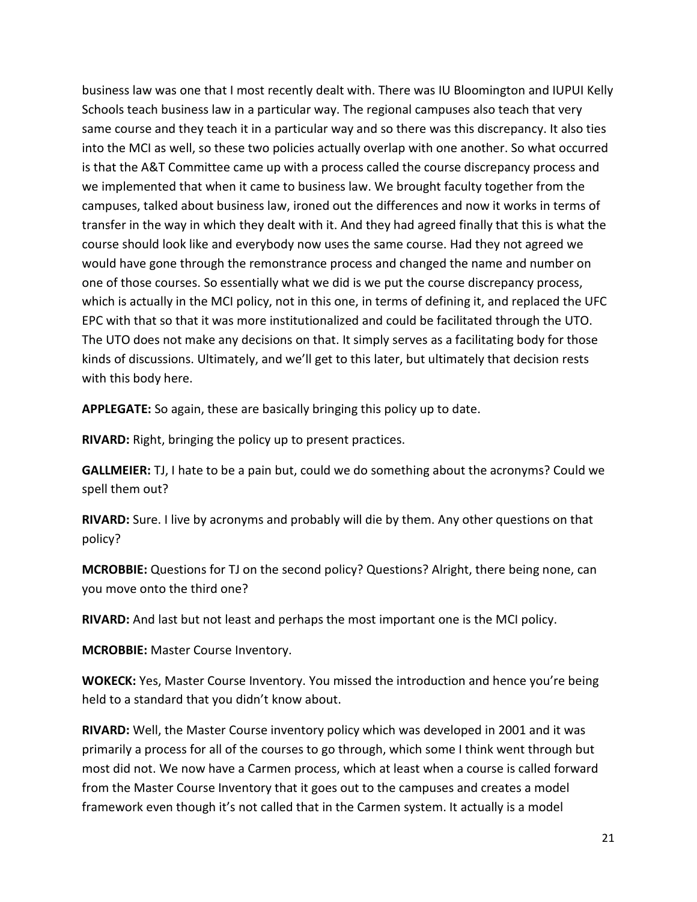business law was one that I most recently dealt with. There was IU Bloomington and IUPUI Kelly Schools teach business law in a particular way. The regional campuses also teach that very same course and they teach it in a particular way and so there was this discrepancy. It also ties into the MCI as well, so these two policies actually overlap with one another. So what occurred is that the A&T Committee came up with a process called the course discrepancy process and we implemented that when it came to business law. We brought faculty together from the campuses, talked about business law, ironed out the differences and now it works in terms of transfer in the way in which they dealt with it. And they had agreed finally that this is what the course should look like and everybody now uses the same course. Had they not agreed we would have gone through the remonstrance process and changed the name and number on one of those courses. So essentially what we did is we put the course discrepancy process, which is actually in the MCI policy, not in this one, in terms of defining it, and replaced the UFC EPC with that so that it was more institutionalized and could be facilitated through the UTO. The UTO does not make any decisions on that. It simply serves as a facilitating body for those kinds of discussions. Ultimately, and we'll get to this later, but ultimately that decision rests with this body here.

**APPLEGATE:** So again, these are basically bringing this policy up to date.

**RIVARD:** Right, bringing the policy up to present practices.

**GALLMEIER:** TJ, I hate to be a pain but, could we do something about the acronyms? Could we spell them out?

**RIVARD:** Sure. I live by acronyms and probably will die by them. Any other questions on that policy?

**MCROBBIE:** Questions for TJ on the second policy? Questions? Alright, there being none, can you move onto the third one?

**RIVARD:** And last but not least and perhaps the most important one is the MCI policy.

**MCROBBIE:** Master Course Inventory.

**WOKECK:** Yes, Master Course Inventory. You missed the introduction and hence you're being held to a standard that you didn't know about.

**RIVARD:** Well, the Master Course inventory policy which was developed in 2001 and it was primarily a process for all of the courses to go through, which some I think went through but most did not. We now have a Carmen process, which at least when a course is called forward from the Master Course Inventory that it goes out to the campuses and creates a model framework even though it's not called that in the Carmen system. It actually is a model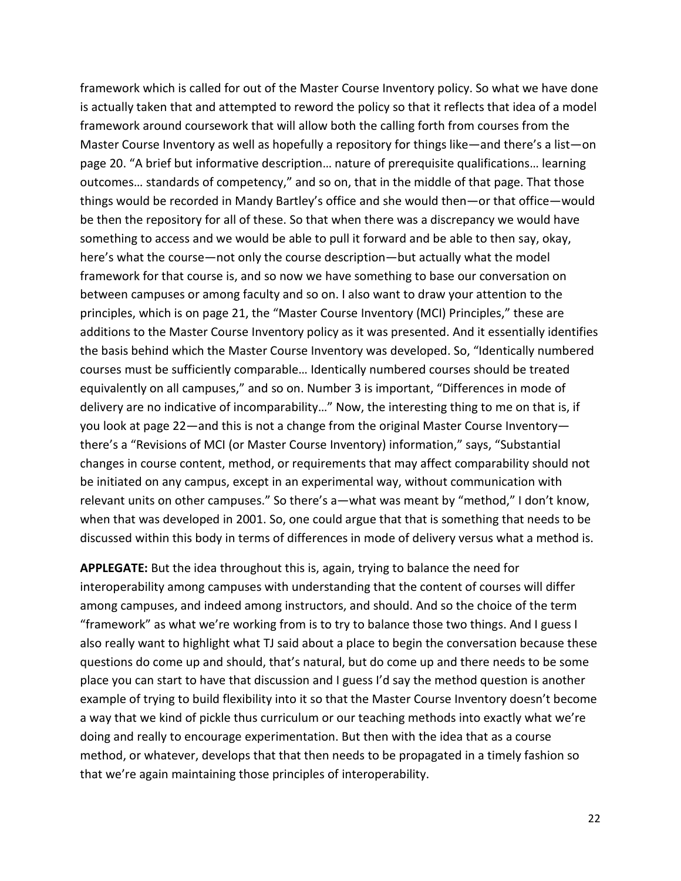framework which is called for out of the Master Course Inventory policy. So what we have done is actually taken that and attempted to reword the policy so that it reflects that idea of a model framework around coursework that will allow both the calling forth from courses from the Master Course Inventory as well as hopefully a repository for things like—and there's a list—on page 20. "A brief but informative description… nature of prerequisite qualifications… learning outcomes… standards of competency," and so on, that in the middle of that page. That those things would be recorded in Mandy Bartley's office and she would then—or that office—would be then the repository for all of these. So that when there was a discrepancy we would have something to access and we would be able to pull it forward and be able to then say, okay, here's what the course—not only the course description—but actually what the model framework for that course is, and so now we have something to base our conversation on between campuses or among faculty and so on. I also want to draw your attention to the principles, which is on page 21, the "Master Course Inventory (MCI) Principles," these are additions to the Master Course Inventory policy as it was presented. And it essentially identifies the basis behind which the Master Course Inventory was developed. So, "Identically numbered courses must be sufficiently comparable… Identically numbered courses should be treated equivalently on all campuses," and so on. Number 3 is important, "Differences in mode of delivery are no indicative of incomparability…" Now, the interesting thing to me on that is, if you look at page 22—and this is not a change from the original Master Course Inventory—there's a "Revisions of MCI (or Master Course Inventory) information," says, "Substantial changes in course content, method, or requirements that may affect comparability should not be initiated on any campus, except in an experimental way, without communication with relevant units on other campuses." So there's a—what was meant by "method," I don't know, when that was developed in 2001. So, one could argue that that is something that needs to be discussed within this body in terms of differences in mode of delivery versus what a method is.

**APPLEGATE:** But the idea throughout this is, again, trying to balance the need for interoperability among campuses with understanding that the content of courses will differ among campuses, and indeed among instructors, and should. And so the choice of the term "framework" as what we're working from is to try to balance those two things. And I guess I also really want to highlight what TJ said about a place to begin the conversation because these questions do come up and should, that's natural, but do come up and there needs to be some place you can start to have that discussion and I guess I'd say the method question is another example of trying to build flexibility into it so that the Master Course Inventory doesn't become a way that we kind of pickle thus curriculum or our teaching methods into exactly what we're doing and really to encourage experimentation. But then with the idea that as a course method, or whatever, develops that that then needs to be propagated in a timely fashion so that we're again maintaining those principles of interoperability.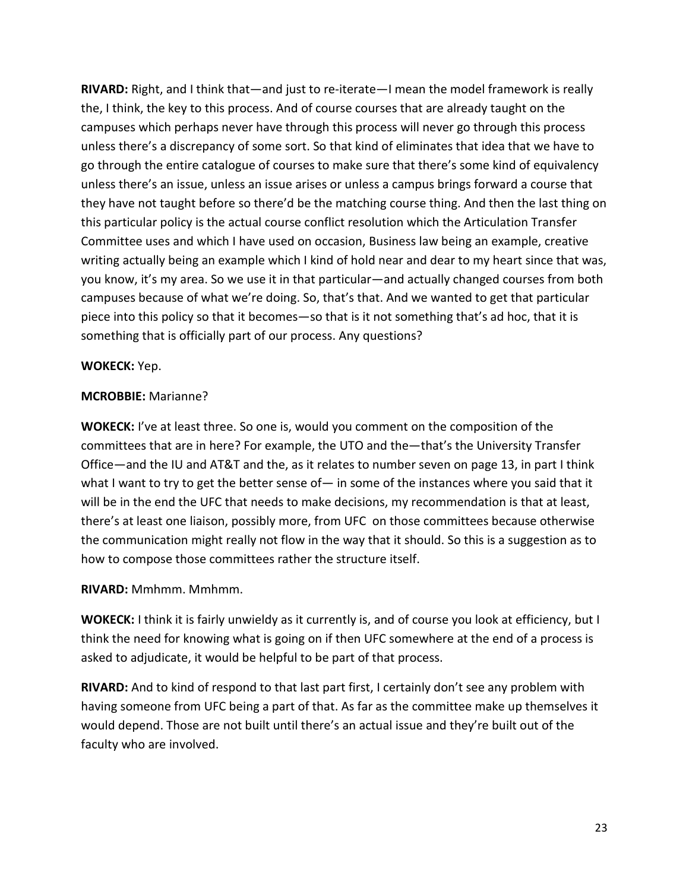**RIVARD:** Right, and I think that—and just to re-iterate—I mean the model framework is really the, I think, the key to this process. And of course courses that are already taught on the campuses which perhaps never have through this process will never go through this process unless there's a discrepancy of some sort. So that kind of eliminates that idea that we have to go through the entire catalogue of courses to make sure that there's some kind of equivalency unless there's an issue, unless an issue arises or unless a campus brings forward a course that they have not taught before so there'd be the matching course thing. And then the last thing on this particular policy is the actual course conflict resolution which the Articulation Transfer Committee uses and which I have used on occasion, Business law being an example, creative writing actually being an example which I kind of hold near and dear to my heart since that was, you know, it's my area. So we use it in that particular—and actually changed courses from both campuses because of what we're doing. So, that's that. And we wanted to get that particular piece into this policy so that it becomes—so that is it not something that's ad hoc, that it is something that is officially part of our process. Any questions?

**WOKECK:** Yep.

**MCROBBIE:** Marianne?

**WOKECK:** I've at least three. So one is, would you comment on the composition of the committees that are in here? For example, the UTO and the—that's the University Transfer Office—and the IU and AT&T and the, as it relates to number seven on page 13, in part I think what I want to try to get the better sense of— in some of the instances where you said that it will be in the end the UFC that needs to make decisions, my recommendation is that at least, there's at least one liaison, possibly more, from UFC on those committees because otherwise the communication might really not flow in the way that it should. So this is a suggestion as to how to compose those committees rather the structure itself.

**RIVARD:** Mmhmm. Mmhmm.

**WOKECK:** I think it is fairly unwieldy as it currently is, and of course you look at efficiency, but I think the need for knowing what is going on if then UFC somewhere at the end of a process is asked to adjudicate, it would be helpful to be part of that process.

**RIVARD:** And to kind of respond to that last part first, I certainly don't see any problem with having someone from UFC being a part of that. As far as the committee make up themselves it would depend. Those are not built until there's an actual issue and they're built out of the faculty who are involved.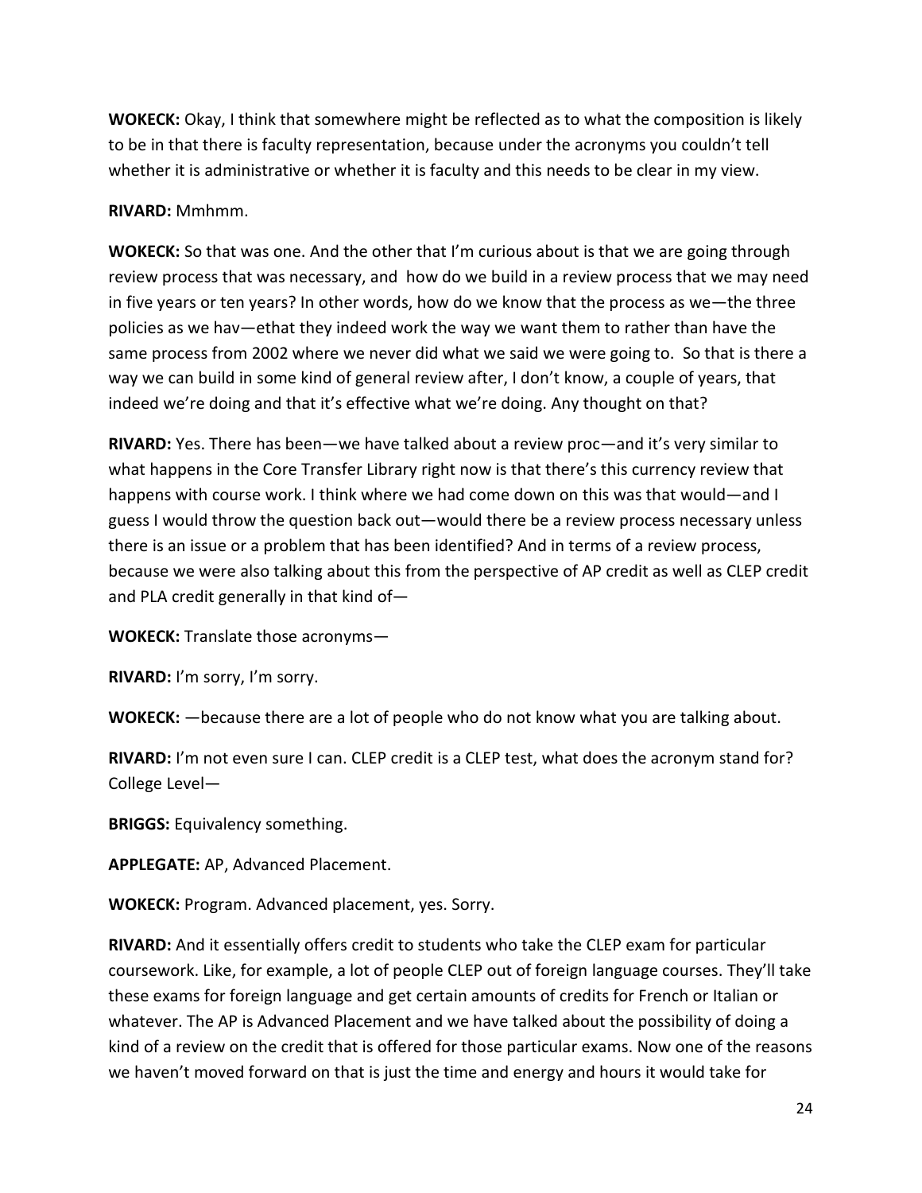**WOKECK:** Okay, I think that somewhere might be reflected as to what the composition is likely to be in that there is faculty representation, because under the acronyms you couldn't tell whether it is administrative or whether it is faculty and this needs to be clear in my view.

**RIVARD:** Mmhmm.

**WOKECK:** So that was one. And the other that I'm curious about is that we are going through review process that was necessary, and how do we build in a review process that we may need in five years or ten years? In other words, how do we know that the process as we—the three policies as we hav—ethat they indeed work the way we want them to rather than have the same process from 2002 where we never did what we said we were going to. So that is there a way we can build in some kind of general review after, I don't know, a couple of years, that indeed we're doing and that it's effective what we're doing. Any thought on that?

**RIVARD:** Yes. There has been—we have talked about a review proc—and it's very similar to what happens in the Core Transfer Library right now is that there's this currency review that happens with course work. I think where we had come down on this was that would—and I guess I would throw the question back out—would there be a review process necessary unless there is an issue or a problem that has been identified? And in terms of a review process, because we were also talking about this from the perspective of AP credit as well as CLEP credit and PLA credit generally in that kind of—

**WOKECK:** Translate those acronyms—

**RIVARD:** I'm sorry, I'm sorry.

**WOKECK:** —because there are a lot of people who do not know what you are talking about.

**RIVARD:** I'm not even sure I can. CLEP credit is a CLEP test, what does the acronym stand for? College Level—

**BRIGGS:** Equivalency something.

**APPLEGATE:** AP, Advanced Placement.

**WOKECK:** Program. Advanced placement, yes. Sorry.

**RIVARD:** And it essentially offers credit to students who take the CLEP exam for particular coursework. Like, for example, a lot of people CLEP out of foreign language courses. They'll take these exams for foreign language and get certain amounts of credits for French or Italian or whatever. The AP is Advanced Placement and we have talked about the possibility of doing a kind of a review on the credit that is offered for those particular exams. Now one of the reasons we haven't moved forward on that is just the time and energy and hours it would take for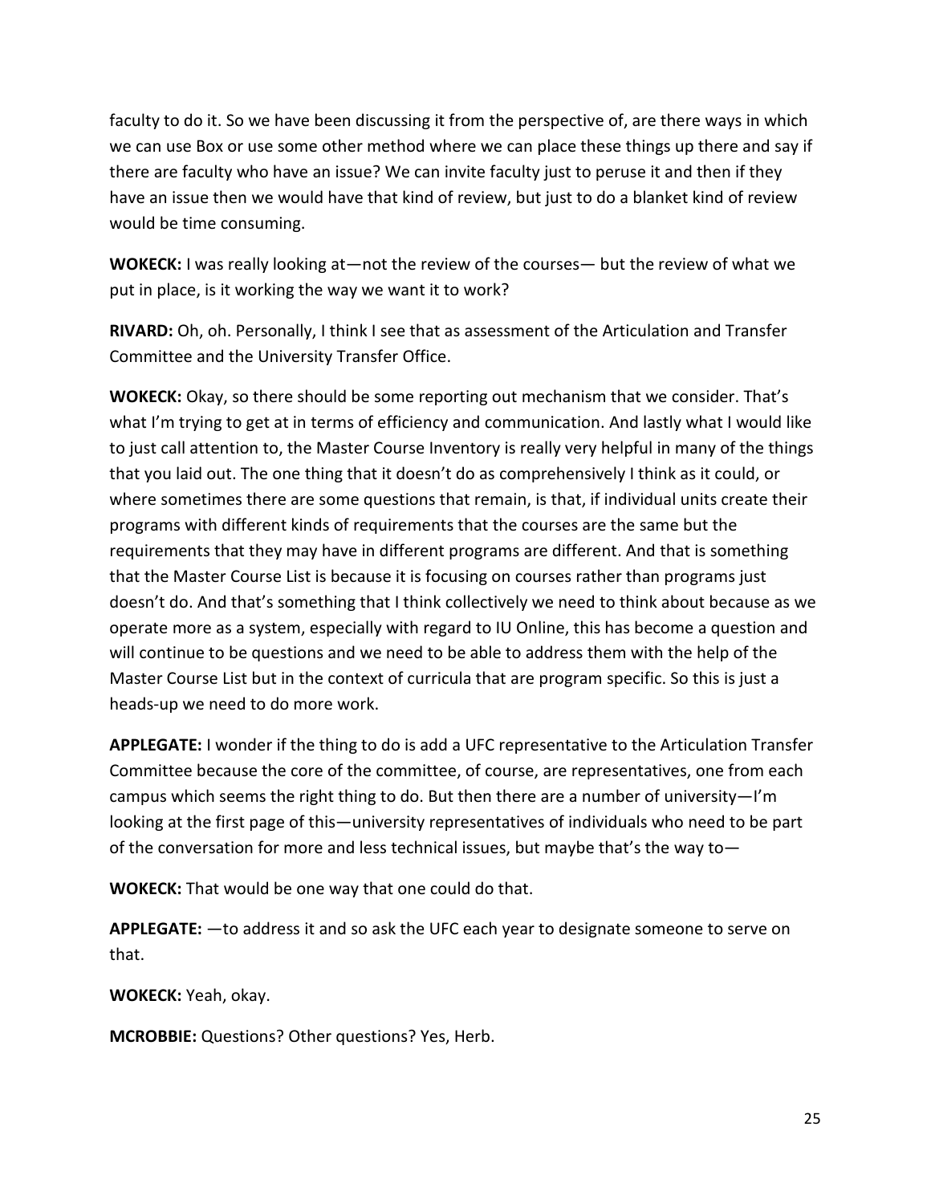faculty to do it. So we have been discussing it from the perspective of, are there ways in which we can use Box or use some other method where we can place these things up there and say if there are faculty who have an issue? We can invite faculty just to peruse it and then if they have an issue then we would have that kind of review, but just to do a blanket kind of review would be time consuming.

**WOKECK:** I was really looking at—not the review of the courses— but the review of what we put in place, is it working the way we want it to work?

**RIVARD:** Oh, oh. Personally, I think I see that as assessment of the Articulation and Transfer Committee and the University Transfer Office.

**WOKECK:** Okay, so there should be some reporting out mechanism that we consider. That's what I'm trying to get at in terms of efficiency and communication. And lastly what I would like to just call attention to, the Master Course Inventory is really very helpful in many of the things that you laid out. The one thing that it doesn't do as comprehensively I think as it could, or where sometimes there are some questions that remain, is that, if individual units create their programs with different kinds of requirements that the courses are the same but the requirements that they may have in different programs are different. And that is something that the Master Course List is because it is focusing on courses rather than programs just doesn't do. And that's something that I think collectively we need to think about because as we operate more as a system, especially with regard to IU Online, this has become a question and will continue to be questions and we need to be able to address them with the help of the Master Course List but in the context of curricula that are program specific. So this is just a heads-up we need to do more work.

**APPLEGATE:** I wonder if the thing to do is add a UFC representative to the Articulation Transfer Committee because the core of the committee, of course, are representatives, one from each campus which seems the right thing to do. But then there are a number of university—I'm looking at the first page of this—university representatives of individuals who need to be part of the conversation for more and less technical issues, but maybe that's the way to—

**WOKECK:** That would be one way that one could do that.

**APPLEGATE:** —to address it and so ask the UFC each year to designate someone to serve on that.

**WOKECK:** Yeah, okay.

**MCROBBIE:** Questions? Other questions? Yes, Herb.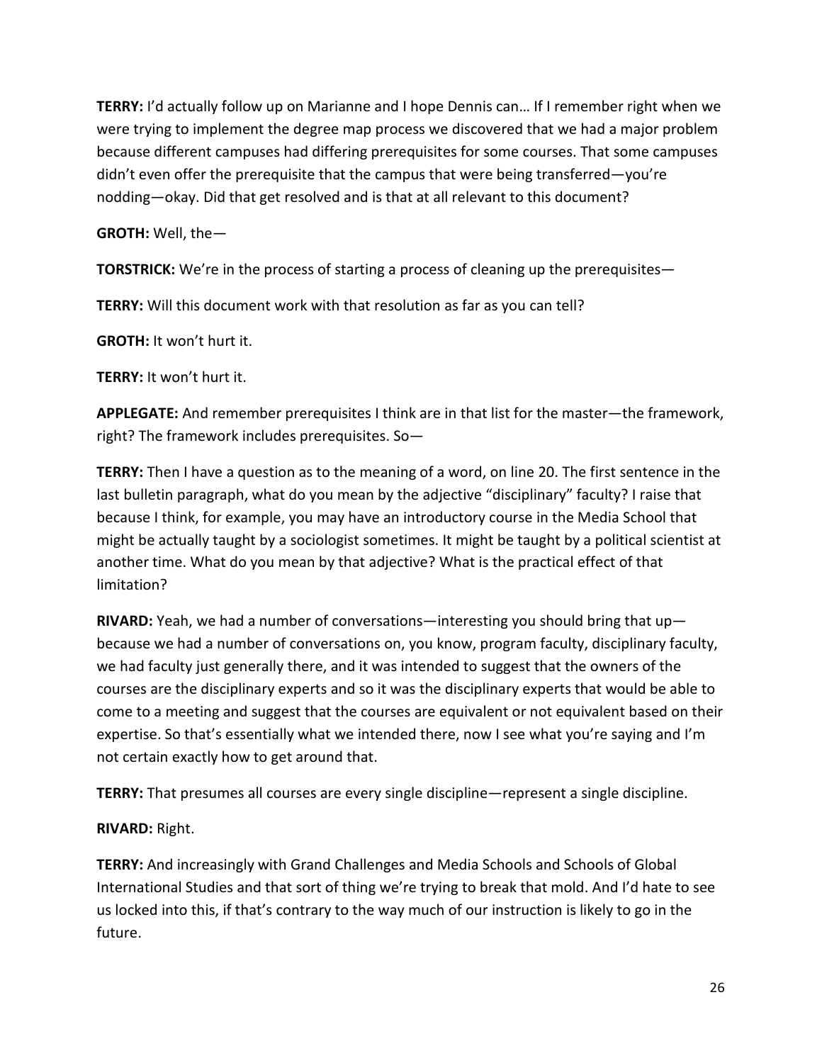**TERRY:** I'd actually follow up on Marianne and I hope Dennis can… If I remember right when we were trying to implement the degree map process we discovered that we had a major problem because different campuses had differing prerequisites for some courses. That some campuses didn't even offer the prerequisite that the campus that were being transferred—you're nodding—okay. Did that get resolved and is that at all relevant to this document?

**GROTH:** Well, the—

**TORSTRICK:** We're in the process of starting a process of cleaning up the prerequisites—

**TERRY:** Will this document work with that resolution as far as you can tell?

**GROTH:** It won't hurt it.

**TERRY:** It won't hurt it.

**APPLEGATE:** And remember prerequisites I think are in that list for the master—the framework, right? The framework includes prerequisites. So—

**TERRY:** Then I have a question as to the meaning of a word, on line 20. The first sentence in the last bulletin paragraph, what do you mean by the adjective "disciplinary" faculty? I raise that because I think, for example, you may have an introductory course in the Media School that might be actually taught by a sociologist sometimes. It might be taught by a political scientist at another time. What do you mean by that adjective? What is the practical effect of that limitation?

**RIVARD:** Yeah, we had a number of conversations—interesting you should bring that up—because we had a number of conversations on, you know, program faculty, disciplinary faculty, we had faculty just generally there, and it was intended to suggest that the owners of the courses are the disciplinary experts and so it was the disciplinary experts that would be able to come to a meeting and suggest that the courses are equivalent or not equivalent based on their expertise. So that's essentially what we intended there, now I see what you're saying and I'm not certain exactly how to get around that.

**TERRY:** That presumes all courses are every single discipline—represent a single discipline.

**RIVARD:** Right.

**TERRY:** And increasingly with Grand Challenges and Media Schools and Schools of Global International Studies and that sort of thing we're trying to break that mold. And I'd hate to see us locked into this, if that's contrary to the way much of our instruction is likely to go in the future.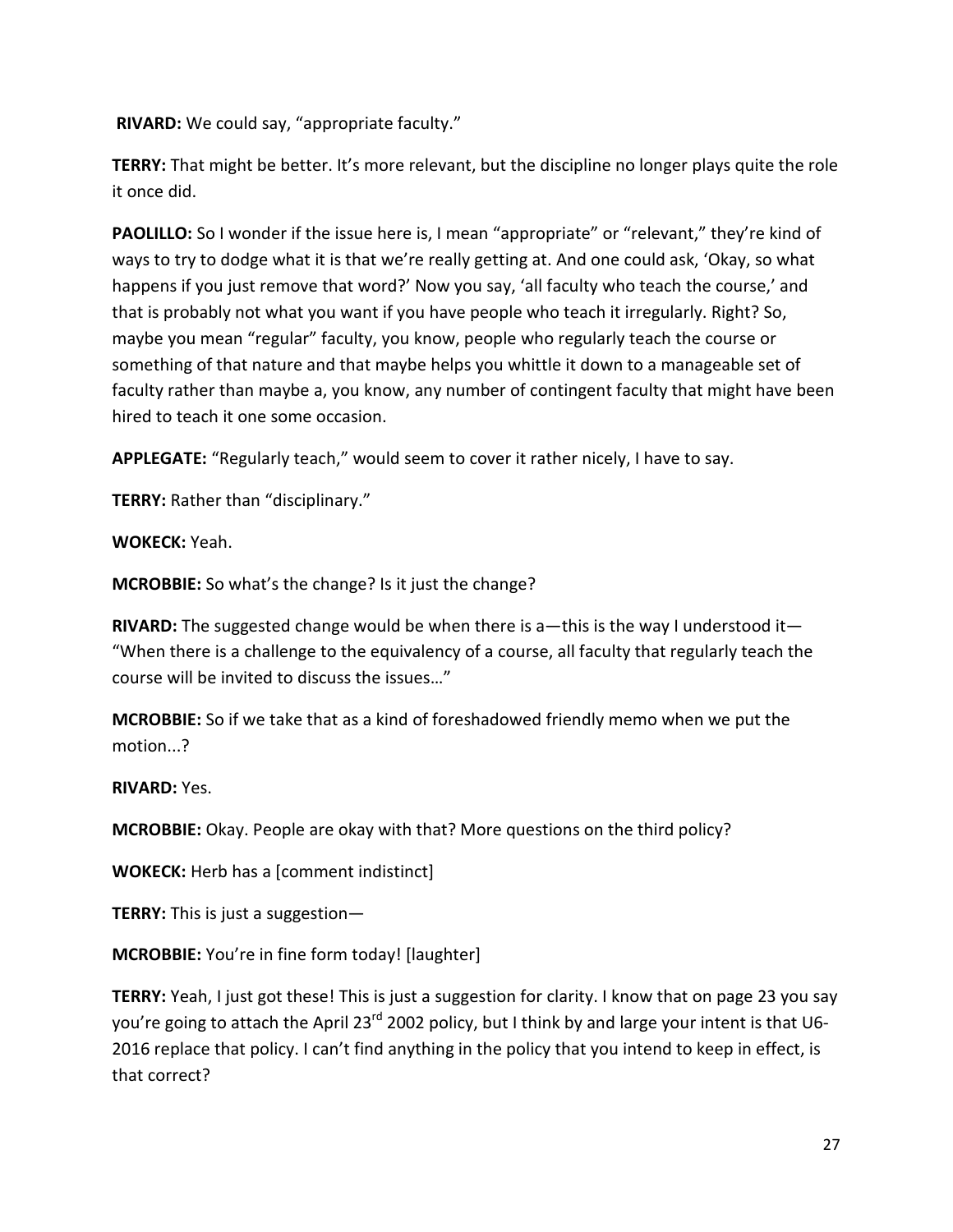**RIVARD:** We could say, "appropriate faculty."

**TERRY:** That might be better. It's more relevant, but the discipline no longer plays quite the role it once did.

**PAOLILLO:** So I wonder if the issue here is, I mean "appropriate" or "relevant," they're kind of ways to try to dodge what it is that we're really getting at. And one could ask, 'Okay, so what happens if you just remove that word?' Now you say, 'all faculty who teach the course,' and that is probably not what you want if you have people who teach it irregularly. Right? So, maybe you mean "regular" faculty, you know, people who regularly teach the course or something of that nature and that maybe helps you whittle it down to a manageable set of faculty rather than maybe a, you know, any number of contingent faculty that might have been hired to teach it one some occasion.

**APPLEGATE:** "Regularly teach," would seem to cover it rather nicely, I have to say.

**TERRY:** Rather than "disciplinary."

**WOKECK:** Yeah.

**MCROBBIE:** So what's the change? Is it just the change?

**RIVARD:** The suggested change would be when there is a—this is the way I understood it— "When there is a challenge to the equivalency of a course, all faculty that regularly teach the course will be invited to discuss the issues…"

**MCROBBIE:** So if we take that as a kind of foreshadowed friendly memo when we put the motion...?

**RIVARD:** Yes.

**MCROBBIE:** Okay. People are okay with that? More questions on the third policy?

**WOKECK:** Herb has a [comment indistinct]

**TERRY:** This is just a suggestion—

**MCROBBIE:** You're in fine form today! [laughter]

**TERRY:** Yeah, I just got these! This is just a suggestion for clarity. I know that on page 23 you say you're going to attach the April 23rd 2002 policy, but I think by and large your intent is that U6-2016 replace that policy. I can't find anything in the policy that you intend to keep in effect, is that correct?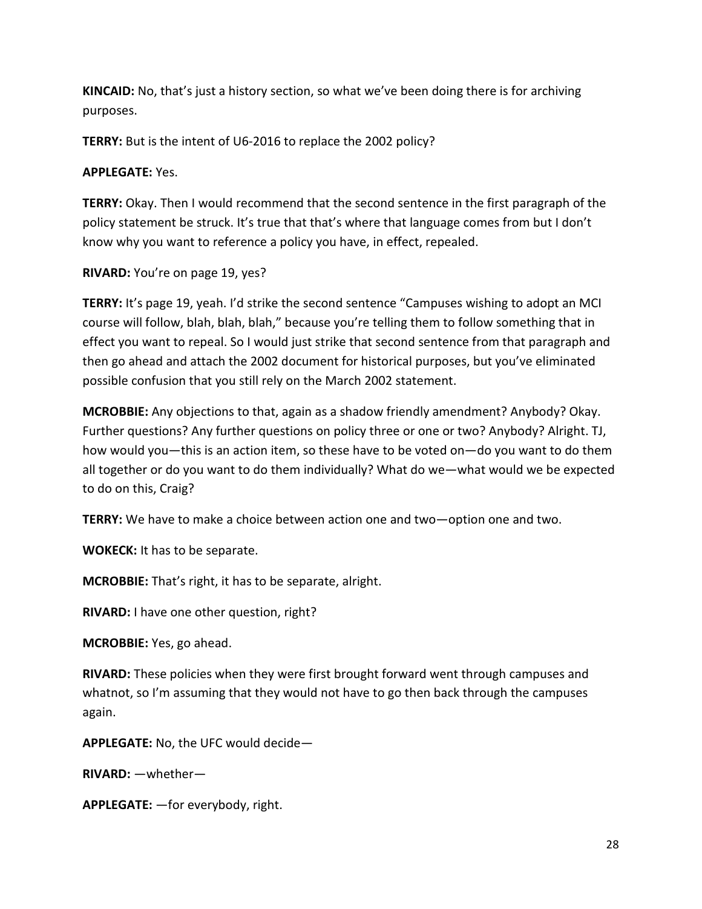**KINCAID:** No, that's just a history section, so what we've been doing there is for archiving purposes.

**TERRY:** But is the intent of U6-2016 to replace the 2002 policy?

**APPLEGATE:** Yes.

**TERRY:** Okay. Then I would recommend that the second sentence in the first paragraph of the policy statement be struck. It's true that that's where that language comes from but I don't know why you want to reference a policy you have, in effect, repealed.

**RIVARD:** You're on page 19, yes?

**TERRY:** It's page 19, yeah. I'd strike the second sentence "Campuses wishing to adopt an MCI course will follow, blah, blah, blah," because you're telling them to follow something that in effect you want to repeal. So I would just strike that second sentence from that paragraph and then go ahead and attach the 2002 document for historical purposes, but you've eliminated possible confusion that you still rely on the March 2002 statement.

**MCROBBIE:** Any objections to that, again as a shadow friendly amendment? Anybody? Okay. Further questions? Any further questions on policy three or one or two? Anybody? Alright. TJ, how would you—this is an action item, so these have to be voted on—do you want to do them all together or do you want to do them individually? What do we—what would we be expected to do on this, Craig?

**TERRY:** We have to make a choice between action one and two—option one and two.

**WOKECK:** It has to be separate.

**MCROBBIE:** That's right, it has to be separate, alright.

**RIVARD:** I have one other question, right?

**MCROBBIE:** Yes, go ahead.

**RIVARD:** These policies when they were first brought forward went through campuses and whatnot, so I'm assuming that they would not have to go then back through the campuses again.

**APPLEGATE:** No, the UFC would decide—

**RIVARD:** —whether—

**APPLEGATE:** —for everybody, right.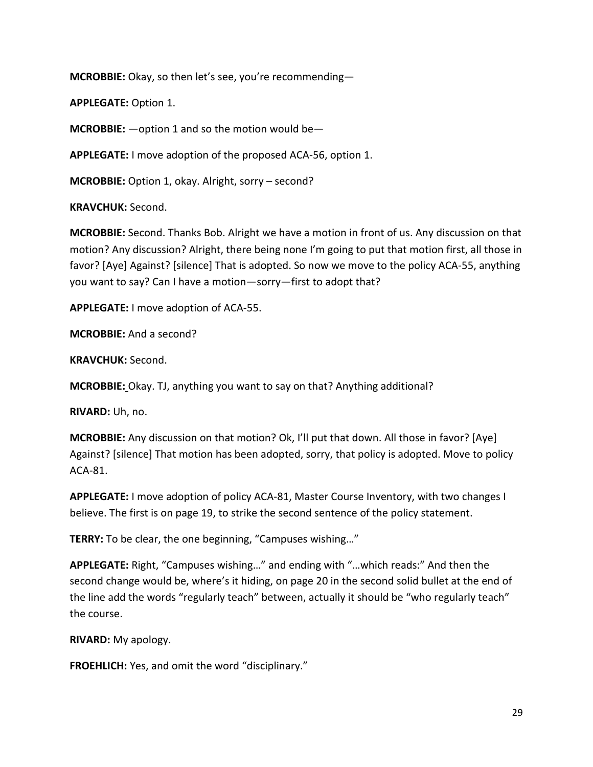**MCROBBIE:** Okay, so then let's see, you're recommending—

**APPLEGATE:** Option 1.

**MCROBBIE:** —option 1 and so the motion would be—

**APPLEGATE:** I move adoption of the proposed ACA-56, option 1.

**MCROBBIE:** Option 1, okay. Alright, sorry – second?

**KRAVCHUK:** Second.

**MCROBBIE:** Second. Thanks Bob. Alright we have a motion in front of us. Any discussion on that motion? Any discussion? Alright, there being none I'm going to put that motion first, all those in favor? [Aye] Against? [silence] That is adopted. So now we move to the policy ACA-55, anything you want to say? Can I have a motion—sorry—first to adopt that?

**APPLEGATE:** I move adoption of ACA-55.

**MCROBBIE:** And a second?

**KRAVCHUK:** Second.

**MCROBBIE:** Okay. TJ, anything you want to say on that? Anything additional?

**RIVARD:** Uh, no.

**MCROBBIE:** Any discussion on that motion? Ok, I'll put that down. All those in favor? [Aye] Against? [silence] That motion has been adopted, sorry, that policy is adopted. Move to policy ACA-81.

**APPLEGATE:** I move adoption of policy ACA-81, Master Course Inventory, with two changes I believe. The first is on page 19, to strike the second sentence of the policy statement.

**TERRY:** To be clear, the one beginning, "Campuses wishing…"

**APPLEGATE:** Right, "Campuses wishing…" and ending with "…which reads:" And then the second change would be, where's it hiding, on page 20 in the second solid bullet at the end of the line add the words "regularly teach" between, actually it should be "who regularly teach" the course.

**RIVARD:** My apology.

**FROEHLICH:** Yes, and omit the word "disciplinary."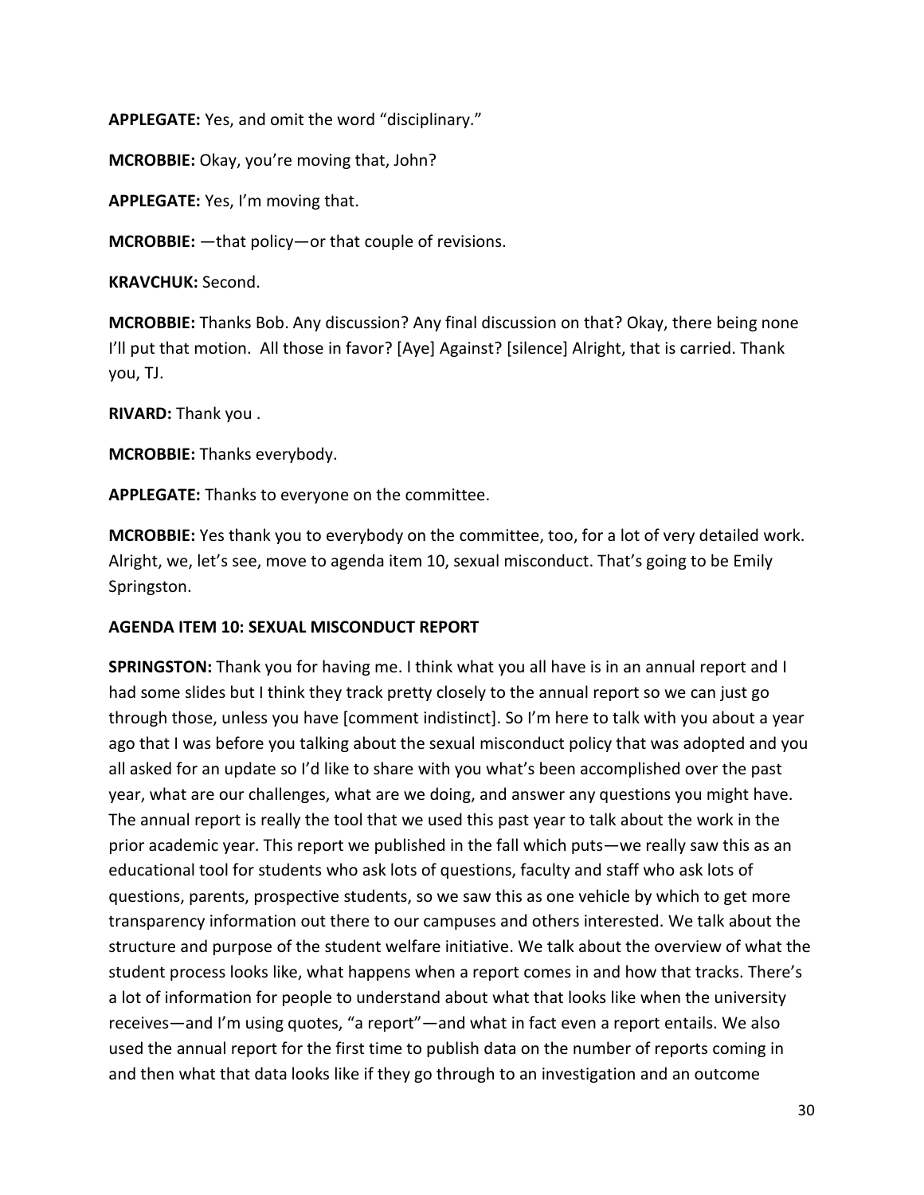**APPLEGATE:** Yes, and omit the word "disciplinary."

**MCROBBIE:** Okay, you're moving that, John?

**APPLEGATE:** Yes, I'm moving that.

**MCROBBIE:** —that policy—or that couple of revisions.

**KRAVCHUK:** Second.

**MCROBBIE:** Thanks Bob. Any discussion? Any final discussion on that? Okay, there being none I'll put that motion. All those in favor? [Aye] Against? [silence] Alright, that is carried. Thank you, TJ.

**RIVARD:** Thank you .

**MCROBBIE:** Thanks everybody.

**APPLEGATE:** Thanks to everyone on the committee.

**MCROBBIE:** Yes thank you to everybody on the committee, too, for a lot of very detailed work. Alright, we, let's see, move to agenda item 10, sexual misconduct. That's going to be Emily Springston.

**AGENDA ITEM 10: SEXUAL MISCONDUCT REPORT**

**SPRINGSTON:** Thank you for having me. I think what you all have is in an annual report and I had some slides but I think they track pretty closely to the annual report so we can just go through those, unless you have [comment indistinct]. So I'm here to talk with you about a year ago that I was before you talking about the sexual misconduct policy that was adopted and you all asked for an update so I'd like to share with you what's been accomplished over the past year, what are our challenges, what are we doing, and answer any questions you might have. The annual report is really the tool that we used this past year to talk about the work in the prior academic year. This report we published in the fall which puts—we really saw this as an educational tool for students who ask lots of questions, faculty and staff who ask lots of questions, parents, prospective students, so we saw this as one vehicle by which to get more transparency information out there to our campuses and others interested. We talk about the structure and purpose of the student welfare initiative. We talk about the overview of what the student process looks like, what happens when a report comes in and how that tracks. There's a lot of information for people to understand about what that looks like when the university receives—and I'm using quotes, "a report"—and what in fact even a report entails. We also used the annual report for the first time to publish data on the number of reports coming in and then what that data looks like if they go through to an investigation and an outcome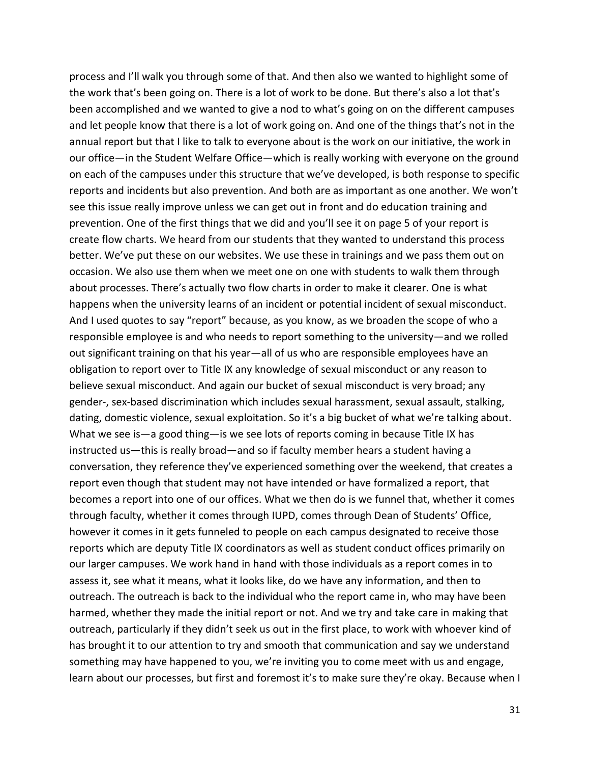process and I'll walk you through some of that. And then also we wanted to highlight some of the work that's been going on. There is a lot of work to be done. But there's also a lot that's been accomplished and we wanted to give a nod to what's going on on the different campuses and let people know that there is a lot of work going on. And one of the things that's not in the annual report but that I like to talk to everyone about is the work on our initiative, the work in our office—in the Student Welfare Office—which is really working with everyone on the ground on each of the campuses under this structure that we've developed, is both response to specific reports and incidents but also prevention. And both are as important as one another. We won't see this issue really improve unless we can get out in front and do education training and prevention. One of the first things that we did and you'll see it on page 5 of your report is create flow charts. We heard from our students that they wanted to understand this process better. We've put these on our websites. We use these in trainings and we pass them out on occasion. We also use them when we meet one on one with students to walk them through about processes. There's actually two flow charts in order to make it clearer. One is what happens when the university learns of an incident or potential incident of sexual misconduct. And I used quotes to say "report" because, as you know, as we broaden the scope of who a responsible employee is and who needs to report something to the university—and we rolled out significant training on that his year—all of us who are responsible employees have an obligation to report over to Title IX any knowledge of sexual misconduct or any reason to believe sexual misconduct. And again our bucket of sexual misconduct is very broad; any gender-, sex-based discrimination which includes sexual harassment, sexual assault, stalking, dating, domestic violence, sexual exploitation. So it's a big bucket of what we're talking about. What we see is—a good thing—is we see lots of reports coming in because Title IX has instructed us—this is really broad—and so if faculty member hears a student having a conversation, they reference they've experienced something over the weekend, that creates a report even though that student may not have intended or have formalized a report, that becomes a report into one of our offices. What we then do is we funnel that, whether it comes through faculty, whether it comes through IUPD, comes through Dean of Students' Office, however it comes in it gets funneled to people on each campus designated to receive those reports which are deputy Title IX coordinators as well as student conduct offices primarily on our larger campuses. We work hand in hand with those individuals as a report comes in to assess it, see what it means, what it looks like, do we have any information, and then to outreach. The outreach is back to the individual who the report came in, who may have been harmed, whether they made the initial report or not. And we try and take care in making that outreach, particularly if they didn't seek us out in the first place, to work with whoever kind of has brought it to our attention to try and smooth that communication and say we understand something may have happened to you, we're inviting you to come meet with us and engage, learn about our processes, but first and foremost it's to make sure they're okay. Because when I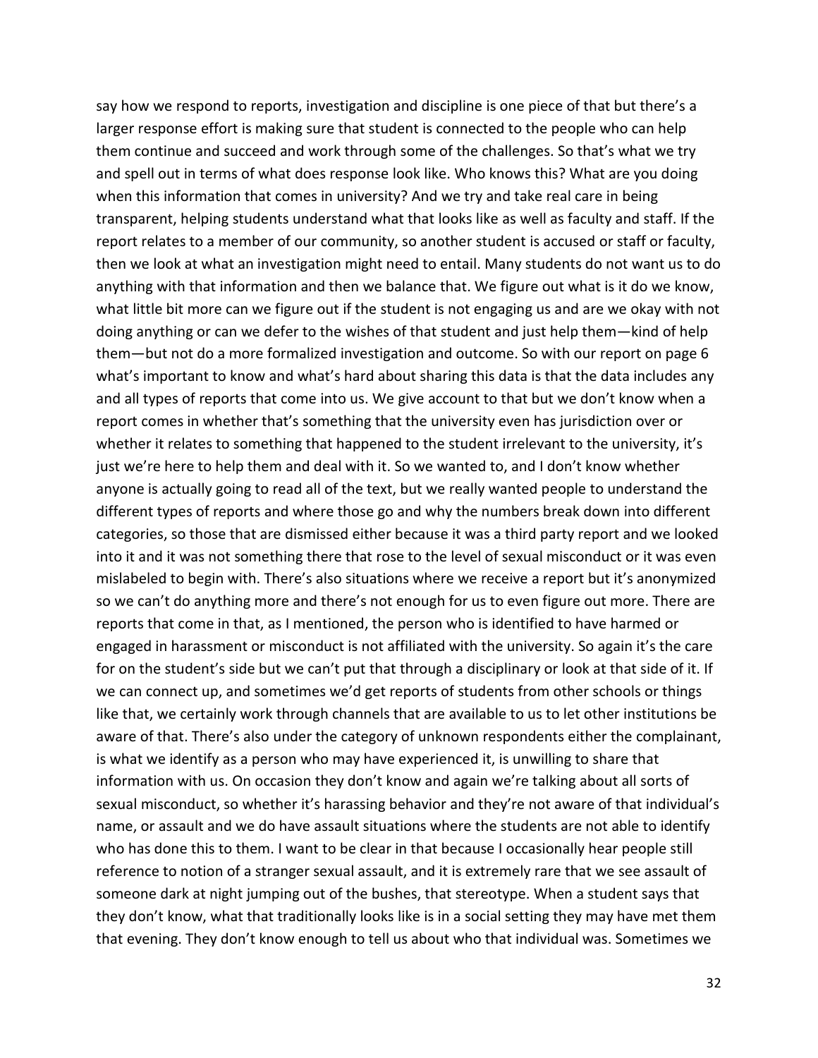say how we respond to reports, investigation and discipline is one piece of that but there's a larger response effort is making sure that student is connected to the people who can help them continue and succeed and work through some of the challenges. So that's what we try and spell out in terms of what does response look like. Who knows this? What are you doing when this information that comes in university? And we try and take real care in being transparent, helping students understand what that looks like as well as faculty and staff. If the report relates to a member of our community, so another student is accused or staff or faculty, then we look at what an investigation might need to entail. Many students do not want us to do anything with that information and then we balance that. We figure out what is it do we know, what little bit more can we figure out if the student is not engaging us and are we okay with not doing anything or can we defer to the wishes of that student and just help them—kind of help them—but not do a more formalized investigation and outcome. So with our report on page 6 what's important to know and what's hard about sharing this data is that the data includes any and all types of reports that come into us. We give account to that but we don't know when a report comes in whether that's something that the university even has jurisdiction over or whether it relates to something that happened to the student irrelevant to the university, it's just we're here to help them and deal with it. So we wanted to, and I don't know whether anyone is actually going to read all of the text, but we really wanted people to understand the different types of reports and where those go and why the numbers break down into different categories, so those that are dismissed either because it was a third party report and we looked into it and it was not something there that rose to the level of sexual misconduct or it was even mislabeled to begin with. There's also situations where we receive a report but it's anonymized so we can't do anything more and there's not enough for us to even figure out more. There are reports that come in that, as I mentioned, the person who is identified to have harmed or engaged in harassment or misconduct is not affiliated with the university. So again it's the care for on the student's side but we can't put that through a disciplinary or look at that side of it. If we can connect up, and sometimes we'd get reports of students from other schools or things like that, we certainly work through channels that are available to us to let other institutions be aware of that. There's also under the category of unknown respondents either the complainant, is what we identify as a person who may have experienced it, is unwilling to share that information with us. On occasion they don't know and again we're talking about all sorts of sexual misconduct, so whether it's harassing behavior and they're not aware of that individual's name, or assault and we do have assault situations where the students are not able to identify who has done this to them. I want to be clear in that because I occasionally hear people still reference to notion of a stranger sexual assault, and it is extremely rare that we see assault of someone dark at night jumping out of the bushes, that stereotype. When a student says that they don't know, what that traditionally looks like is in a social setting they may have met them that evening. They don't know enough to tell us about who that individual was. Sometimes we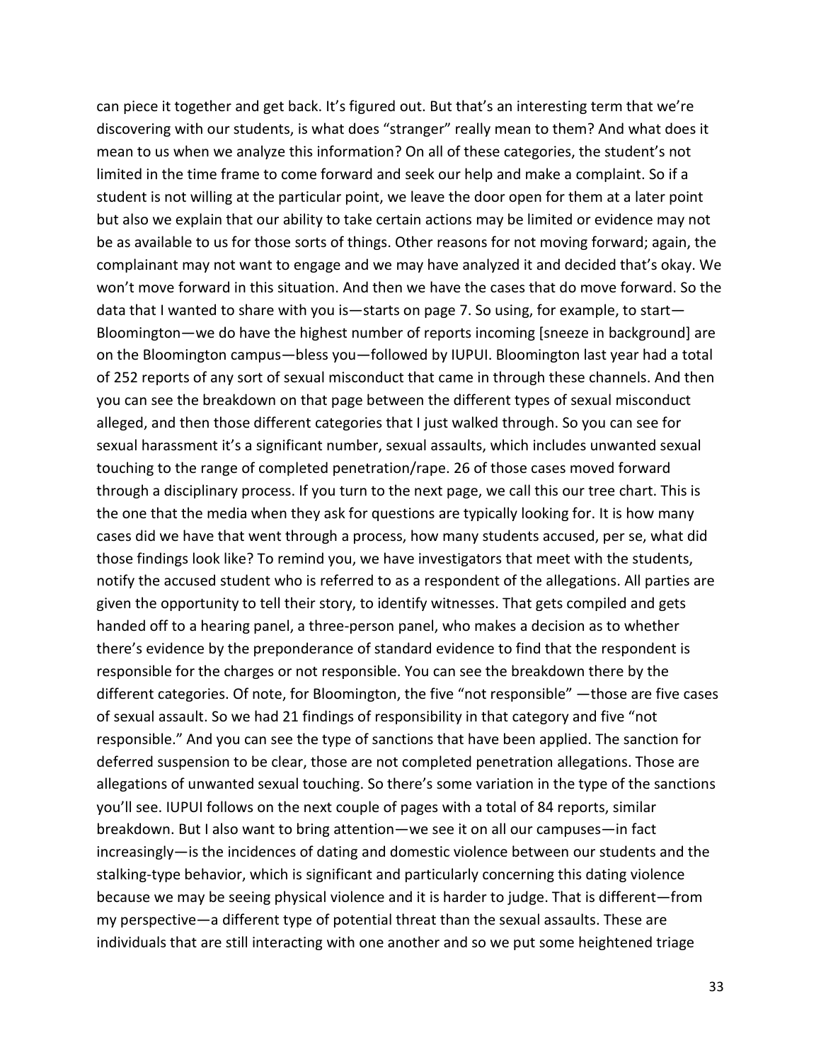can piece it together and get back. It's figured out. But that's an interesting term that we're discovering with our students, is what does "stranger" really mean to them? And what does it mean to us when we analyze this information? On all of these categories, the student's not limited in the time frame to come forward and seek our help and make a complaint. So if a student is not willing at the particular point, we leave the door open for them at a later point but also we explain that our ability to take certain actions may be limited or evidence may not be as available to us for those sorts of things. Other reasons for not moving forward; again, the complainant may not want to engage and we may have analyzed it and decided that's okay. We won't move forward in this situation. And then we have the cases that do move forward. So the data that I wanted to share with you is—starts on page 7. So using, for example, to start—Bloomington—we do have the highest number of reports incoming [sneeze in background] are on the Bloomington campus—bless you—followed by IUPUI. Bloomington last year had a total of 252 reports of any sort of sexual misconduct that came in through these channels. And then you can see the breakdown on that page between the different types of sexual misconduct alleged, and then those different categories that I just walked through. So you can see for sexual harassment it's a significant number, sexual assaults, which includes unwanted sexual touching to the range of completed penetration/rape. 26 of those cases moved forward through a disciplinary process. If you turn to the next page, we call this our tree chart. This is the one that the media when they ask for questions are typically looking for. It is how many cases did we have that went through a process, how many students accused, per se, what did those findings look like? To remind you, we have investigators that meet with the students, notify the accused student who is referred to as a respondent of the allegations. All parties are given the opportunity to tell their story, to identify witnesses. That gets compiled and gets handed off to a hearing panel, a three-person panel, who makes a decision as to whether there's evidence by the preponderance of standard evidence to find that the respondent is responsible for the charges or not responsible. You can see the breakdown there by the different categories. Of note, for Bloomington, the five "not responsible" —those are five cases of sexual assault. So we had 21 findings of responsibility in that category and five "not responsible." And you can see the type of sanctions that have been applied. The sanction for deferred suspension to be clear, those are not completed penetration allegations. Those are allegations of unwanted sexual touching. So there's some variation in the type of the sanctions you'll see. IUPUI follows on the next couple of pages with a total of 84 reports, similar breakdown. But I also want to bring attention—we see it on all our campuses—in fact increasingly—is the incidences of dating and domestic violence between our students and the stalking-type behavior, which is significant and particularly concerning this dating violence because we may be seeing physical violence and it is harder to judge. That is different—from my perspective—a different type of potential threat than the sexual assaults. These are individuals that are still interacting with one another and so we put some heightened triage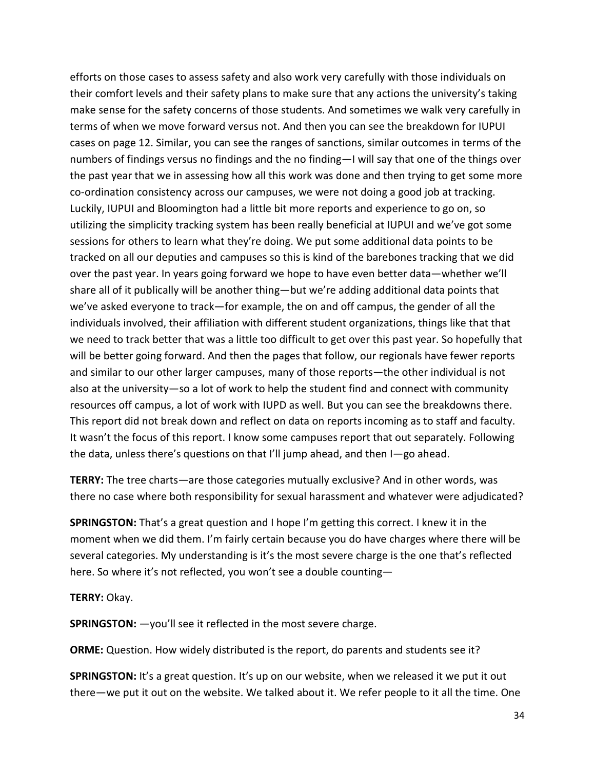efforts on those cases to assess safety and also work very carefully with those individuals on their comfort levels and their safety plans to make sure that any actions the university's taking make sense for the safety concerns of those students. And sometimes we walk very carefully in terms of when we move forward versus not. And then you can see the breakdown for IUPUI cases on page 12. Similar, you can see the ranges of sanctions, similar outcomes in terms of the numbers of findings versus no findings and the no finding—I will say that one of the things over the past year that we in assessing how all this work was done and then trying to get some more co-ordination consistency across our campuses, we were not doing a good job at tracking. Luckily, IUPUI and Bloomington had a little bit more reports and experience to go on, so utilizing the simplicity tracking system has been really beneficial at IUPUI and we've got some sessions for others to learn what they're doing. We put some additional data points to be tracked on all our deputies and campuses so this is kind of the barebones tracking that we did over the past year. In years going forward we hope to have even better data—whether we'll share all of it publically will be another thing—but we're adding additional data points that we've asked everyone to track—for example, the on and off campus, the gender of all the individuals involved, their affiliation with different student organizations, things like that that we need to track better that was a little too difficult to get over this past year. So hopefully that will be better going forward. And then the pages that follow, our regionals have fewer reports and similar to our other larger campuses, many of those reports—the other individual is not also at the university—so a lot of work to help the student find and connect with community resources off campus, a lot of work with IUPD as well. But you can see the breakdowns there. This report did not break down and reflect on data on reports incoming as to staff and faculty. It wasn't the focus of this report. I know some campuses report that out separately. Following the data, unless there's questions on that I'll jump ahead, and then I—go ahead.

**TERRY:** The tree charts—are those categories mutually exclusive? And in other words, was there no case where both responsibility for sexual harassment and whatever were adjudicated?

**SPRINGSTON:** That's a great question and I hope I'm getting this correct. I knew it in the moment when we did them. I'm fairly certain because you do have charges where there will be several categories. My understanding is it's the most severe charge is the one that's reflected here. So where it's not reflected, you won't see a double counting—

**TERRY:** Okay.

**SPRINGSTON:** —you'll see it reflected in the most severe charge.

**ORME:** Question. How widely distributed is the report, do parents and students see it?

**SPRINGSTON:** It's a great question. It's up on our website, when we released it we put it out there—we put it out on the website. We talked about it. We refer people to it all the time. One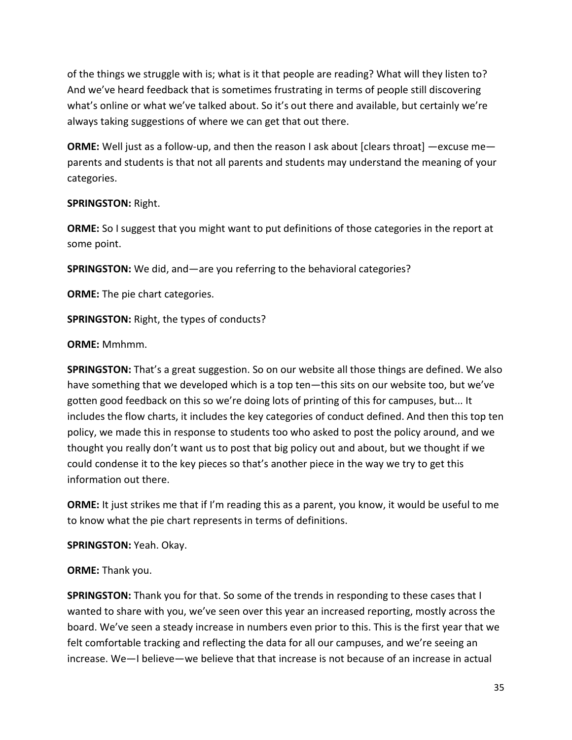of the things we struggle with is; what is it that people are reading? What will they listen to? And we've heard feedback that is sometimes frustrating in terms of people still discovering what's online or what we've talked about. So it's out there and available, but certainly we're always taking suggestions of where we can get that out there.

**ORME:** Well just as a follow-up, and then the reason I ask about [clears throat] —excuse me— parents and students is that not all parents and students may understand the meaning of your categories.

**SPRINGSTON:** Right.

**ORME:** So I suggest that you might want to put definitions of those categories in the report at some point.

**SPRINGSTON:** We did, and—are you referring to the behavioral categories?

**ORME:** The pie chart categories.

**SPRINGSTON:** Right, the types of conducts?

**ORME:** Mmhmm.

**SPRINGSTON:** That's a great suggestion. So on our website all those things are defined. We also have something that we developed which is a top ten—this sits on our website too, but we've gotten good feedback on this so we're doing lots of printing of this for campuses, but... It includes the flow charts, it includes the key categories of conduct defined. And then this top ten policy, we made this in response to students too who asked to post the policy around, and we thought you really don't want us to post that big policy out and about, but we thought if we could condense it to the key pieces so that's another piece in the way we try to get this information out there.

**ORME:** It just strikes me that if I'm reading this as a parent, you know, it would be useful to me to know what the pie chart represents in terms of definitions.

**SPRINGSTON:** Yeah. Okay.

**ORME:** Thank you.

**SPRINGSTON:** Thank you for that. So some of the trends in responding to these cases that I wanted to share with you, we've seen over this year an increased reporting, mostly across the board. We've seen a steady increase in numbers even prior to this. This is the first year that we felt comfortable tracking and reflecting the data for all our campuses, and we're seeing an increase. We—I believe—we believe that that increase is not because of an increase in actual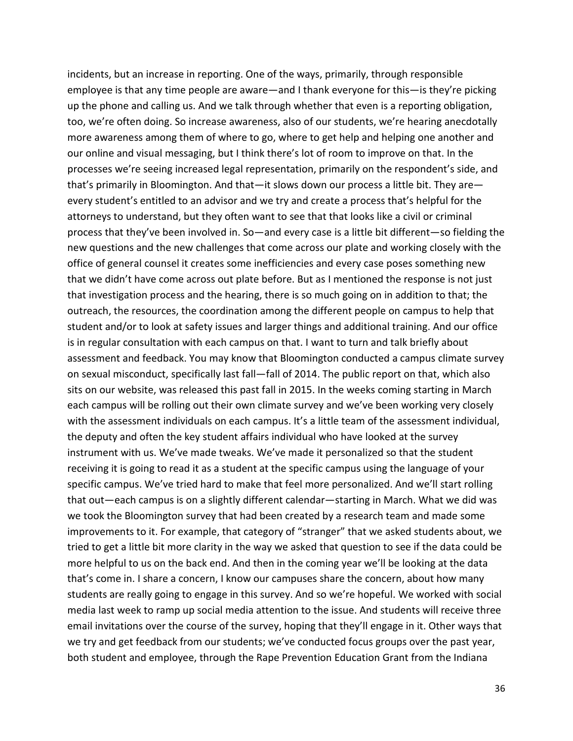incidents, but an increase in reporting. One of the ways, primarily, through responsible employee is that any time people are aware—and I thank everyone for this—is they're picking up the phone and calling us. And we talk through whether that even is a reporting obligation, too, we're often doing. So increase awareness, also of our students, we're hearing anecdotally more awareness among them of where to go, where to get help and helping one another and our online and visual messaging, but I think there's lot of room to improve on that. In the processes we're seeing increased legal representation, primarily on the respondent's side, and that's primarily in Bloomington. And that—it slows down our process a little bit. They are—every student's entitled to an advisor and we try and create a process that's helpful for the attorneys to understand, but they often want to see that that looks like a civil or criminal process that they've been involved in. So—and every case is a little bit different—so fielding the new questions and the new challenges that come across our plate and working closely with the office of general counsel it creates some inefficiencies and every case poses something new that we didn't have come across out plate before. But as I mentioned the response is not just that investigation process and the hearing, there is so much going on in addition to that; the outreach, the resources, the coordination among the different people on campus to help that student and/or to look at safety issues and larger things and additional training. And our office is in regular consultation with each campus on that. I want to turn and talk briefly about assessment and feedback. You may know that Bloomington conducted a campus climate survey on sexual misconduct, specifically last fall—fall of 2014. The public report on that, which also sits on our website, was released this past fall in 2015. In the weeks coming starting in March each campus will be rolling out their own climate survey and we've been working very closely with the assessment individuals on each campus. It's a little team of the assessment individual, the deputy and often the key student affairs individual who have looked at the survey instrument with us. We've made tweaks. We've made it personalized so that the student receiving it is going to read it as a student at the specific campus using the language of your specific campus. We've tried hard to make that feel more personalized. And we'll start rolling that out—each campus is on a slightly different calendar—starting in March. What we did was we took the Bloomington survey that had been created by a research team and made some improvements to it. For example, that category of "stranger" that we asked students about, we tried to get a little bit more clarity in the way we asked that question to see if the data could be more helpful to us on the back end. And then in the coming year we'll be looking at the data that's come in. I share a concern, I know our campuses share the concern, about how many students are really going to engage in this survey. And so we're hopeful. We worked with social media last week to ramp up social media attention to the issue. And students will receive three email invitations over the course of the survey, hoping that they'll engage in it. Other ways that we try and get feedback from our students; we've conducted focus groups over the past year, both student and employee, through the Rape Prevention Education Grant from the Indiana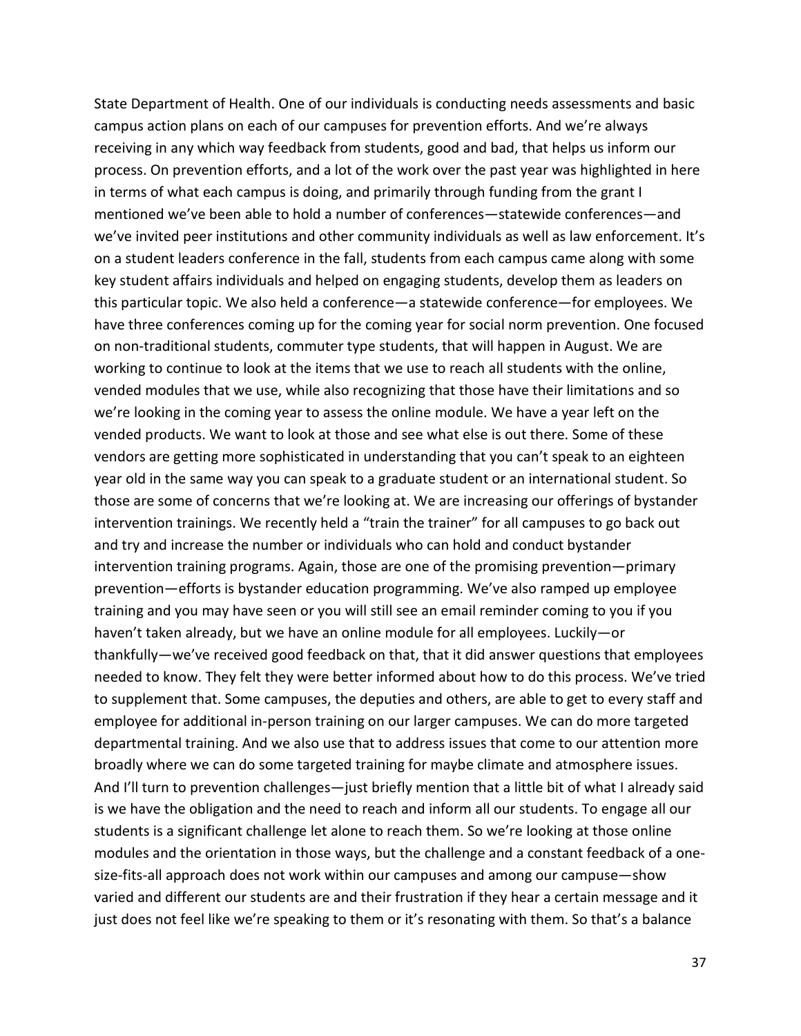State Department of Health. One of our individuals is conducting needs assessments and basic campus action plans on each of our campuses for prevention efforts. And we're always receiving in any which way feedback from students, good and bad, that helps us inform our process. On prevention efforts, and a lot of the work over the past year was highlighted in here in terms of what each campus is doing, and primarily through funding from the grant I mentioned we've been able to hold a number of conferences—statewide conferences—and we've invited peer institutions and other community individuals as well as law enforcement. It's on a student leaders conference in the fall, students from each campus came along with some key student affairs individuals and helped on engaging students, develop them as leaders on this particular topic. We also held a conference—a statewide conference—for employees. We have three conferences coming up for the coming year for social norm prevention. One focused on non-traditional students, commuter type students, that will happen in August. We are working to continue to look at the items that we use to reach all students with the online, vended modules that we use, while also recognizing that those have their limitations and so we're looking in the coming year to assess the online module. We have a year left on the vended products. We want to look at those and see what else is out there. Some of these vendors are getting more sophisticated in understanding that you can't speak to an eighteen year old in the same way you can speak to a graduate student or an international student. So those are some of concerns that we're looking at. We are increasing our offerings of bystander intervention trainings. We recently held a "train the trainer" for all campuses to go back out and try and increase the number or individuals who can hold and conduct bystander intervention training programs. Again, those are one of the promising prevention—primary prevention—efforts is bystander education programming. We've also ramped up employee training and you may have seen or you will still see an email reminder coming to you if you haven't taken already, but we have an online module for all employees. Luckily—or thankfully—we've received good feedback on that, that it did answer questions that employees needed to know. They felt they were better informed about how to do this process. We've tried to supplement that. Some campuses, the deputies and others, are able to get to every staff and employee for additional in-person training on our larger campuses. We can do more targeted departmental training. And we also use that to address issues that come to our attention more broadly where we can do some targeted training for maybe climate and atmosphere issues. And I'll turn to prevention challenges—just briefly mention that a little bit of what I already said is we have the obligation and the need to reach and inform all our students. To engage all our students is a significant challenge let alone to reach them. So we're looking at those online modules and the orientation in those ways, but the challenge and a constant feedback of a one-size-fits-all approach does not work within our campuses and among our campuse—show varied and different our students are and their frustration if they hear a certain message and it just does not feel like we're speaking to them or it's resonating with them. So that's a balance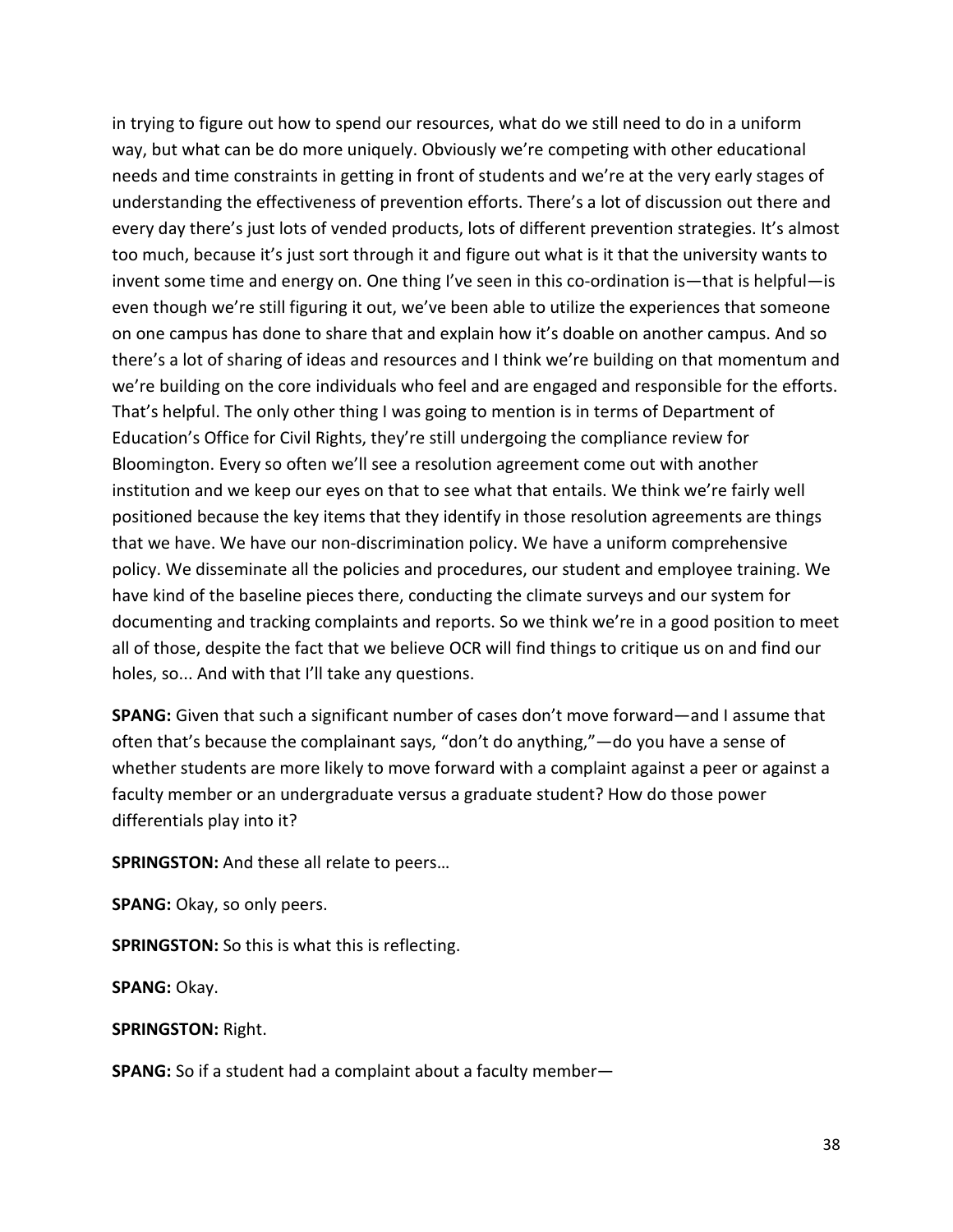in trying to figure out how to spend our resources, what do we still need to do in a uniform way, but what can be do more uniquely. Obviously we're competing with other educational needs and time constraints in getting in front of students and we're at the very early stages of understanding the effectiveness of prevention efforts. There's a lot of discussion out there and every day there's just lots of vended products, lots of different prevention strategies. It's almost too much, because it's just sort through it and figure out what is it that the university wants to invent some time and energy on. One thing I've seen in this co-ordination is—that is helpful—is even though we're still figuring it out, we've been able to utilize the experiences that someone on one campus has done to share that and explain how it's doable on another campus. And so there's a lot of sharing of ideas and resources and I think we're building on that momentum and we're building on the core individuals who feel and are engaged and responsible for the efforts. That's helpful. The only other thing I was going to mention is in terms of Department of Education's Office for Civil Rights, they're still undergoing the compliance review for Bloomington. Every so often we'll see a resolution agreement come out with another institution and we keep our eyes on that to see what that entails. We think we're fairly well positioned because the key items that they identify in those resolution agreements are things that we have. We have our non-discrimination policy. We have a uniform comprehensive policy. We disseminate all the policies and procedures, our student and employee training. We have kind of the baseline pieces there, conducting the climate surveys and our system for documenting and tracking complaints and reports. So we think we're in a good position to meet all of those, despite the fact that we believe OCR will find things to critique us on and find our holes, so... And with that I'll take any questions.

**SPANG:** Given that such a significant number of cases don't move forward—and I assume that often that's because the complainant says, "don't do anything,"—do you have a sense of whether students are more likely to move forward with a complaint against a peer or against a faculty member or an undergraduate versus a graduate student? How do those power differentials play into it?

**SPRINGSTON:** And these all relate to peers…

**SPANG:** Okay, so only peers.

**SPRINGSTON:** So this is what this is reflecting.

**SPANG:** Okay.

**SPRINGSTON:** Right.

**SPANG:** So if a student had a complaint about a faculty member—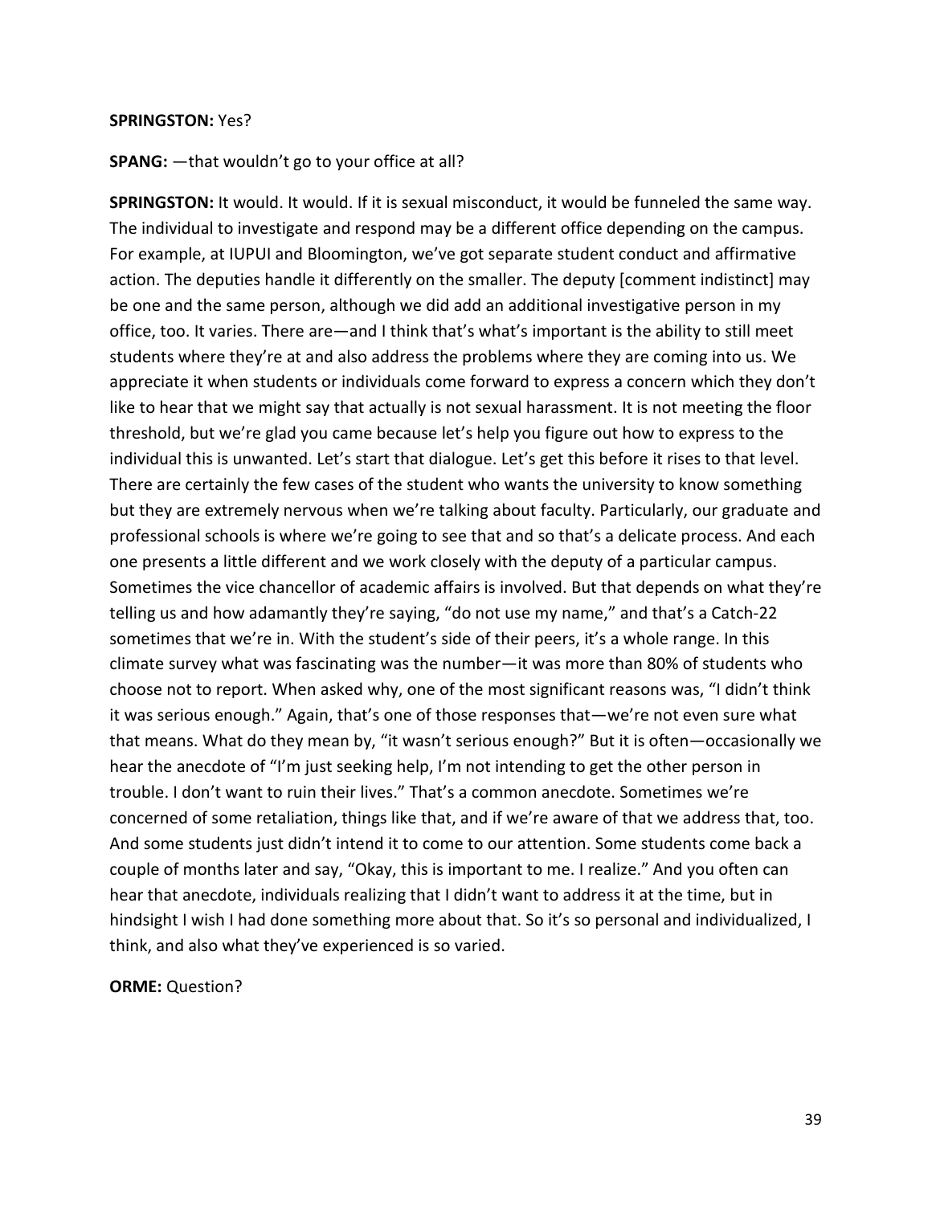**SPRINGSTON:** Yes?

**SPANG:** —that wouldn't go to your office at all?

**SPRINGSTON:** It would. It would. If it is sexual misconduct, it would be funneled the same way. The individual to investigate and respond may be a different office depending on the campus. For example, at IUPUI and Bloomington, we've got separate student conduct and affirmative action. The deputies handle it differently on the smaller. The deputy [comment indistinct] may be one and the same person, although we did add an additional investigative person in my office, too. It varies. There are—and I think that's what's important is the ability to still meet students where they're at and also address the problems where they are coming into us. We appreciate it when students or individuals come forward to express a concern which they don't like to hear that we might say that actually is not sexual harassment. It is not meeting the floor threshold, but we're glad you came because let's help you figure out how to express to the individual this is unwanted. Let's start that dialogue. Let's get this before it rises to that level. There are certainly the few cases of the student who wants the university to know something but they are extremely nervous when we're talking about faculty. Particularly, our graduate and professional schools is where we're going to see that and so that's a delicate process. And each one presents a little different and we work closely with the deputy of a particular campus. Sometimes the vice chancellor of academic affairs is involved. But that depends on what they're telling us and how adamantly they're saying, "do not use my name," and that's a Catch-22 sometimes that we're in. With the student's side of their peers, it's a whole range. In this climate survey what was fascinating was the number—it was more than 80% of students who choose not to report. When asked why, one of the most significant reasons was, "I didn't think it was serious enough." Again, that's one of those responses that—we're not even sure what that means. What do they mean by, "it wasn't serious enough?" But it is often—occasionally we hear the anecdote of "I'm just seeking help, I'm not intending to get the other person in trouble. I don't want to ruin their lives." That's a common anecdote. Sometimes we're concerned of some retaliation, things like that, and if we're aware of that we address that, too. And some students just didn't intend it to come to our attention. Some students come back a couple of months later and say, "Okay, this is important to me. I realize." And you often can hear that anecdote, individuals realizing that I didn't want to address it at the time, but in hindsight I wish I had done something more about that. So it's so personal and individualized, I think, and also what they've experienced is so varied.

**ORME:** Question?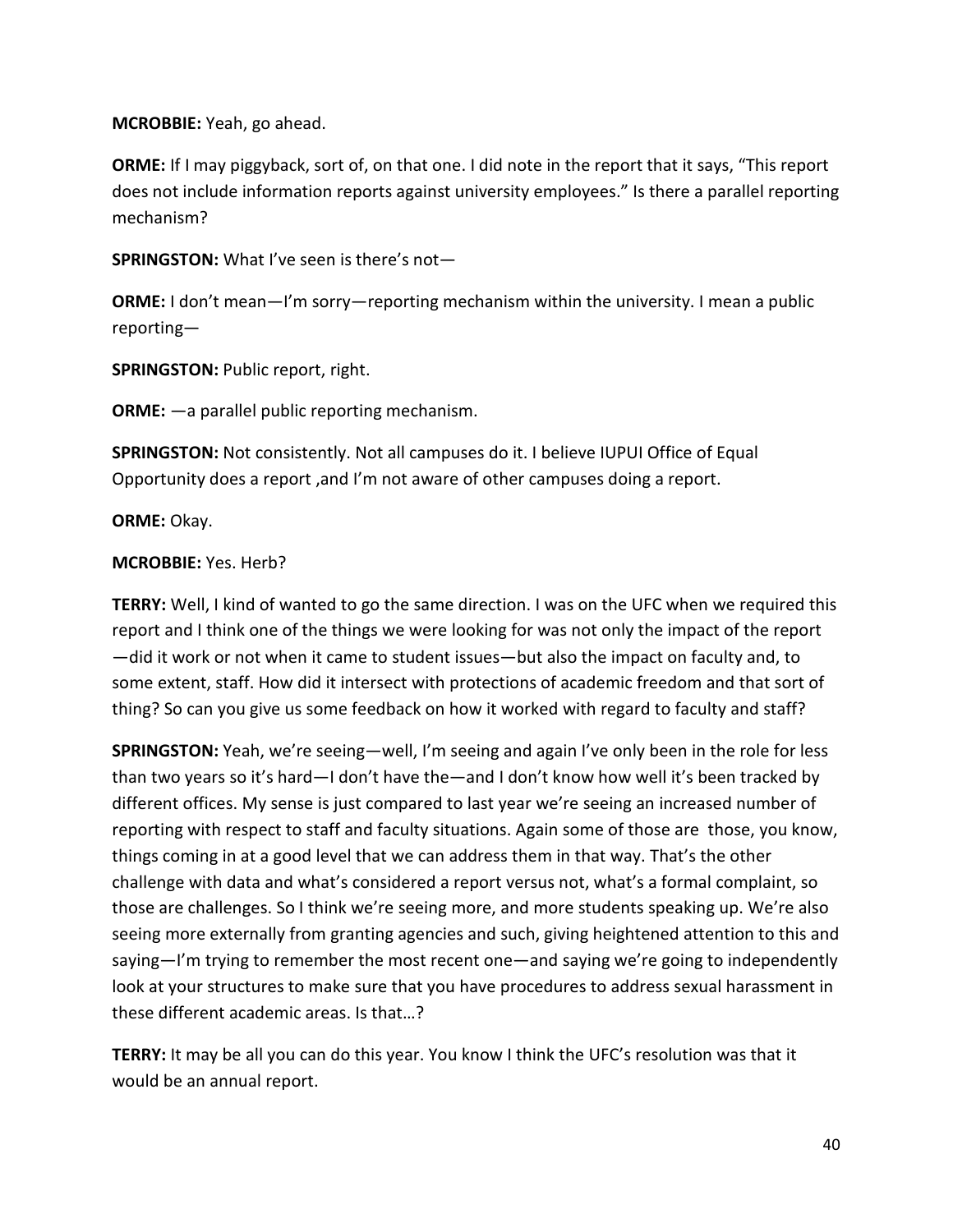**MCROBBIE:** Yeah, go ahead.

**ORME:** If I may piggyback, sort of, on that one. I did note in the report that it says, "This report does not include information reports against university employees." Is there a parallel reporting mechanism?

**SPRINGSTON:** What I've seen is there's not—

**ORME:** I don't mean—I'm sorry—reporting mechanism within the university. I mean a public reporting—

**SPRINGSTON:** Public report, right.

**ORME:** —a parallel public reporting mechanism.

**SPRINGSTON:** Not consistently. Not all campuses do it. I believe IUPUI Office of Equal Opportunity does a report ,and I'm not aware of other campuses doing a report.

**ORME:** Okay.

**MCROBBIE:** Yes. Herb?

**TERRY:** Well, I kind of wanted to go the same direction. I was on the UFC when we required this report and I think one of the things we were looking for was not only the impact of the report —did it work or not when it came to student issues—but also the impact on faculty and, to some extent, staff. How did it intersect with protections of academic freedom and that sort of thing? So can you give us some feedback on how it worked with regard to faculty and staff?

**SPRINGSTON:** Yeah, we're seeing—well, I'm seeing and again I've only been in the role for less than two years so it's hard—I don't have the—and I don't know how well it's been tracked by different offices. My sense is just compared to last year we're seeing an increased number of reporting with respect to staff and faculty situations. Again some of those are those, you know, things coming in at a good level that we can address them in that way. That's the other challenge with data and what's considered a report versus not, what's a formal complaint, so those are challenges. So I think we're seeing more, and more students speaking up. We're also seeing more externally from granting agencies and such, giving heightened attention to this and saying—I'm trying to remember the most recent one—and saying we're going to independently look at your structures to make sure that you have procedures to address sexual harassment in these different academic areas. Is that…?

**TERRY:** It may be all you can do this year. You know I think the UFC's resolution was that it would be an annual report.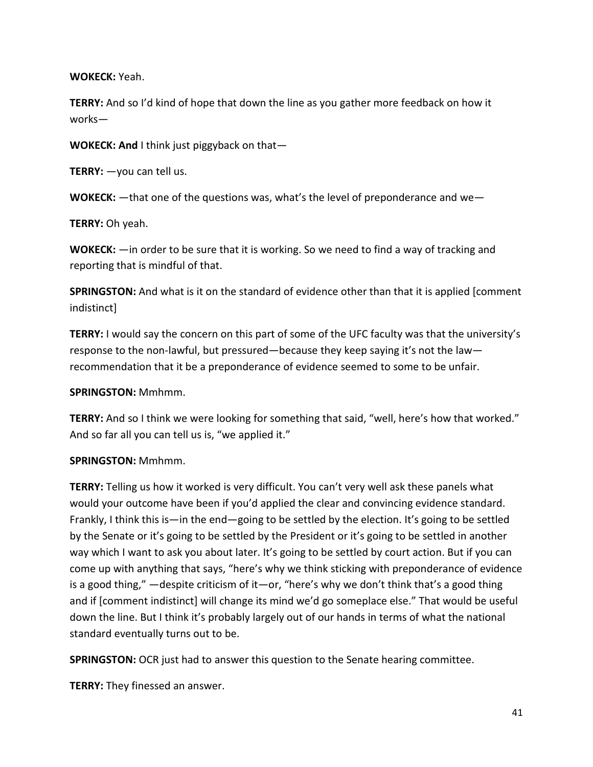**WOKECK:** Yeah.

**TERRY:** And so I'd kind of hope that down the line as you gather more feedback on how it works—

**WOKECK: And** I think just piggyback on that—

**TERRY:** —you can tell us.

**WOKECK:** —that one of the questions was, what's the level of preponderance and we—

**TERRY:** Oh yeah.

**WOKECK:** —in order to be sure that it is working. So we need to find a way of tracking and reporting that is mindful of that.

**SPRINGSTON:** And what is it on the standard of evidence other than that it is applied [comment indistinct]

**TERRY:** I would say the concern on this part of some of the UFC faculty was that the university's response to the non-lawful, but pressured—because they keep saying it's not the law—recommendation that it be a preponderance of evidence seemed to some to be unfair.

**SPRINGSTON:** Mmhmm.

**TERRY:** And so I think we were looking for something that said, "well, here's how that worked." And so far all you can tell us is, "we applied it."

**SPRINGSTON:** Mmhmm.

**TERRY:** Telling us how it worked is very difficult. You can't very well ask these panels what would your outcome have been if you'd applied the clear and convincing evidence standard. Frankly, I think this is—in the end—going to be settled by the election. It's going to be settled by the Senate or it's going to be settled by the President or it's going to be settled in another way which I want to ask you about later. It's going to be settled by court action. But if you can come up with anything that says, "here's why we think sticking with preponderance of evidence is a good thing," —despite criticism of it—or, "here's why we don't think that's a good thing and if [comment indistinct] will change its mind we'd go someplace else." That would be useful down the line. But I think it's probably largely out of our hands in terms of what the national standard eventually turns out to be.

**SPRINGSTON:** OCR just had to answer this question to the Senate hearing committee.

**TERRY:** They finessed an answer.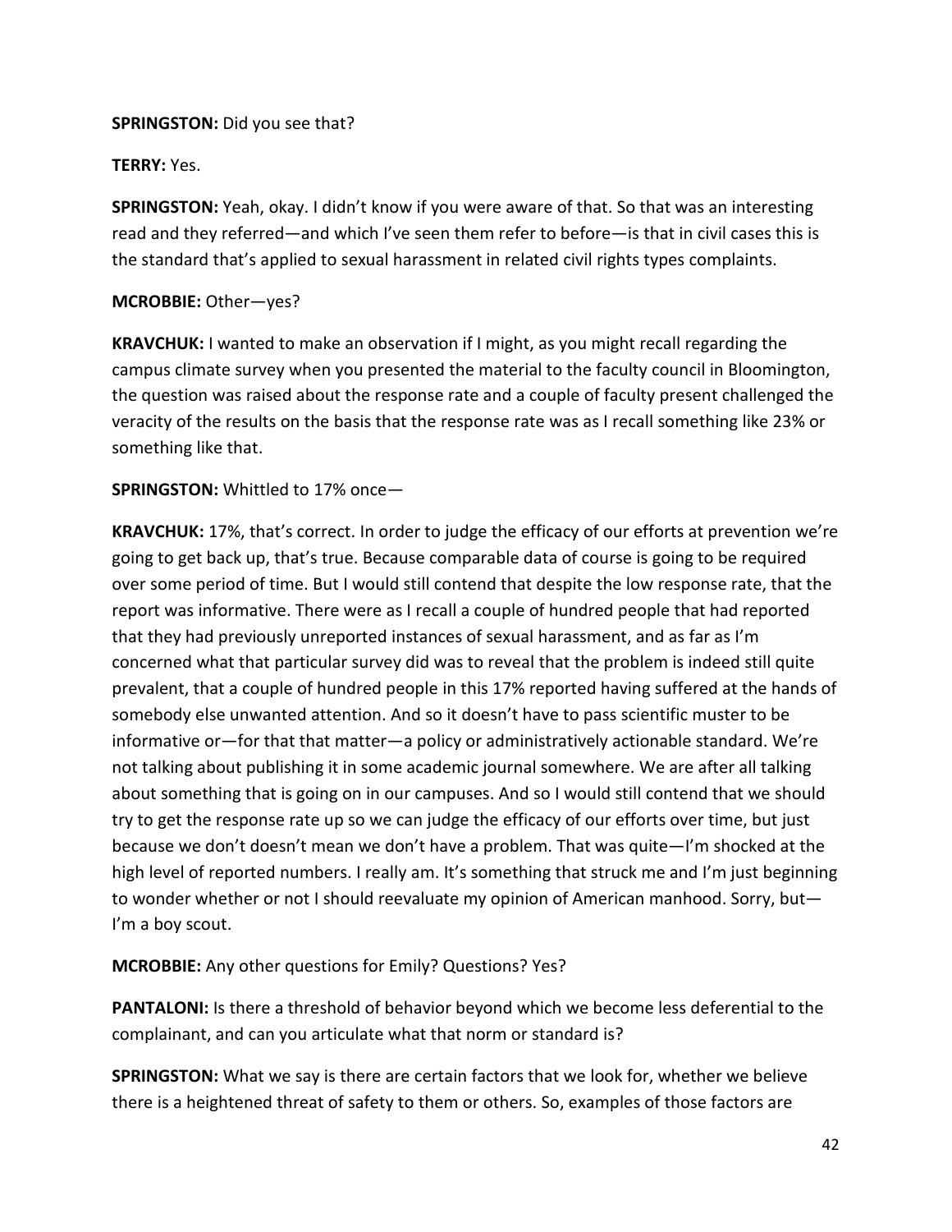**SPRINGSTON:** Did you see that?

**TERRY:** Yes.

**SPRINGSTON:** Yeah, okay. I didn't know if you were aware of that. So that was an interesting read and they referred—and which I've seen them refer to before—is that in civil cases this is the standard that's applied to sexual harassment in related civil rights types complaints.

**MCROBBIE:** Other—yes?

**KRAVCHUK:** I wanted to make an observation if I might, as you might recall regarding the campus climate survey when you presented the material to the faculty council in Bloomington, the question was raised about the response rate and a couple of faculty present challenged the veracity of the results on the basis that the response rate was as I recall something like 23% or something like that.

**SPRINGSTON:** Whittled to 17% once—

**KRAVCHUK:** 17%, that's correct. In order to judge the efficacy of our efforts at prevention we're going to get back up, that's true. Because comparable data of course is going to be required over some period of time. But I would still contend that despite the low response rate, that the report was informative. There were as I recall a couple of hundred people that had reported that they had previously unreported instances of sexual harassment, and as far as I'm concerned what that particular survey did was to reveal that the problem is indeed still quite prevalent, that a couple of hundred people in this 17% reported having suffered at the hands of somebody else unwanted attention. And so it doesn't have to pass scientific muster to be informative or—for that that matter—a policy or administratively actionable standard. We're not talking about publishing it in some academic journal somewhere. We are after all talking about something that is going on in our campuses. And so I would still contend that we should try to get the response rate up so we can judge the efficacy of our efforts over time, but just because we don't doesn't mean we don't have a problem. That was quite—I'm shocked at the high level of reported numbers. I really am. It's something that struck me and I'm just beginning to wonder whether or not I should reevaluate my opinion of American manhood. Sorry, but—I'm a boy scout.

**MCROBBIE:** Any other questions for Emily? Questions? Yes?

**PANTALONI:** Is there a threshold of behavior beyond which we become less deferential to the complainant, and can you articulate what that norm or standard is?

**SPRINGSTON:** What we say is there are certain factors that we look for, whether we believe there is a heightened threat of safety to them or others. So, examples of those factors are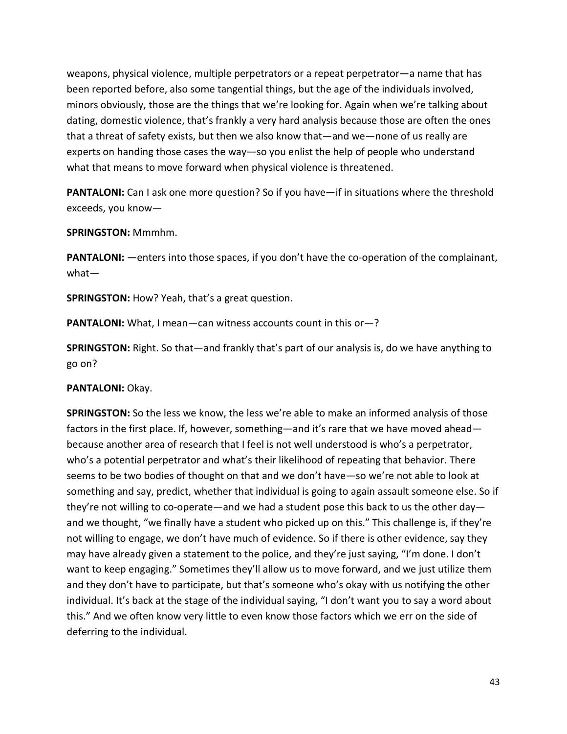weapons, physical violence, multiple perpetrators or a repeat perpetrator—a name that has been reported before, also some tangential things, but the age of the individuals involved, minors obviously, those are the things that we're looking for. Again when we're talking about dating, domestic violence, that's frankly a very hard analysis because those are often the ones that a threat of safety exists, but then we also know that—and we—none of us really are experts on handing those cases the way—so you enlist the help of people who understand what that means to move forward when physical violence is threatened.

**PANTALONI:** Can I ask one more question? So if you have—if in situations where the threshold exceeds, you know—

**SPRINGSTON:** Mmmhm.

**PANTALONI:** —enters into those spaces, if you don't have the co-operation of the complainant, what—

**SPRINGSTON:** How? Yeah, that's a great question.

**PANTALONI:** What, I mean—can witness accounts count in this or—?

**SPRINGSTON:** Right. So that—and frankly that's part of our analysis is, do we have anything to go on?

**PANTALONI:** Okay.

**SPRINGSTON:** So the less we know, the less we're able to make an informed analysis of those factors in the first place. If, however, something—and it's rare that we have moved ahead—because another area of research that I feel is not well understood is who's a perpetrator, who's a potential perpetrator and what's their likelihood of repeating that behavior. There seems to be two bodies of thought on that and we don't have—so we're not able to look at something and say, predict, whether that individual is going to again assault someone else. So if they're not willing to co-operate—and we had a student pose this back to us the other day—and we thought, "we finally have a student who picked up on this." This challenge is, if they're not willing to engage, we don't have much of evidence. So if there is other evidence, say they may have already given a statement to the police, and they're just saying, "I'm done. I don't want to keep engaging." Sometimes they'll allow us to move forward, and we just utilize them and they don't have to participate, but that's someone who's okay with us notifying the other individual. It's back at the stage of the individual saying, "I don't want you to say a word about this." And we often know very little to even know those factors which we err on the side of deferring to the individual.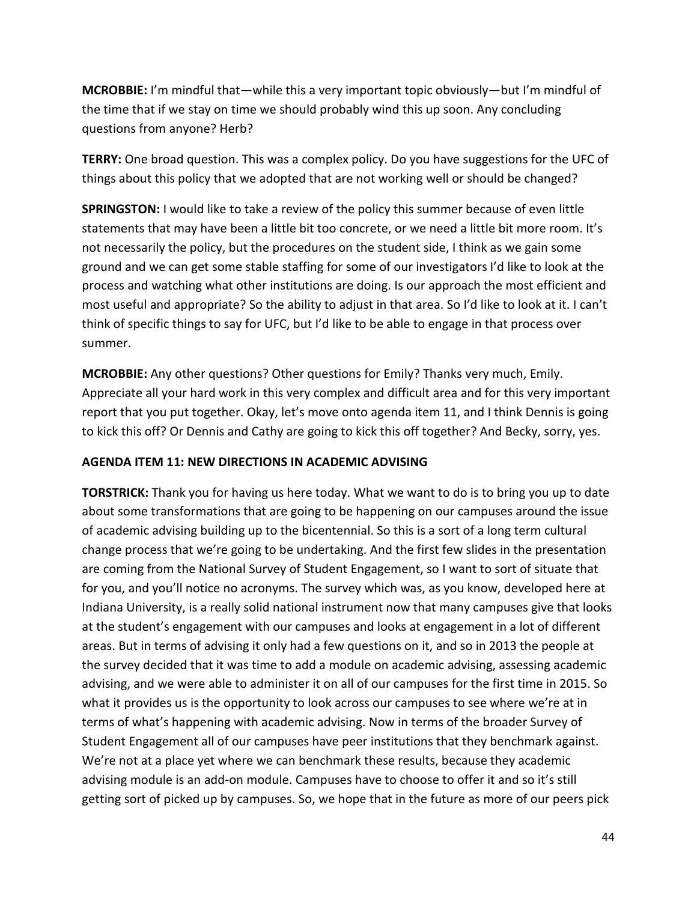**MCROBBIE:** I'm mindful that—while this a very important topic obviously—but I'm mindful of the time that if we stay on time we should probably wind this up soon. Any concluding questions from anyone? Herb?

**TERRY:** One broad question. This was a complex policy. Do you have suggestions for the UFC of things about this policy that we adopted that are not working well or should be changed?

**SPRINGSTON:** I would like to take a review of the policy this summer because of even little statements that may have been a little bit too concrete, or we need a little bit more room. It's not necessarily the policy, but the procedures on the student side, I think as we gain some ground and we can get some stable staffing for some of our investigators I'd like to look at the process and watching what other institutions are doing. Is our approach the most efficient and most useful and appropriate? So the ability to adjust in that area. So I'd like to look at it. I can't think of specific things to say for UFC, but I'd like to be able to engage in that process over summer.

**MCROBBIE:** Any other questions? Other questions for Emily? Thanks very much, Emily. Appreciate all your hard work in this very complex and difficult area and for this very important report that you put together. Okay, let's move onto agenda item 11, and I think Dennis is going to kick this off? Or Dennis and Cathy are going to kick this off together? And Becky, sorry, yes.

**AGENDA ITEM 11: NEW DIRECTIONS IN ACADEMIC ADVISING**

**TORSTRICK:** Thank you for having us here today. What we want to do is to bring you up to date about some transformations that are going to be happening on our campuses around the issue of academic advising building up to the bicentennial. So this is a sort of a long term cultural change process that we're going to be undertaking. And the first few slides in the presentation are coming from the National Survey of Student Engagement, so I want to sort of situate that for you, and you'll notice no acronyms. The survey which was, as you know, developed here at Indiana University, is a really solid national instrument now that many campuses give that looks at the student's engagement with our campuses and looks at engagement in a lot of different areas. But in terms of advising it only had a few questions on it, and so in 2013 the people at the survey decided that it was time to add a module on academic advising, assessing academic advising, and we were able to administer it on all of our campuses for the first time in 2015. So what it provides us is the opportunity to look across our campuses to see where we're at in terms of what's happening with academic advising. Now in terms of the broader Survey of Student Engagement all of our campuses have peer institutions that they benchmark against. We're not at a place yet where we can benchmark these results, because they academic advising module is an add-on module. Campuses have to choose to offer it and so it's still getting sort of picked up by campuses. So, we hope that in the future as more of our peers pick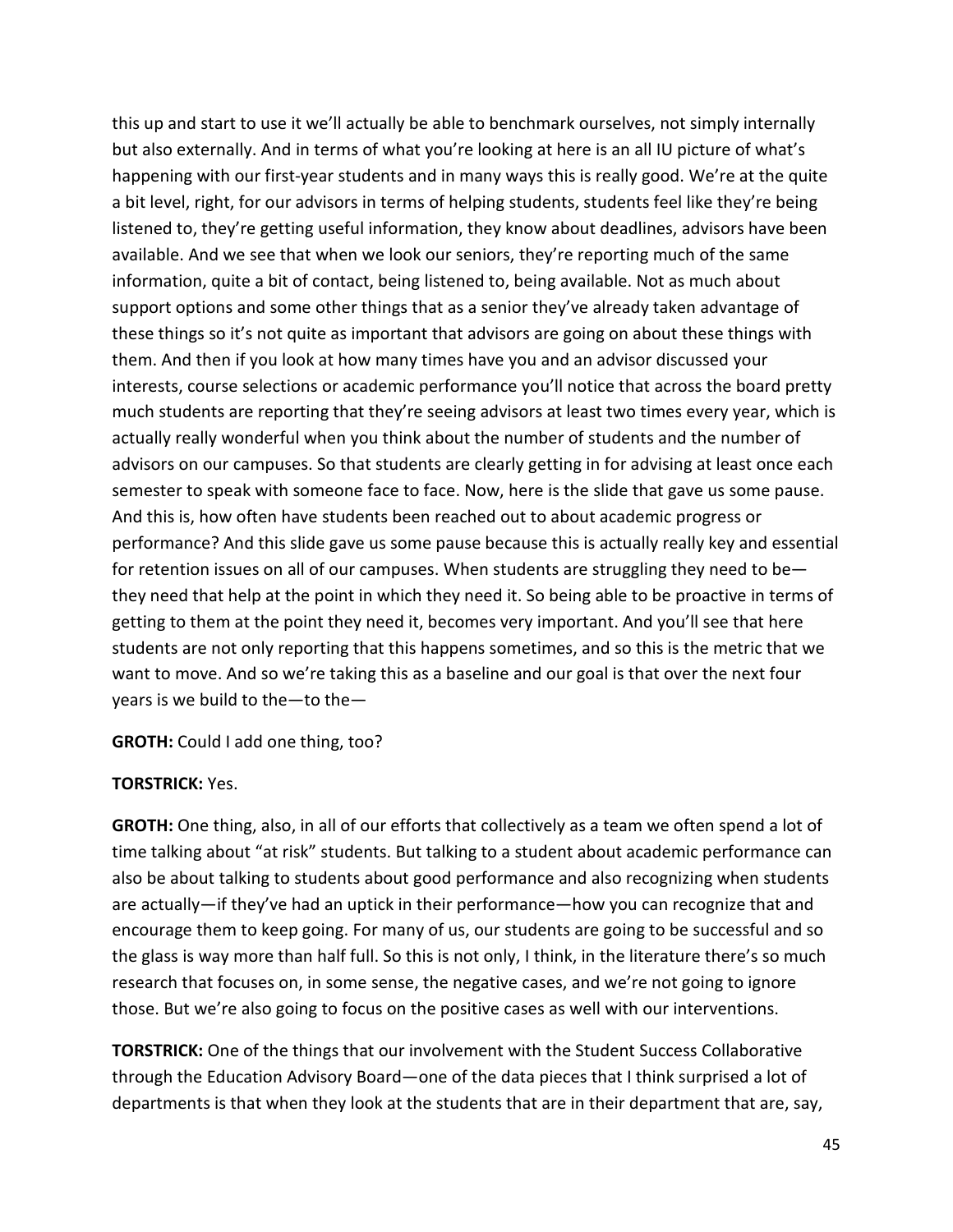this up and start to use it we'll actually be able to benchmark ourselves, not simply internally but also externally. And in terms of what you're looking at here is an all IU picture of what's happening with our first-year students and in many ways this is really good. We're at the quite a bit level, right, for our advisors in terms of helping students, students feel like they're being listened to, they're getting useful information, they know about deadlines, advisors have been available. And we see that when we look our seniors, they're reporting much of the same information, quite a bit of contact, being listened to, being available. Not as much about support options and some other things that as a senior they've already taken advantage of these things so it's not quite as important that advisors are going on about these things with them. And then if you look at how many times have you and an advisor discussed your interests, course selections or academic performance you'll notice that across the board pretty much students are reporting that they're seeing advisors at least two times every year, which is actually really wonderful when you think about the number of students and the number of advisors on our campuses. So that students are clearly getting in for advising at least once each semester to speak with someone face to face. Now, here is the slide that gave us some pause. And this is, how often have students been reached out to about academic progress or performance? And this slide gave us some pause because this is actually really key and essential for retention issues on all of our campuses. When students are struggling they need to be—they need that help at the point in which they need it. So being able to be proactive in terms of getting to them at the point they need it, becomes very important. And you'll see that here students are not only reporting that this happens sometimes, and so this is the metric that we want to move. And so we're taking this as a baseline and our goal is that over the next four years is we build to the—to the—

**GROTH:** Could I add one thing, too?

**TORSTRICK:** Yes.

**GROTH:** One thing, also, in all of our efforts that collectively as a team we often spend a lot of time talking about "at risk" students. But talking to a student about academic performance can also be about talking to students about good performance and also recognizing when students are actually—if they've had an uptick in their performance—how you can recognize that and encourage them to keep going. For many of us, our students are going to be successful and so the glass is way more than half full. So this is not only, I think, in the literature there's so much research that focuses on, in some sense, the negative cases, and we're not going to ignore those. But we're also going to focus on the positive cases as well with our interventions.

**TORSTRICK:** One of the things that our involvement with the Student Success Collaborative through the Education Advisory Board—one of the data pieces that I think surprised a lot of departments is that when they look at the students that are in their department that are, say,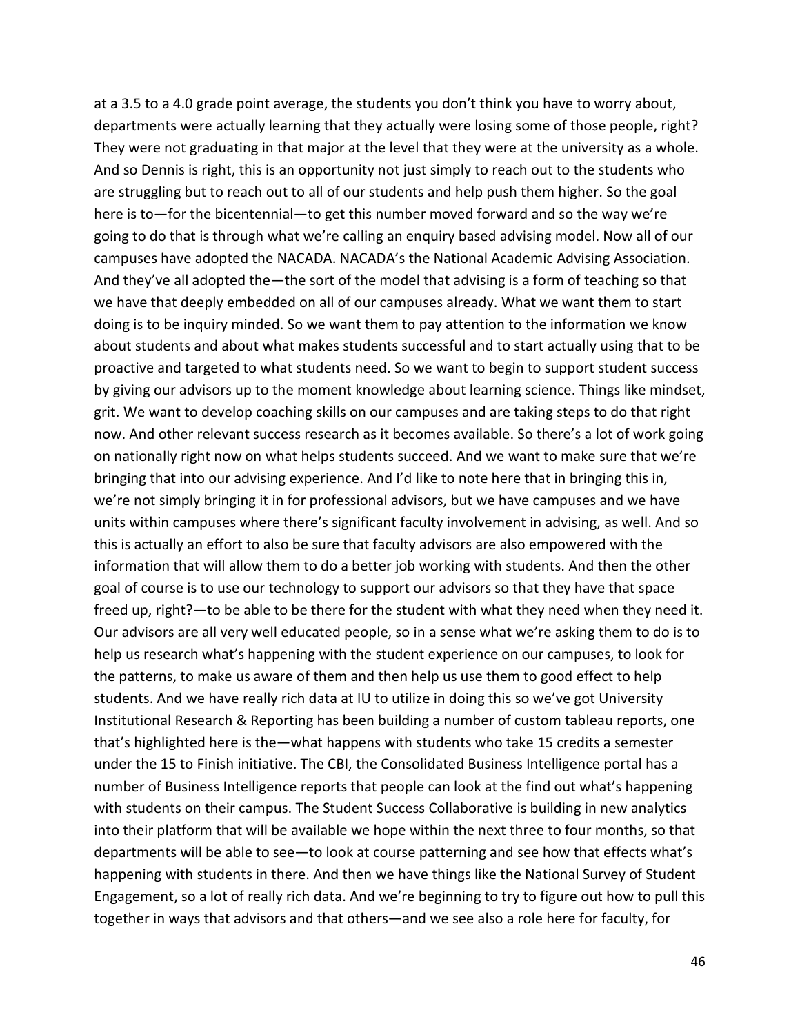at a 3.5 to a 4.0 grade point average, the students you don't think you have to worry about, departments were actually learning that they actually were losing some of those people, right? They were not graduating in that major at the level that they were at the university as a whole. And so Dennis is right, this is an opportunity not just simply to reach out to the students who are struggling but to reach out to all of our students and help push them higher. So the goal here is to—for the bicentennial—to get this number moved forward and so the way we're going to do that is through what we're calling an enquiry based advising model. Now all of our campuses have adopted the NACADA. NACADA's the National Academic Advising Association. And they've all adopted the—the sort of the model that advising is a form of teaching so that we have that deeply embedded on all of our campuses already. What we want them to start doing is to be inquiry minded. So we want them to pay attention to the information we know about students and about what makes students successful and to start actually using that to be proactive and targeted to what students need. So we want to begin to support student success by giving our advisors up to the moment knowledge about learning science. Things like mindset, grit. We want to develop coaching skills on our campuses and are taking steps to do that right now. And other relevant success research as it becomes available. So there's a lot of work going on nationally right now on what helps students succeed. And we want to make sure that we're bringing that into our advising experience. And I'd like to note here that in bringing this in, we're not simply bringing it in for professional advisors, but we have campuses and we have units within campuses where there's significant faculty involvement in advising, as well. And so this is actually an effort to also be sure that faculty advisors are also empowered with the information that will allow them to do a better job working with students. And then the other goal of course is to use our technology to support our advisors so that they have that space freed up, right?—to be able to be there for the student with what they need when they need it. Our advisors are all very well educated people, so in a sense what we're asking them to do is to help us research what's happening with the student experience on our campuses, to look for the patterns, to make us aware of them and then help us use them to good effect to help students. And we have really rich data at IU to utilize in doing this so we've got University Institutional Research & Reporting has been building a number of custom tableau reports, one that's highlighted here is the—what happens with students who take 15 credits a semester under the 15 to Finish initiative. The CBI, the Consolidated Business Intelligence portal has a number of Business Intelligence reports that people can look at the find out what's happening with students on their campus. The Student Success Collaborative is building in new analytics into their platform that will be available we hope within the next three to four months, so that departments will be able to see—to look at course patterning and see how that effects what's happening with students in there. And then we have things like the National Survey of Student Engagement, so a lot of really rich data. And we're beginning to try to figure out how to pull this together in ways that advisors and that others—and we see also a role here for faculty, for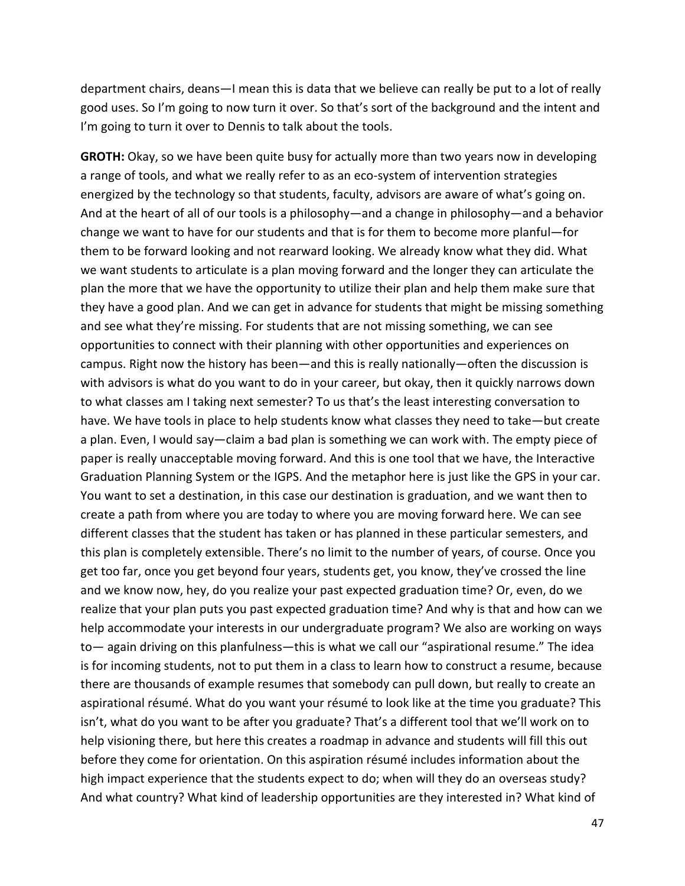department chairs, deans—I mean this is data that we believe can really be put to a lot of really good uses. So I'm going to now turn it over. So that's sort of the background and the intent and I'm going to turn it over to Dennis to talk about the tools.

**GROTH:** Okay, so we have been quite busy for actually more than two years now in developing a range of tools, and what we really refer to as an eco-system of intervention strategies energized by the technology so that students, faculty, advisors are aware of what's going on. And at the heart of all of our tools is a philosophy—and a change in philosophy—and a behavior change we want to have for our students and that is for them to become more planful—for them to be forward looking and not rearward looking. We already know what they did. What we want students to articulate is a plan moving forward and the longer they can articulate the plan the more that we have the opportunity to utilize their plan and help them make sure that they have a good plan. And we can get in advance for students that might be missing something and see what they're missing. For students that are not missing something, we can see opportunities to connect with their planning with other opportunities and experiences on campus. Right now the history has been—and this is really nationally—often the discussion is with advisors is what do you want to do in your career, but okay, then it quickly narrows down to what classes am I taking next semester? To us that's the least interesting conversation to have. We have tools in place to help students know what classes they need to take—but create a plan. Even, I would say—claim a bad plan is something we can work with. The empty piece of paper is really unacceptable moving forward. And this is one tool that we have, the Interactive Graduation Planning System or the IGPS. And the metaphor here is just like the GPS in your car. You want to set a destination, in this case our destination is graduation, and we want then to create a path from where you are today to where you are moving forward here. We can see different classes that the student has taken or has planned in these particular semesters, and this plan is completely extensible. There's no limit to the number of years, of course. Once you get too far, once you get beyond four years, students get, you know, they've crossed the line and we know now, hey, do you realize your past expected graduation time? Or, even, do we realize that your plan puts you past expected graduation time? And why is that and how can we help accommodate your interests in our undergraduate program? We also are working on ways to— again driving on this planfulness—this is what we call our "aspirational resume." The idea is for incoming students, not to put them in a class to learn how to construct a resume, because there are thousands of example resumes that somebody can pull down, but really to create an aspirational résumé. What do you want your résumé to look like at the time you graduate? This isn't, what do you want to be after you graduate? That's a different tool that we'll work on to help visioning there, but here this creates a roadmap in advance and students will fill this out before they come for orientation. On this aspiration résumé includes information about the high impact experience that the students expect to do; when will they do an overseas study? And what country? What kind of leadership opportunities are they interested in? What kind of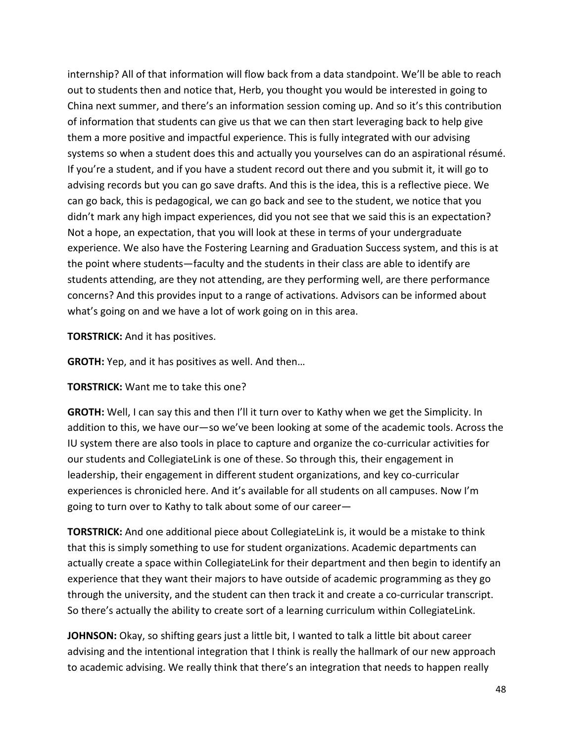internship? All of that information will flow back from a data standpoint. We'll be able to reach out to students then and notice that, Herb, you thought you would be interested in going to China next summer, and there's an information session coming up. And so it's this contribution of information that students can give us that we can then start leveraging back to help give them a more positive and impactful experience. This is fully integrated with our advising systems so when a student does this and actually you yourselves can do an aspirational résumé. If you're a student, and if you have a student record out there and you submit it, it will go to advising records but you can go save drafts. And this is the idea, this is a reflective piece. We can go back, this is pedagogical, we can go back and see to the student, we notice that you didn't mark any high impact experiences, did you not see that we said this is an expectation? Not a hope, an expectation, that you will look at these in terms of your undergraduate experience. We also have the Fostering Learning and Graduation Success system, and this is at the point where students—faculty and the students in their class are able to identify are students attending, are they not attending, are they performing well, are there performance concerns? And this provides input to a range of activations. Advisors can be informed about what's going on and we have a lot of work going on in this area.

**TORSTRICK:** And it has positives.

**GROTH:** Yep, and it has positives as well. And then…

**TORSTRICK:** Want me to take this one?

**GROTH:** Well, I can say this and then I'll it turn over to Kathy when we get the Simplicity. In addition to this, we have our—so we've been looking at some of the academic tools. Across the IU system there are also tools in place to capture and organize the co-curricular activities for our students and CollegiateLink is one of these. So through this, their engagement in leadership, their engagement in different student organizations, and key co-curricular experiences is chronicled here. And it's available for all students on all campuses. Now I'm going to turn over to Kathy to talk about some of our career—

**TORSTRICK:** And one additional piece about CollegiateLink is, it would be a mistake to think that this is simply something to use for student organizations. Academic departments can actually create a space within CollegiateLink for their department and then begin to identify an experience that they want their majors to have outside of academic programming as they go through the university, and the student can then track it and create a co-curricular transcript. So there's actually the ability to create sort of a learning curriculum within CollegiateLink.

**JOHNSON:** Okay, so shifting gears just a little bit, I wanted to talk a little bit about career advising and the intentional integration that I think is really the hallmark of our new approach to academic advising. We really think that there's an integration that needs to happen really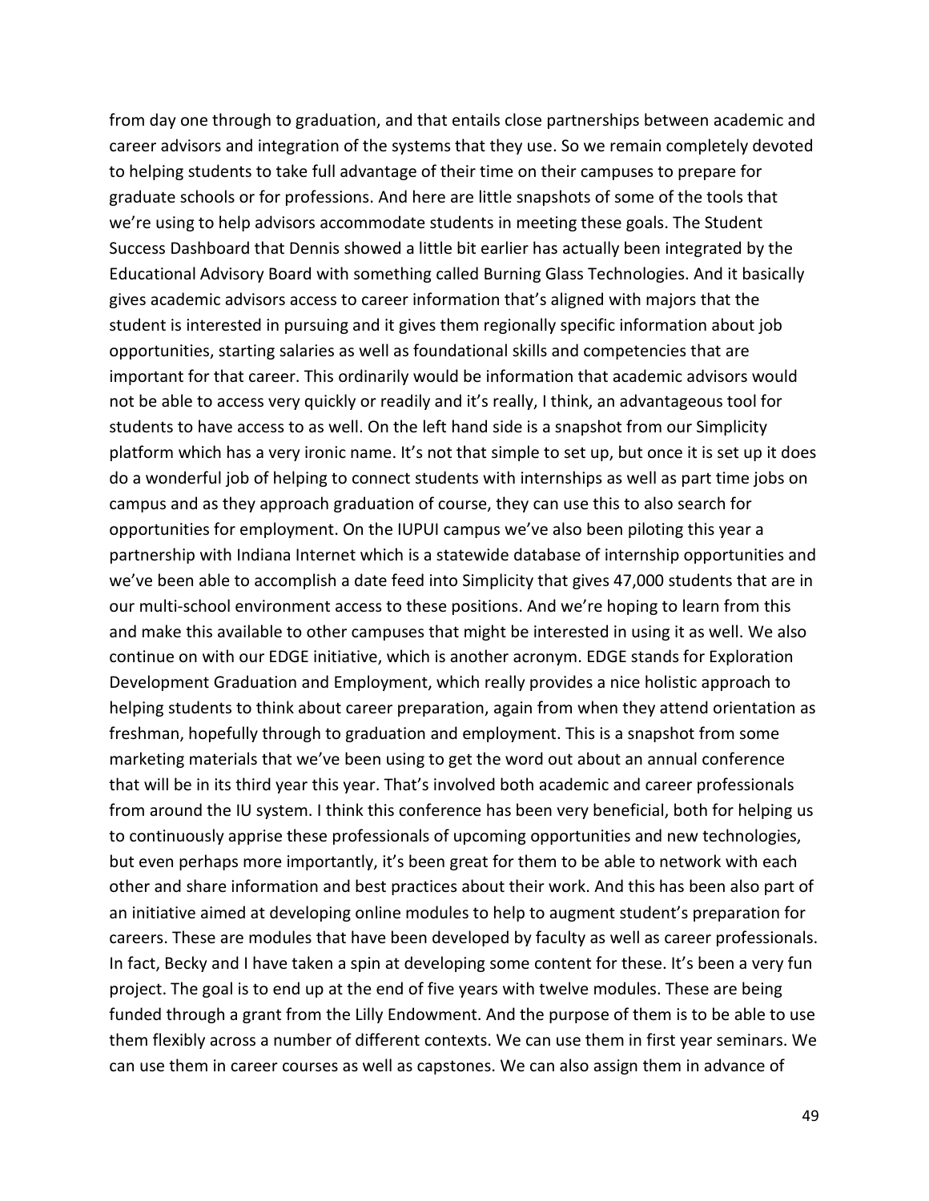from day one through to graduation, and that entails close partnerships between academic and career advisors and integration of the systems that they use. So we remain completely devoted to helping students to take full advantage of their time on their campuses to prepare for graduate schools or for professions. And here are little snapshots of some of the tools that we're using to help advisors accommodate students in meeting these goals. The Student Success Dashboard that Dennis showed a little bit earlier has actually been integrated by the Educational Advisory Board with something called Burning Glass Technologies. And it basically gives academic advisors access to career information that's aligned with majors that the student is interested in pursuing and it gives them regionally specific information about job opportunities, starting salaries as well as foundational skills and competencies that are important for that career. This ordinarily would be information that academic advisors would not be able to access very quickly or readily and it's really, I think, an advantageous tool for students to have access to as well. On the left hand side is a snapshot from our Simplicity platform which has a very ironic name. It's not that simple to set up, but once it is set up it does do a wonderful job of helping to connect students with internships as well as part time jobs on campus and as they approach graduation of course, they can use this to also search for opportunities for employment. On the IUPUI campus we've also been piloting this year a partnership with Indiana Internet which is a statewide database of internship opportunities and we've been able to accomplish a date feed into Simplicity that gives 47,000 students that are in our multi-school environment access to these positions. And we're hoping to learn from this and make this available to other campuses that might be interested in using it as well. We also continue on with our EDGE initiative, which is another acronym. EDGE stands for Exploration Development Graduation and Employment, which really provides a nice holistic approach to helping students to think about career preparation, again from when they attend orientation as freshman, hopefully through to graduation and employment. This is a snapshot from some marketing materials that we've been using to get the word out about an annual conference that will be in its third year this year. That's involved both academic and career professionals from around the IU system. I think this conference has been very beneficial, both for helping us to continuously apprise these professionals of upcoming opportunities and new technologies, but even perhaps more importantly, it's been great for them to be able to network with each other and share information and best practices about their work. And this has been also part of an initiative aimed at developing online modules to help to augment student's preparation for careers. These are modules that have been developed by faculty as well as career professionals. In fact, Becky and I have taken a spin at developing some content for these. It's been a very fun project. The goal is to end up at the end of five years with twelve modules. These are being funded through a grant from the Lilly Endowment. And the purpose of them is to be able to use them flexibly across a number of different contexts. We can use them in first year seminars. We can use them in career courses as well as capstones. We can also assign them in advance of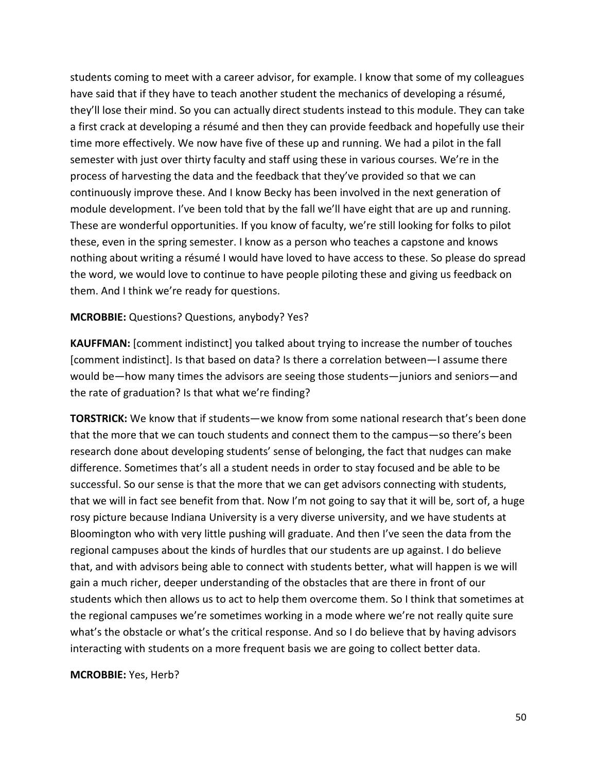students coming to meet with a career advisor, for example. I know that some of my colleagues have said that if they have to teach another student the mechanics of developing a résumé, they'll lose their mind. So you can actually direct students instead to this module. They can take a first crack at developing a résumé and then they can provide feedback and hopefully use their time more effectively. We now have five of these up and running. We had a pilot in the fall semester with just over thirty faculty and staff using these in various courses. We're in the process of harvesting the data and the feedback that they've provided so that we can continuously improve these. And I know Becky has been involved in the next generation of module development. I've been told that by the fall we'll have eight that are up and running. These are wonderful opportunities. If you know of faculty, we're still looking for folks to pilot these, even in the spring semester. I know as a person who teaches a capstone and knows nothing about writing a résumé I would have loved to have access to these. So please do spread the word, we would love to continue to have people piloting these and giving us feedback on them. And I think we're ready for questions.

**MCROBBIE:** Questions? Questions, anybody? Yes?

**KAUFFMAN:** [comment indistinct] you talked about trying to increase the number of touches [comment indistinct]. Is that based on data? Is there a correlation between—I assume there would be—how many times the advisors are seeing those students—juniors and seniors—and the rate of graduation? Is that what we're finding?

**TORSTRICK:** We know that if students—we know from some national research that's been done that the more that we can touch students and connect them to the campus—so there's been research done about developing students' sense of belonging, the fact that nudges can make difference. Sometimes that's all a student needs in order to stay focused and be able to be successful. So our sense is that the more that we can get advisors connecting with students, that we will in fact see benefit from that. Now I'm not going to say that it will be, sort of, a huge rosy picture because Indiana University is a very diverse university, and we have students at Bloomington who with very little pushing will graduate. And then I've seen the data from the regional campuses about the kinds of hurdles that our students are up against. I do believe that, and with advisors being able to connect with students better, what will happen is we will gain a much richer, deeper understanding of the obstacles that are there in front of our students which then allows us to act to help them overcome them. So I think that sometimes at the regional campuses we're sometimes working in a mode where we're not really quite sure what's the obstacle or what's the critical response. And so I do believe that by having advisors interacting with students on a more frequent basis we are going to collect better data.

**MCROBBIE:** Yes, Herb?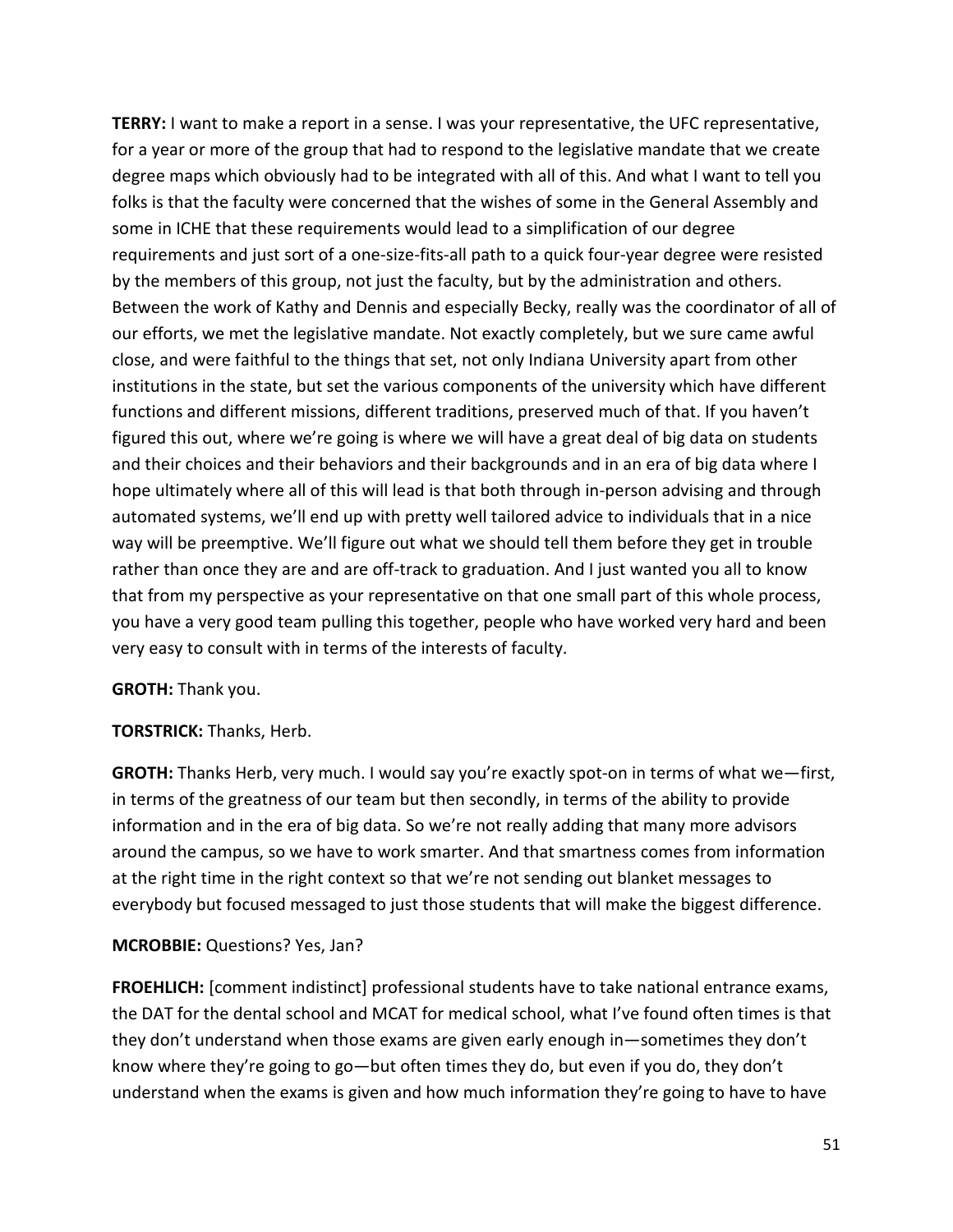**TERRY:** I want to make a report in a sense. I was your representative, the UFC representative, for a year or more of the group that had to respond to the legislative mandate that we create degree maps which obviously had to be integrated with all of this. And what I want to tell you folks is that the faculty were concerned that the wishes of some in the General Assembly and some in ICHE that these requirements would lead to a simplification of our degree requirements and just sort of a one-size-fits-all path to a quick four-year degree were resisted by the members of this group, not just the faculty, but by the administration and others. Between the work of Kathy and Dennis and especially Becky, really was the coordinator of all of our efforts, we met the legislative mandate. Not exactly completely, but we sure came awful close, and were faithful to the things that set, not only Indiana University apart from other institutions in the state, but set the various components of the university which have different functions and different missions, different traditions, preserved much of that. If you haven't figured this out, where we're going is where we will have a great deal of big data on students and their choices and their behaviors and their backgrounds and in an era of big data where I hope ultimately where all of this will lead is that both through in-person advising and through automated systems, we'll end up with pretty well tailored advice to individuals that in a nice way will be preemptive. We'll figure out what we should tell them before they get in trouble rather than once they are and are off-track to graduation. And I just wanted you all to know that from my perspective as your representative on that one small part of this whole process, you have a very good team pulling this together, people who have worked very hard and been very easy to consult with in terms of the interests of faculty.

**GROTH:** Thank you.

**TORSTRICK:** Thanks, Herb.

**GROTH:** Thanks Herb, very much. I would say you're exactly spot-on in terms of what we—first, in terms of the greatness of our team but then secondly, in terms of the ability to provide information and in the era of big data. So we're not really adding that many more advisors around the campus, so we have to work smarter. And that smartness comes from information at the right time in the right context so that we're not sending out blanket messages to everybody but focused messaged to just those students that will make the biggest difference.

**MCROBBIE:** Questions? Yes, Jan?

**FROEHLICH:** [comment indistinct] professional students have to take national entrance exams, the DAT for the dental school and MCAT for medical school, what I've found often times is that they don't understand when those exams are given early enough in—sometimes they don't know where they're going to go—but often times they do, but even if you do, they don't understand when the exams is given and how much information they're going to have to have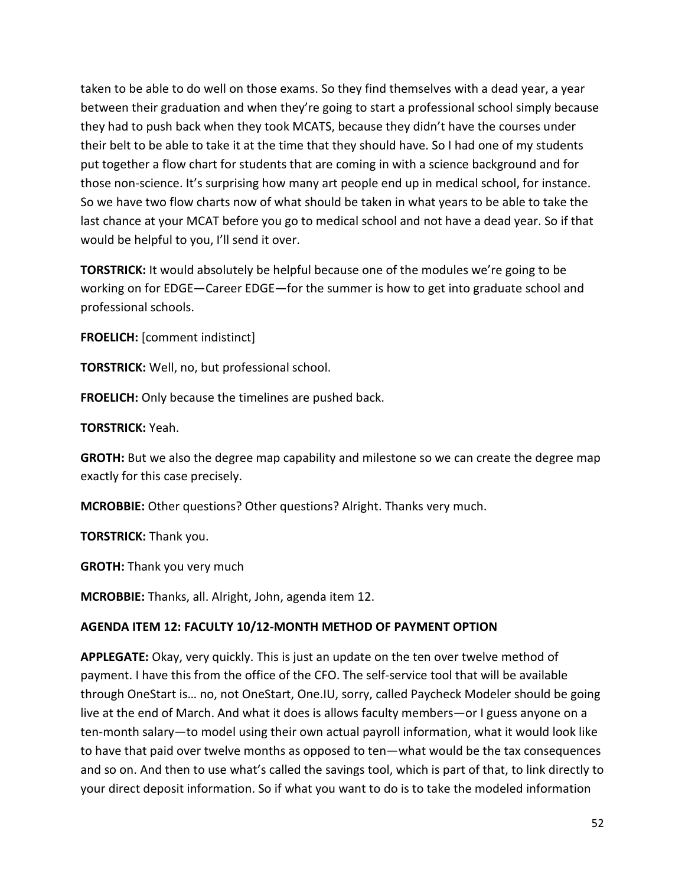taken to be able to do well on those exams. So they find themselves with a dead year, a year between their graduation and when they're going to start a professional school simply because they had to push back when they took MCATS, because they didn't have the courses under their belt to be able to take it at the time that they should have. So I had one of my students put together a flow chart for students that are coming in with a science background and for those non-science. It's surprising how many art people end up in medical school, for instance. So we have two flow charts now of what should be taken in what years to be able to take the last chance at your MCAT before you go to medical school and not have a dead year. So if that would be helpful to you, I'll send it over.

**TORSTRICK:** It would absolutely be helpful because one of the modules we're going to be working on for EDGE—Career EDGE—for the summer is how to get into graduate school and professional schools.

**FROELICH:** [comment indistinct]

**TORSTRICK:** Well, no, but professional school.

**FROELICH:** Only because the timelines are pushed back.

**TORSTRICK:** Yeah.

**GROTH:** But we also the degree map capability and milestone so we can create the degree map exactly for this case precisely.

**MCROBBIE:** Other questions? Other questions? Alright. Thanks very much.

**TORSTRICK:** Thank you.

**GROTH:** Thank you very much

**MCROBBIE:** Thanks, all. Alright, John, agenda item 12.

**AGENDA ITEM 12: FACULTY 10/12-MONTH METHOD OF PAYMENT OPTION**

**APPLEGATE:** Okay, very quickly. This is just an update on the ten over twelve method of payment. I have this from the office of the CFO. The self-service tool that will be available through OneStart is… no, not OneStart, One.IU, sorry, called Paycheck Modeler should be going live at the end of March. And what it does is allows faculty members—or I guess anyone on a ten-month salary—to model using their own actual payroll information, what it would look like to have that paid over twelve months as opposed to ten—what would be the tax consequences and so on. And then to use what's called the savings tool, which is part of that, to link directly to your direct deposit information. So if what you want to do is to take the modeled information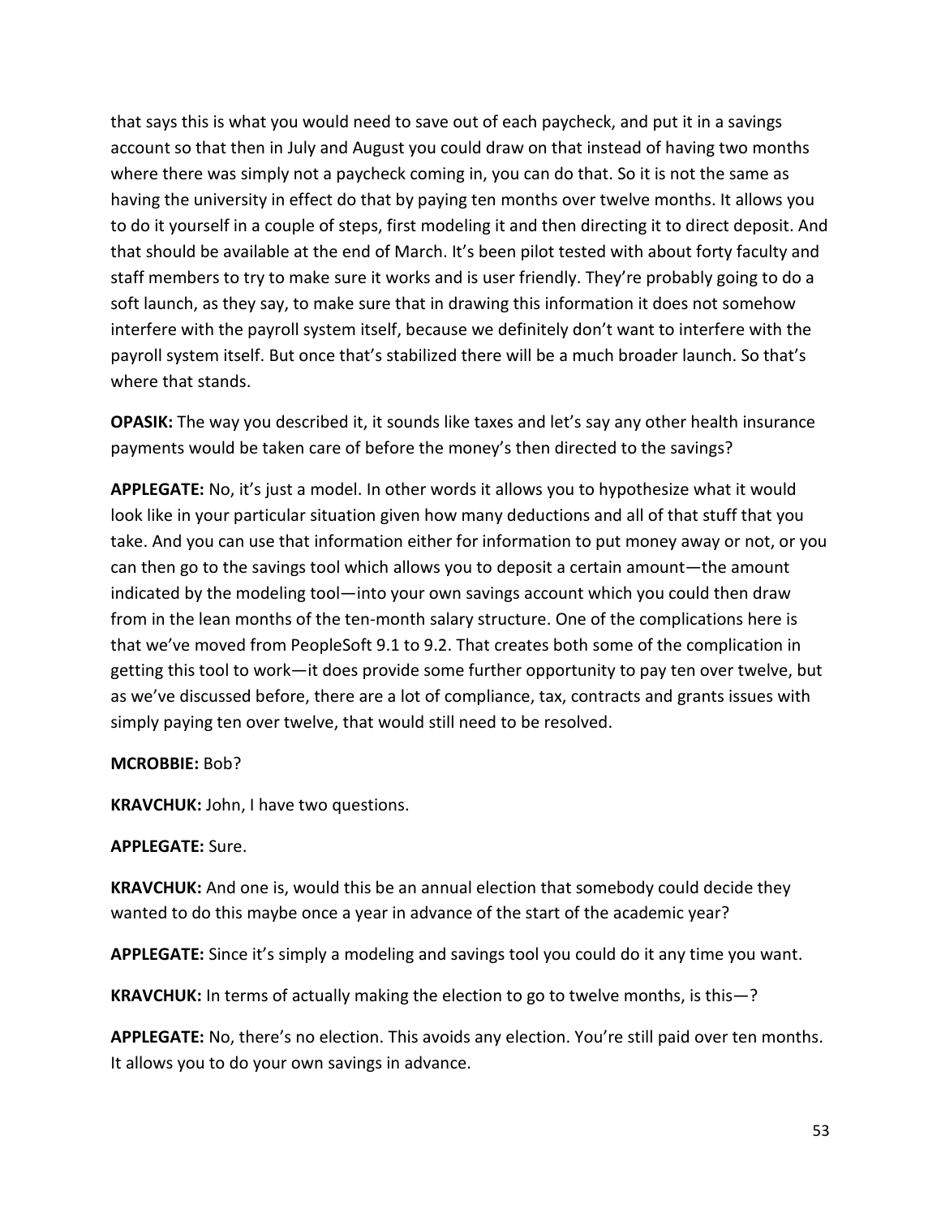that says this is what you would need to save out of each paycheck, and put it in a savings account so that then in July and August you could draw on that instead of having two months where there was simply not a paycheck coming in, you can do that. So it is not the same as having the university in effect do that by paying ten months over twelve months. It allows you to do it yourself in a couple of steps, first modeling it and then directing it to direct deposit. And that should be available at the end of March. It's been pilot tested with about forty faculty and staff members to try to make sure it works and is user friendly. They're probably going to do a soft launch, as they say, to make sure that in drawing this information it does not somehow interfere with the payroll system itself, because we definitely don't want to interfere with the payroll system itself. But once that's stabilized there will be a much broader launch. So that's where that stands.

**OPASIK:** The way you described it, it sounds like taxes and let's say any other health insurance payments would be taken care of before the money's then directed to the savings?

**APPLEGATE:** No, it's just a model. In other words it allows you to hypothesize what it would look like in your particular situation given how many deductions and all of that stuff that you take. And you can use that information either for information to put money away or not, or you can then go to the savings tool which allows you to deposit a certain amount—the amount indicated by the modeling tool—into your own savings account which you could then draw from in the lean months of the ten-month salary structure. One of the complications here is that we've moved from PeopleSoft 9.1 to 9.2. That creates both some of the complication in getting this tool to work—it does provide some further opportunity to pay ten over twelve, but as we've discussed before, there are a lot of compliance, tax, contracts and grants issues with simply paying ten over twelve, that would still need to be resolved.

**MCROBBIE:** Bob?

**KRAVCHUK:** John, I have two questions.

**APPLEGATE:** Sure.

**KRAVCHUK:** And one is, would this be an annual election that somebody could decide they wanted to do this maybe once a year in advance of the start of the academic year?

**APPLEGATE:** Since it's simply a modeling and savings tool you could do it any time you want.

**KRAVCHUK:** In terms of actually making the election to go to twelve months, is this—?

**APPLEGATE:** No, there's no election. This avoids any election. You're still paid over ten months. It allows you to do your own savings in advance.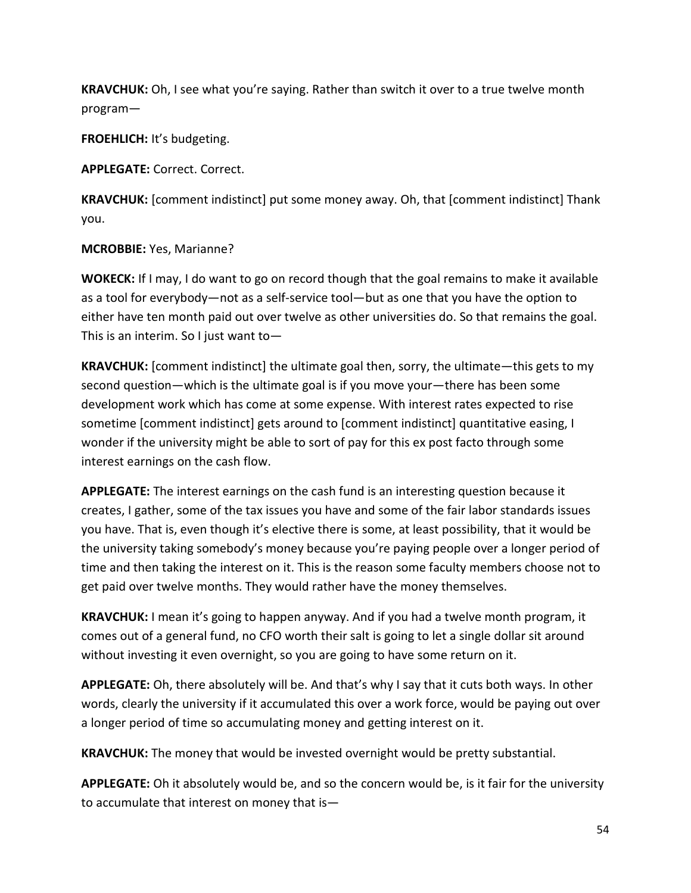**KRAVCHUK:** Oh, I see what you're saying. Rather than switch it over to a true twelve month program—

**FROEHLICH:** It's budgeting.

**APPLEGATE:** Correct. Correct.

**KRAVCHUK:** [comment indistinct] put some money away. Oh, that [comment indistinct] Thank you.

**MCROBBIE:** Yes, Marianne?

**WOKECK:** If I may, I do want to go on record though that the goal remains to make it available as a tool for everybody—not as a self-service tool—but as one that you have the option to either have ten month paid out over twelve as other universities do. So that remains the goal. This is an interim. So I just want to—

**KRAVCHUK:** [comment indistinct] the ultimate goal then, sorry, the ultimate—this gets to my second question—which is the ultimate goal is if you move your—there has been some development work which has come at some expense. With interest rates expected to rise sometime [comment indistinct] gets around to [comment indistinct] quantitative easing, I wonder if the university might be able to sort of pay for this ex post facto through some interest earnings on the cash flow.

**APPLEGATE:** The interest earnings on the cash fund is an interesting question because it creates, I gather, some of the tax issues you have and some of the fair labor standards issues you have. That is, even though it's elective there is some, at least possibility, that it would be the university taking somebody's money because you're paying people over a longer period of time and then taking the interest on it. This is the reason some faculty members choose not to get paid over twelve months. They would rather have the money themselves.

**KRAVCHUK:** I mean it's going to happen anyway. And if you had a twelve month program, it comes out of a general fund, no CFO worth their salt is going to let a single dollar sit around without investing it even overnight, so you are going to have some return on it.

**APPLEGATE:** Oh, there absolutely will be. And that's why I say that it cuts both ways. In other words, clearly the university if it accumulated this over a work force, would be paying out over a longer period of time so accumulating money and getting interest on it.

**KRAVCHUK:** The money that would be invested overnight would be pretty substantial.

**APPLEGATE:** Oh it absolutely would be, and so the concern would be, is it fair for the university to accumulate that interest on money that is—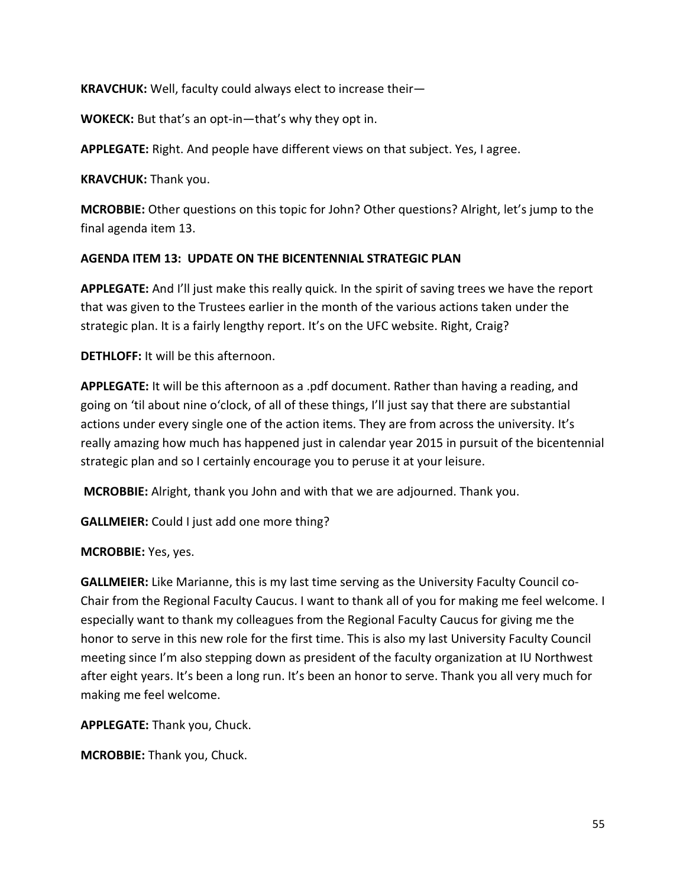**KRAVCHUK:** Well, faculty could always elect to increase their—

**WOKECK:** But that's an opt-in—that's why they opt in.

**APPLEGATE:** Right. And people have different views on that subject. Yes, I agree.

**KRAVCHUK:** Thank you.

**MCROBBIE:** Other questions on this topic for John? Other questions? Alright, let's jump to the final agenda item 13.

**AGENDA ITEM 13: UPDATE ON THE BICENTENNIAL STRATEGIC PLAN**

**APPLEGATE:** And I'll just make this really quick. In the spirit of saving trees we have the report that was given to the Trustees earlier in the month of the various actions taken under the strategic plan. It is a fairly lengthy report. It's on the UFC website. Right, Craig?

**DETHLOFF:** It will be this afternoon.

**APPLEGATE:** It will be this afternoon as a .pdf document. Rather than having a reading, and going on 'til about nine o'clock, of all of these things, I'll just say that there are substantial actions under every single one of the action items. They are from across the university. It's really amazing how much has happened just in calendar year 2015 in pursuit of the bicentennial strategic plan and so I certainly encourage you to peruse it at your leisure.

**MCROBBIE:** Alright, thank you John and with that we are adjourned. Thank you.

**GALLMEIER:** Could I just add one more thing?

**MCROBBIE:** Yes, yes.

**GALLMEIER:** Like Marianne, this is my last time serving as the University Faculty Council co-Chair from the Regional Faculty Caucus. I want to thank all of you for making me feel welcome. I especially want to thank my colleagues from the Regional Faculty Caucus for giving me the honor to serve in this new role for the first time. This is also my last University Faculty Council meeting since I'm also stepping down as president of the faculty organization at IU Northwest after eight years. It's been a long run. It's been an honor to serve. Thank you all very much for making me feel welcome.

**APPLEGATE:** Thank you, Chuck.

**MCROBBIE:** Thank you, Chuck.